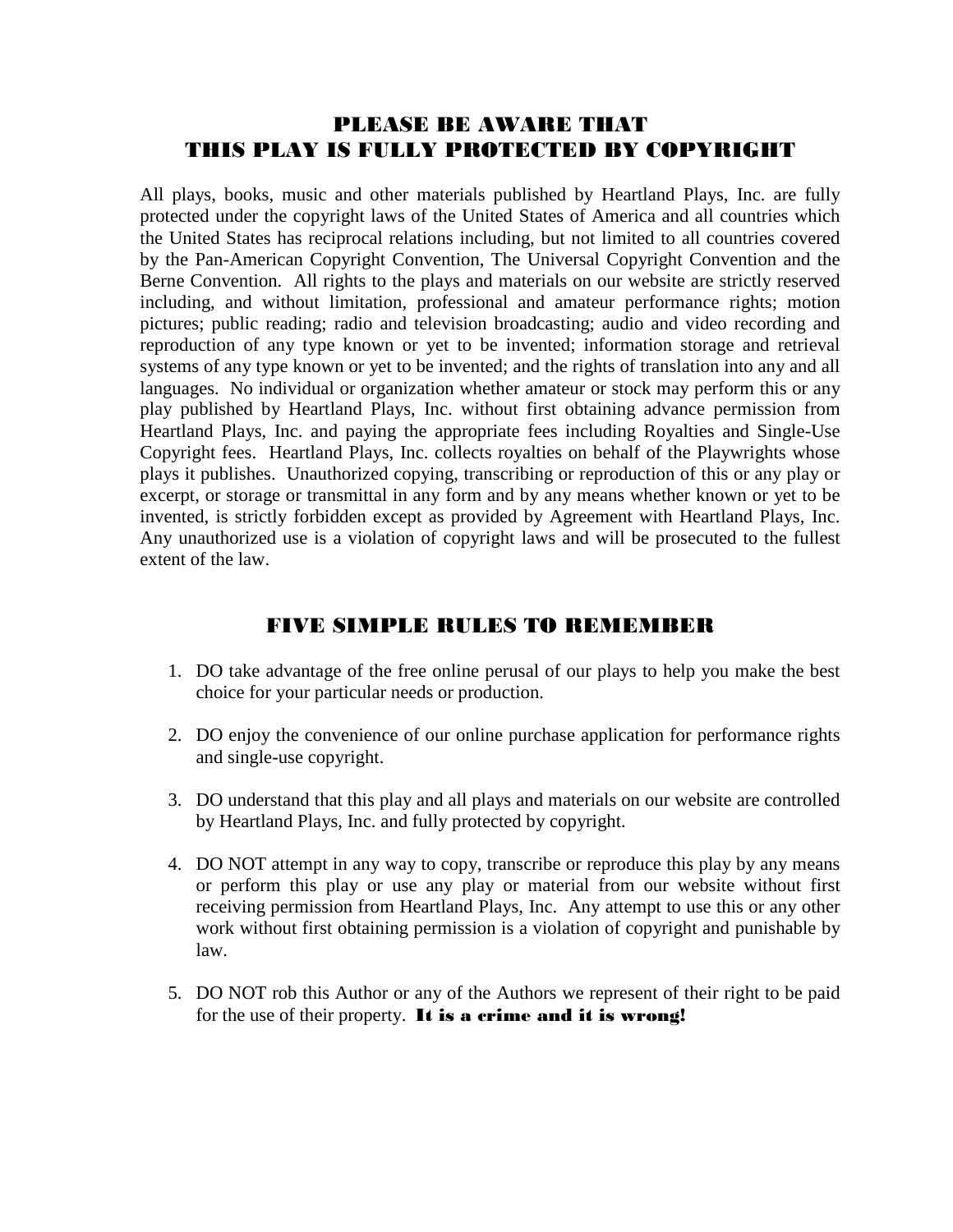## PLEASE BE AWARE THAT
## THIS PLAY IS FULLY PROTECTED BY COPYRIGHT

All plays, books, music and other materials published by Heartland Plays, Inc. are fully protected under the copyright laws of the United States of America and all countries which the United States has reciprocal relations including, but not limited to all countries covered by the Pan-American Copyright Convention, The Universal Copyright Convention and the Berne Convention. All rights to the plays and materials on our website are strictly reserved including, and without limitation, professional and amateur performance rights; motion pictures; public reading; radio and television broadcasting; audio and video recording and reproduction of any type known or yet to be invented; information storage and retrieval systems of any type known or yet to be invented; and the rights of translation into any and all languages. No individual or organization whether amateur or stock may perform this or any play published by Heartland Plays, Inc. without first obtaining advance permission from Heartland Plays, Inc. and paying the appropriate fees including Royalties and Single-Use Copyright fees. Heartland Plays, Inc. collects royalties on behalf of the Playwrights whose plays it publishes. Unauthorized copying, transcribing or reproduction of this or any play or excerpt, or storage or transmittal in any form and by any means whether known or yet to be invented, is strictly forbidden except as provided by Agreement with Heartland Plays, Inc. Any unauthorized use is a violation of copyright laws and will be prosecuted to the fullest extent of the law.

## FIVE SIMPLE RULES TO REMEMBER

1. DO take advantage of the free online perusal of our plays to help you make the best choice for your particular needs or production.

2. DO enjoy the convenience of our online purchase application for performance rights and single-use copyright.

3. DO understand that this play and all plays and materials on our website are controlled by Heartland Plays, Inc. and fully protected by copyright.

4. DO NOT attempt in any way to copy, transcribe or reproduce this play by any means or perform this play or use any play or material from our website without first receiving permission from Heartland Plays, Inc. Any attempt to use this or any other work without first obtaining permission is a violation of copyright and punishable by law.

5. DO NOT rob this Author or any of the Authors we represent of their right to be paid for the use of their property. **It is a crime and it is wrong!**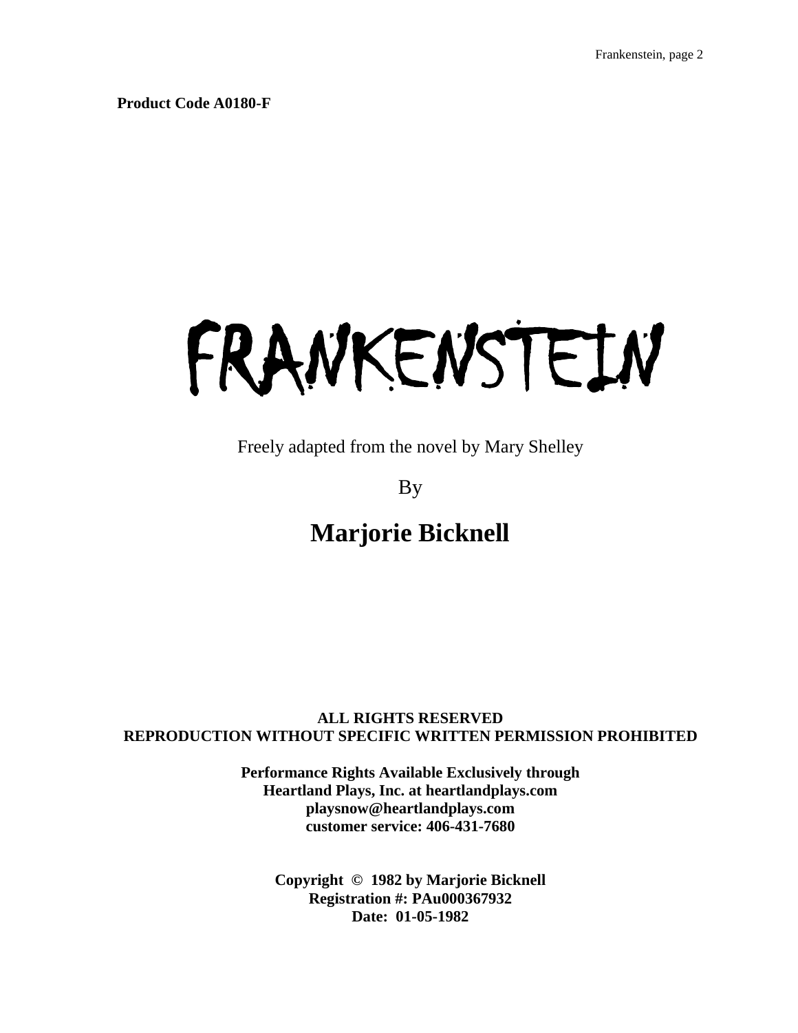**Product Code A0180-F**

# FRANKENSTEIN

Freely adapted from the novel by Mary Shelley

By

## Marjorie Bicknell

**ALL RIGHTS RESERVED**
**REPRODUCTION WITHOUT SPECIFIC WRITTEN PERMISSION PROHIBITED**

**Performance Rights Available Exclusively through**
**Heartland Plays, Inc. at heartlandplays.com**
**playsnow@heartlandplays.com**
**customer service: 406-431-7680**

**Copyright © 1982 by Marjorie Bicknell**
**Registration #: PAu000367932**
**Date: 01-05-1982**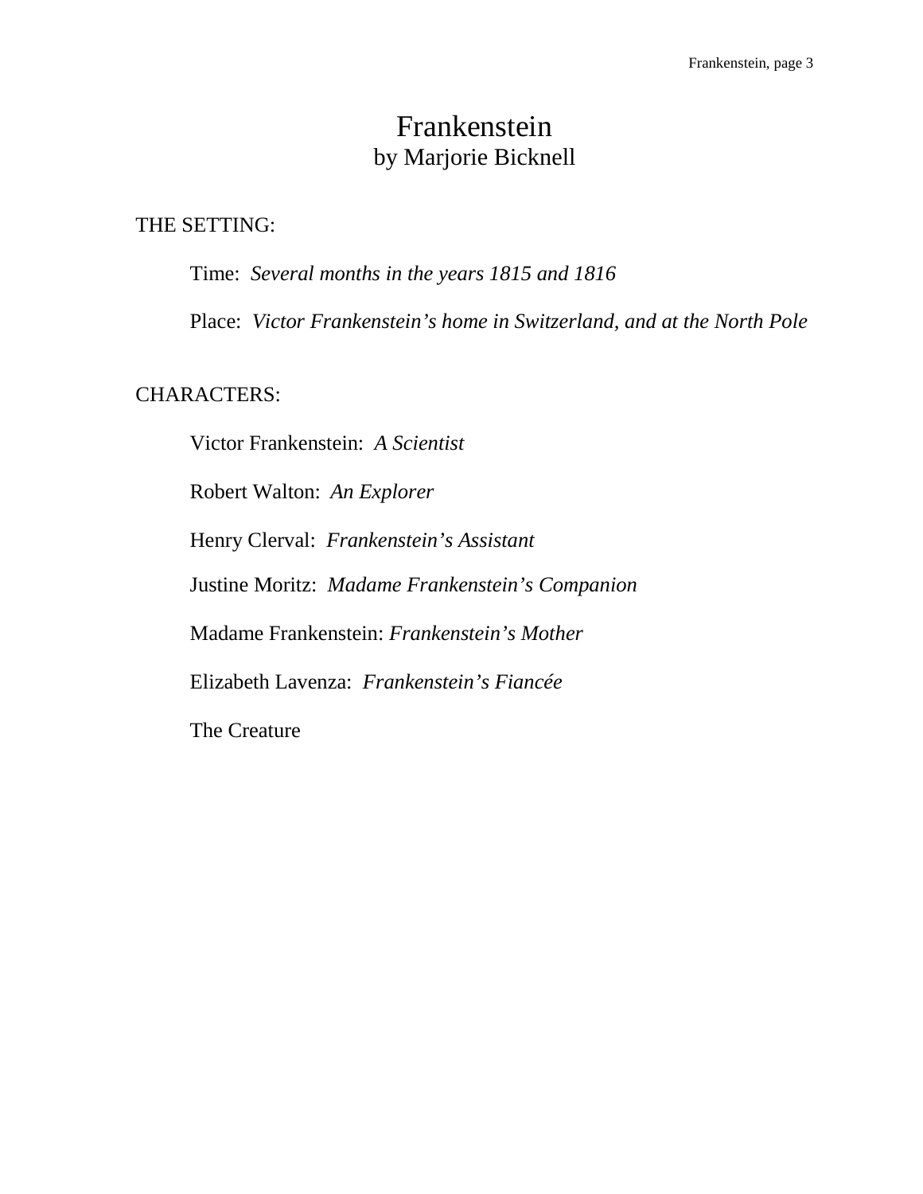# Frankenstein
by Marjorie Bicknell

THE SETTING:

Time: *Several months in the years 1815 and 1816*

Place: *Victor Frankenstein's home in Switzerland, and at the North Pole*

CHARACTERS:

Victor Frankenstein: *A Scientist*

Robert Walton: *An Explorer*

Henry Clerval: *Frankenstein's Assistant*

Justine Moritz: *Madame Frankenstein's Companion*

Madame Frankenstein: *Frankenstein's Mother*

Elizabeth Lavenza: *Frankenstein's Fiancée*

The Creature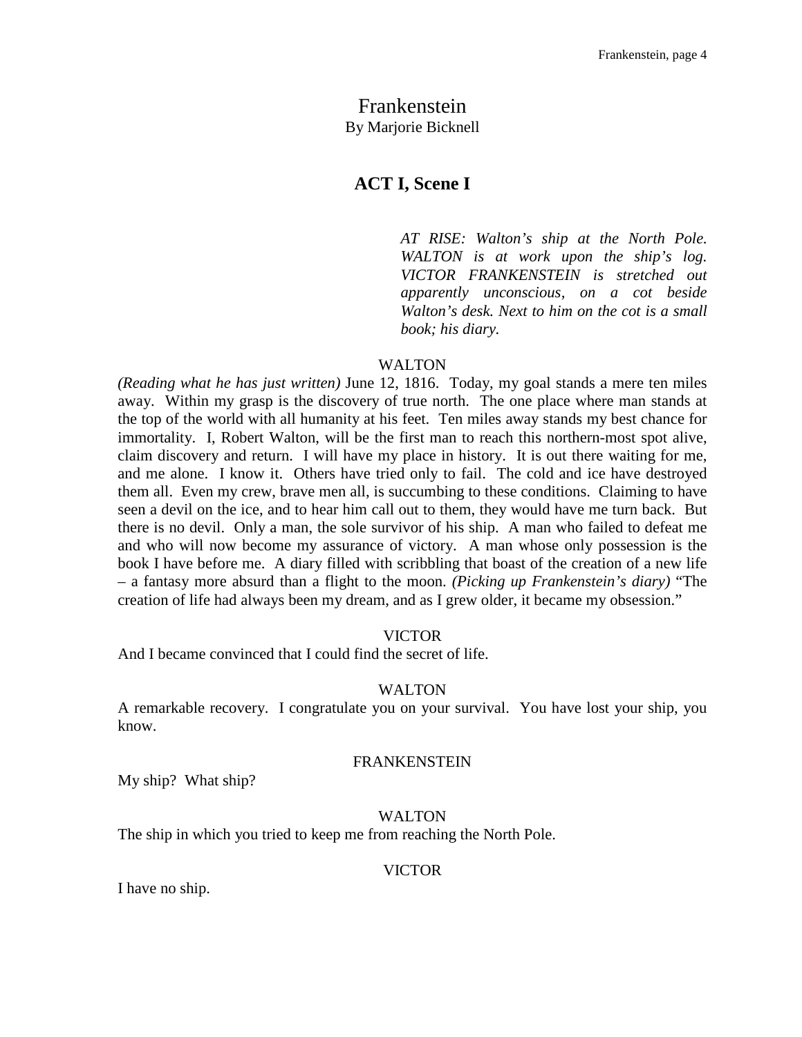# Frankenstein

By Marjorie Bicknell

## ACT I, Scene I

*AT RISE: Walton's ship at the North Pole. WALTON is at work upon the ship's log. VICTOR FRANKENSTEIN is stretched out apparently unconscious, on a cot beside Walton's desk. Next to him on the cot is a small book; his diary.*

WALTON

*(Reading what he has just written)* June 12, 1816. Today, my goal stands a mere ten miles away. Within my grasp is the discovery of true north. The one place where man stands at the top of the world with all humanity at his feet. Ten miles away stands my best chance for immortality. I, Robert Walton, will be the first man to reach this northern-most spot alive, claim discovery and return. I will have my place in history. It is out there waiting for me, and me alone. I know it. Others have tried only to fail. The cold and ice have destroyed them all. Even my crew, brave men all, is succumbing to these conditions. Claiming to have seen a devil on the ice, and to hear him call out to them, they would have me turn back. But there is no devil. Only a man, the sole survivor of his ship. A man who failed to defeat me and who will now become my assurance of victory. A man whose only possession is the book I have before me. A diary filled with scribbling that boast of the creation of a new life – a fantasy more absurd than a flight to the moon. *(Picking up Frankenstein's diary)* "The creation of life had always been my dream, and as I grew older, it became my obsession."

VICTOR

And I became convinced that I could find the secret of life.

WALTON

A remarkable recovery. I congratulate you on your survival. You have lost your ship, you know.

FRANKENSTEIN

My ship? What ship?

WALTON

The ship in which you tried to keep me from reaching the North Pole.

VICTOR

I have no ship.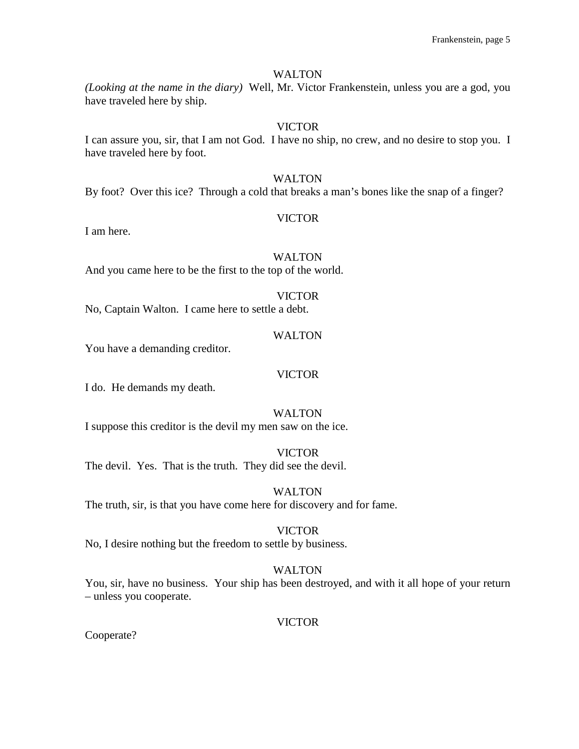WALTON

*(Looking at the name in the diary)* Well, Mr. Victor Frankenstein, unless you are a god, you have traveled here by ship.

VICTOR

I can assure you, sir, that I am not God. I have no ship, no crew, and no desire to stop you. I have traveled here by foot.

WALTON

By foot? Over this ice? Through a cold that breaks a man's bones like the snap of a finger?

VICTOR

I am here.

WALTON

And you came here to be the first to the top of the world.

VICTOR

No, Captain Walton. I came here to settle a debt.

WALTON

You have a demanding creditor.

VICTOR

I do. He demands my death.

WALTON

I suppose this creditor is the devil my men saw on the ice.

VICTOR

The devil. Yes. That is the truth. They did see the devil.

WALTON

The truth, sir, is that you have come here for discovery and for fame.

VICTOR

No, I desire nothing but the freedom to settle by business.

WALTON

You, sir, have no business. Your ship has been destroyed, and with it all hope of your return – unless you cooperate.

VICTOR

Cooperate?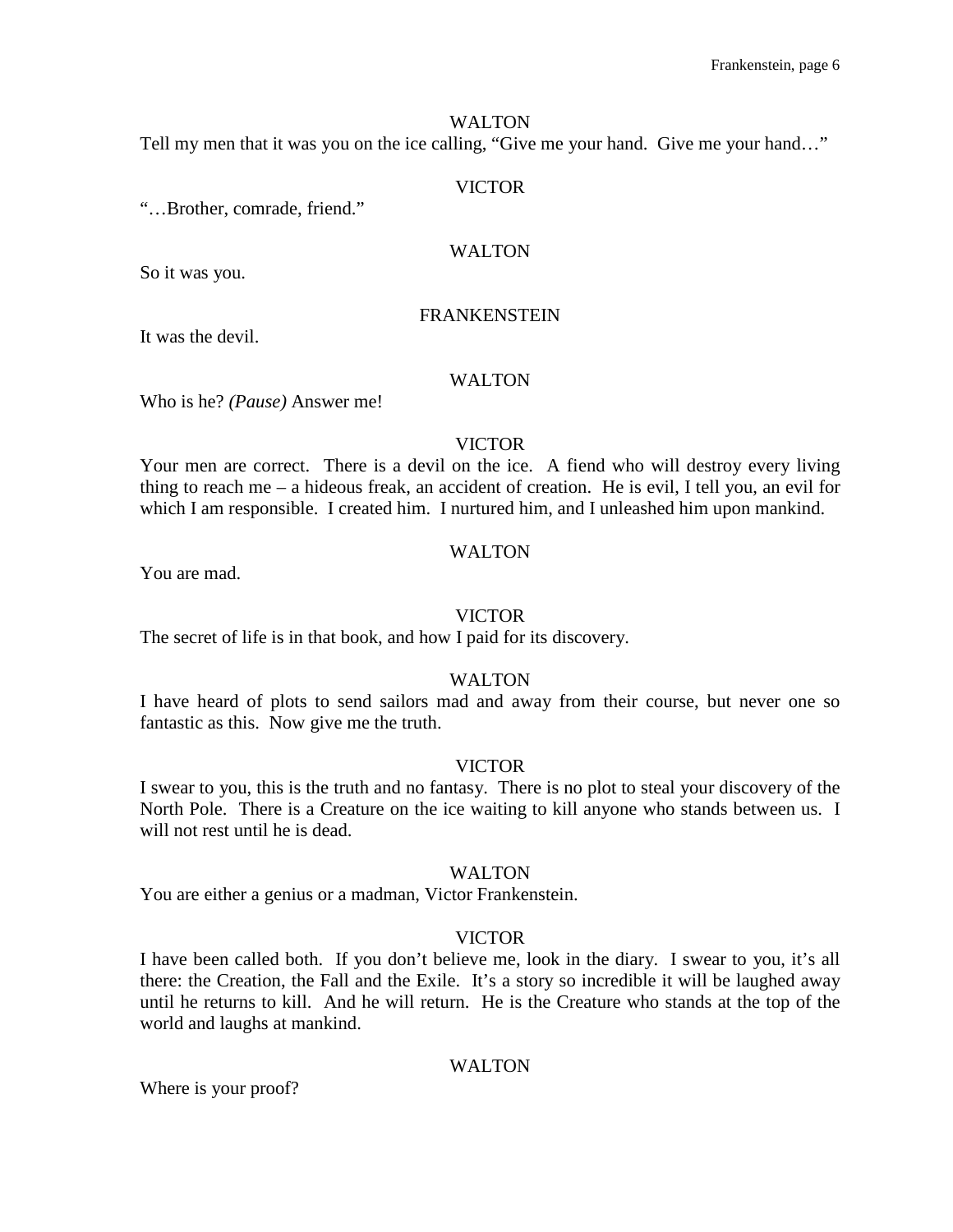WALTON

Tell my men that it was you on the ice calling, "Give me your hand. Give me your hand…"

VICTOR

"…Brother, comrade, friend."

WALTON

So it was you.

FRANKENSTEIN

It was the devil.

WALTON

Who is he? *(Pause)* Answer me!

VICTOR

Your men are correct. There is a devil on the ice. A fiend who will destroy every living thing to reach me – a hideous freak, an accident of creation. He is evil, I tell you, an evil for which I am responsible. I created him. I nurtured him, and I unleashed him upon mankind.

WALTON

You are mad.

VICTOR

The secret of life is in that book, and how I paid for its discovery.

WALTON

I have heard of plots to send sailors mad and away from their course, but never one so fantastic as this. Now give me the truth.

VICTOR

I swear to you, this is the truth and no fantasy. There is no plot to steal your discovery of the North Pole. There is a Creature on the ice waiting to kill anyone who stands between us. I will not rest until he is dead.

WALTON

You are either a genius or a madman, Victor Frankenstein.

VICTOR

I have been called both. If you don't believe me, look in the diary. I swear to you, it's all there: the Creation, the Fall and the Exile. It's a story so incredible it will be laughed away until he returns to kill. And he will return. He is the Creature who stands at the top of the world and laughs at mankind.

WALTON

Where is your proof?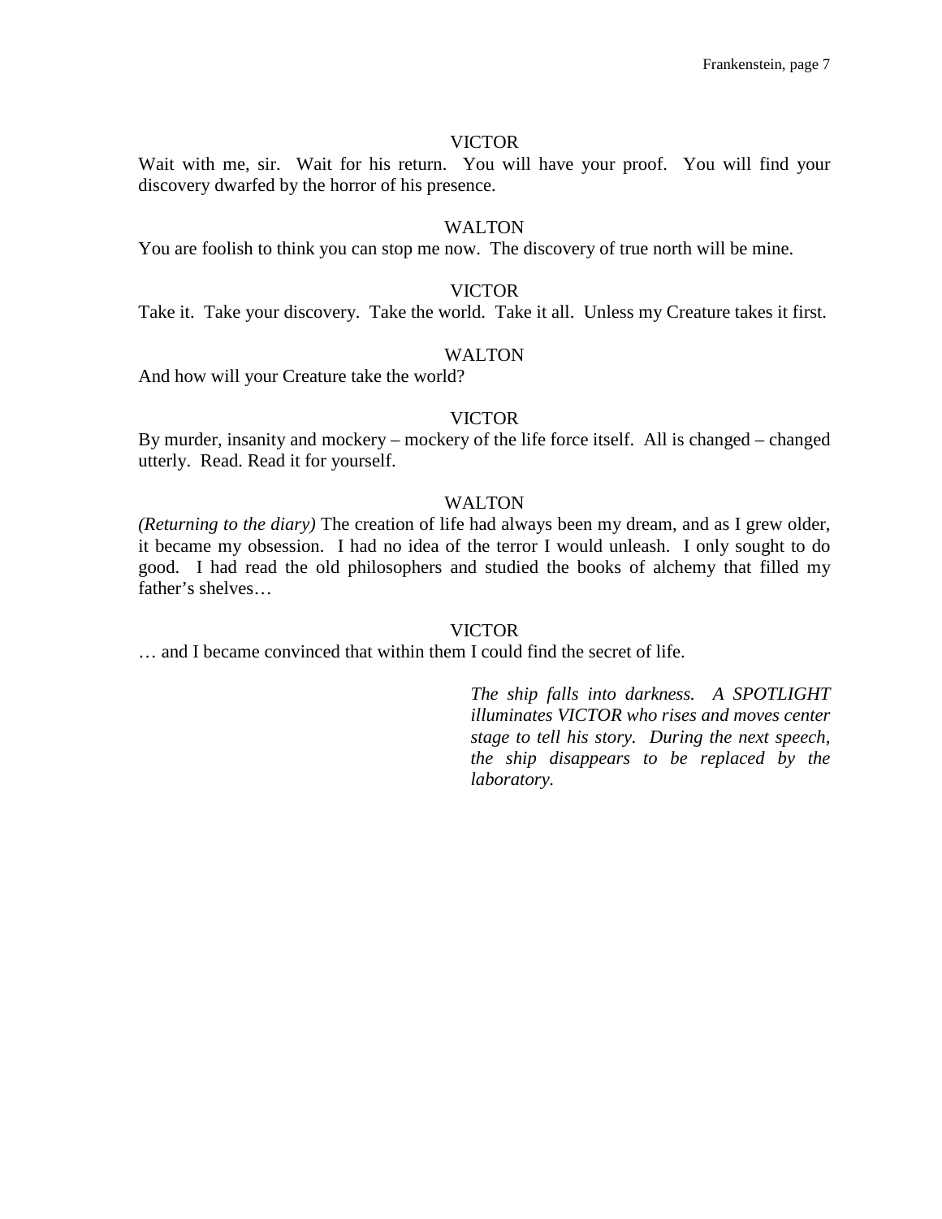VICTOR

Wait with me, sir. Wait for his return. You will have your proof. You will find your discovery dwarfed by the horror of his presence.

WALTON

You are foolish to think you can stop me now. The discovery of true north will be mine.

VICTOR

Take it. Take your discovery. Take the world. Take it all. Unless my Creature takes it first.

WALTON

And how will your Creature take the world?

VICTOR

By murder, insanity and mockery – mockery of the life force itself. All is changed – changed utterly. Read. Read it for yourself.

WALTON

*(Returning to the diary)* The creation of life had always been my dream, and as I grew older, it became my obsession. I had no idea of the terror I would unleash. I only sought to do good. I had read the old philosophers and studied the books of alchemy that filled my father's shelves…

VICTOR

… and I became convinced that within them I could find the secret of life.

*The ship falls into darkness. A SPOTLIGHT illuminates VICTOR who rises and moves center stage to tell his story. During the next speech, the ship disappears to be replaced by the laboratory.*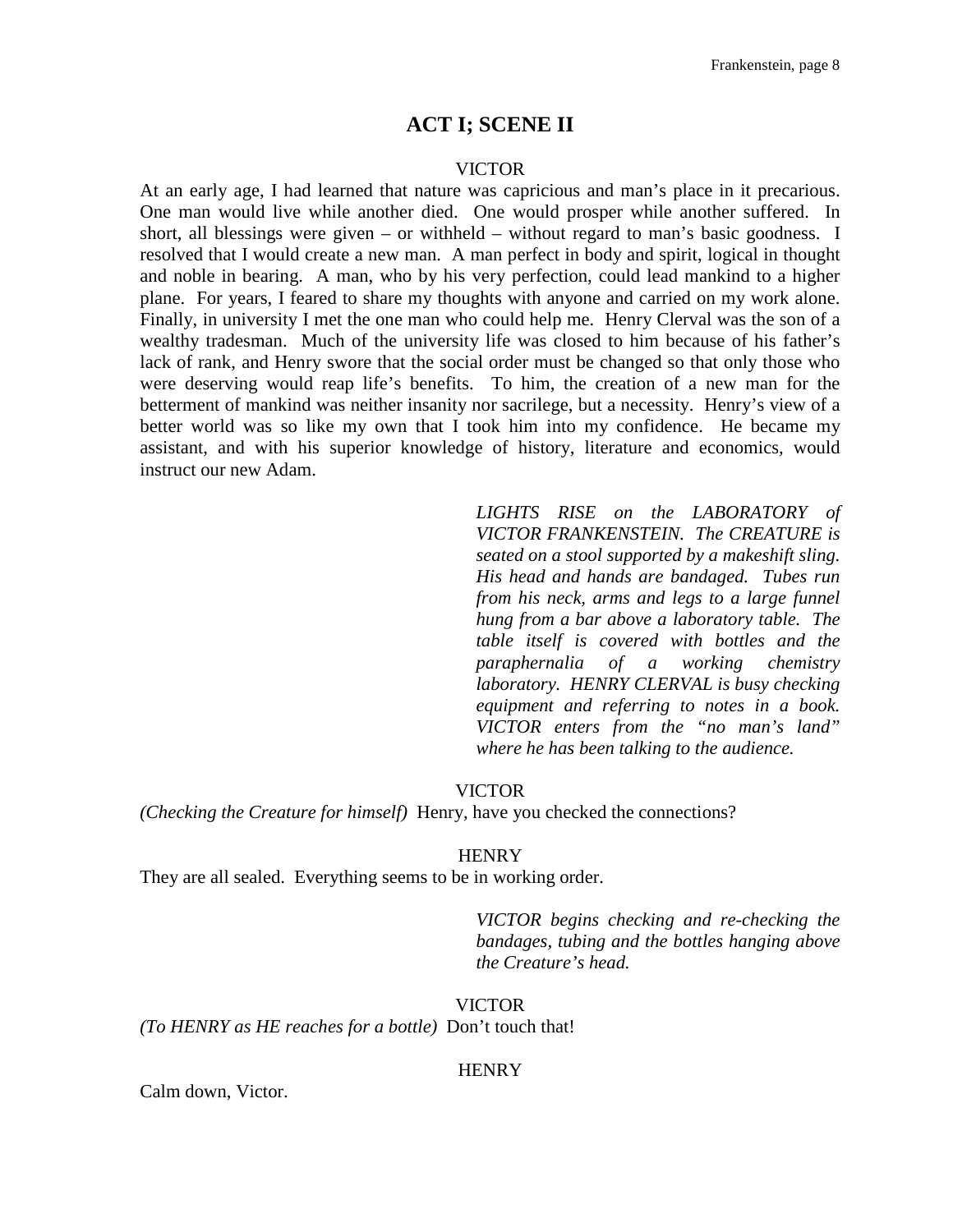## ACT I; SCENE II

VICTOR

At an early age, I had learned that nature was capricious and man's place in it precarious. One man would live while another died. One would prosper while another suffered. In short, all blessings were given – or withheld – without regard to man's basic goodness. I resolved that I would create a new man. A man perfect in body and spirit, logical in thought and noble in bearing. A man, who by his very perfection, could lead mankind to a higher plane. For years, I feared to share my thoughts with anyone and carried on my work alone. Finally, in university I met the one man who could help me. Henry Clerval was the son of a wealthy tradesman. Much of the university life was closed to him because of his father's lack of rank, and Henry swore that the social order must be changed so that only those who were deserving would reap life's benefits. To him, the creation of a new man for the betterment of mankind was neither insanity nor sacrilege, but a necessity. Henry's view of a better world was so like my own that I took him into my confidence. He became my assistant, and with his superior knowledge of history, literature and economics, would instruct our new Adam.

*LIGHTS RISE on the LABORATORY of VICTOR FRANKENSTEIN. The CREATURE is seated on a stool supported by a makeshift sling. His head and hands are bandaged. Tubes run from his neck, arms and legs to a large funnel hung from a bar above a laboratory table. The table itself is covered with bottles and the paraphernalia of a working chemistry laboratory. HENRY CLERVAL is busy checking equipment and referring to notes in a book. VICTOR enters from the "no man's land" where he has been talking to the audience.*

VICTOR

*(Checking the Creature for himself)* Henry, have you checked the connections?

HENRY

They are all sealed. Everything seems to be in working order.

*VICTOR begins checking and re-checking the bandages, tubing and the bottles hanging above the Creature's head.*

VICTOR

*(To HENRY as HE reaches for a bottle)* Don't touch that!

HENRY

Calm down, Victor.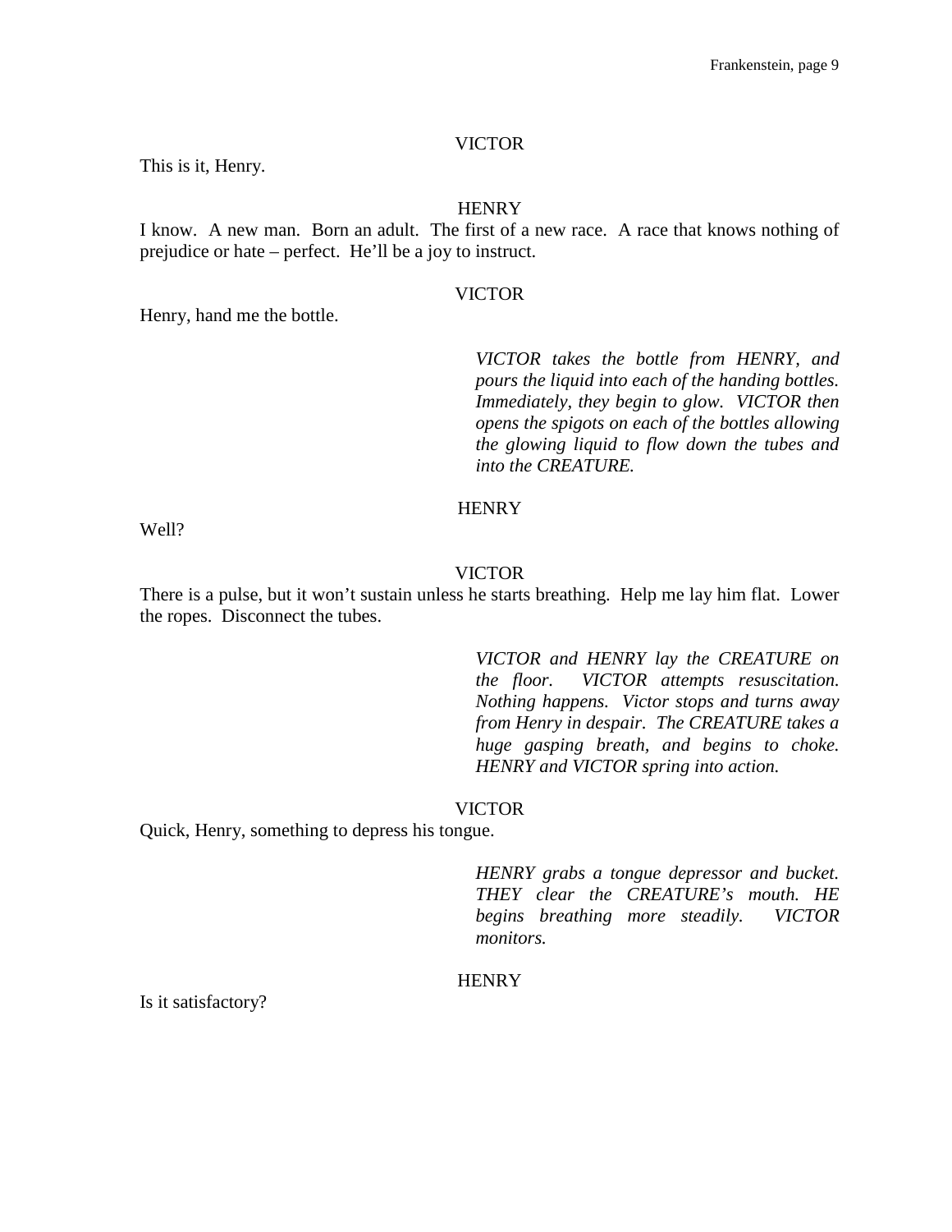VICTOR

This is it, Henry.

HENRY

I know. A new man. Born an adult. The first of a new race. A race that knows nothing of prejudice or hate – perfect. He'll be a joy to instruct.

VICTOR

Henry, hand me the bottle.

*VICTOR takes the bottle from HENRY, and pours the liquid into each of the handing bottles. Immediately, they begin to glow. VICTOR then opens the spigots on each of the bottles allowing the glowing liquid to flow down the tubes and into the CREATURE.*

HENRY

Well?

VICTOR

There is a pulse, but it won't sustain unless he starts breathing. Help me lay him flat. Lower the ropes. Disconnect the tubes.

*VICTOR and HENRY lay the CREATURE on the floor. VICTOR attempts resuscitation. Nothing happens. Victor stops and turns away from Henry in despair. The CREATURE takes a huge gasping breath, and begins to choke. HENRY and VICTOR spring into action.*

VICTOR

Quick, Henry, something to depress his tongue.

*HENRY grabs a tongue depressor and bucket. THEY clear the CREATURE's mouth. HE begins breathing more steadily. VICTOR monitors.*

HENRY

Is it satisfactory?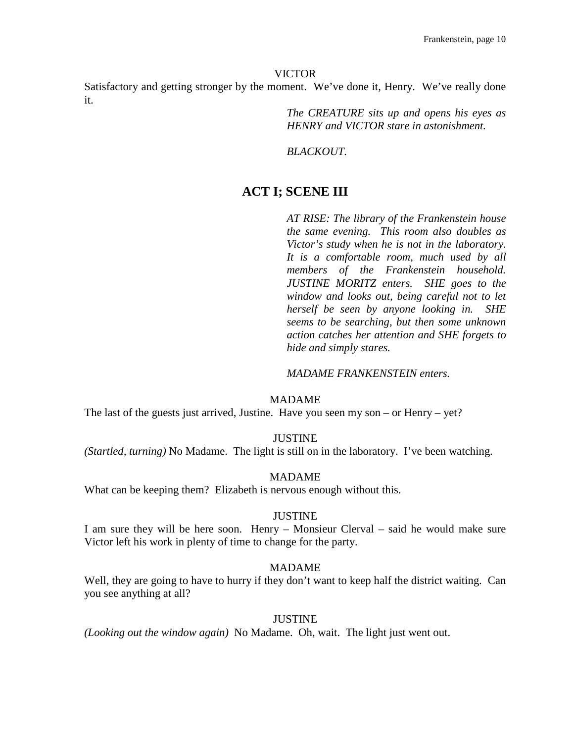VICTOR

Satisfactory and getting stronger by the moment. We've done it, Henry. We've really done it.

*The CREATURE sits up and opens his eyes as HENRY and VICTOR stare in astonishment.*

*BLACKOUT.*

## ACT I; SCENE III

*AT RISE: The library of the Frankenstein house the same evening. This room also doubles as Victor's study when he is not in the laboratory. It is a comfortable room, much used by all members of the Frankenstein household. JUSTINE MORITZ enters. SHE goes to the window and looks out, being careful not to let herself be seen by anyone looking in. SHE seems to be searching, but then some unknown action catches her attention and SHE forgets to hide and simply stares.*

*MADAME FRANKENSTEIN enters.*

MADAME

The last of the guests just arrived, Justine. Have you seen my son – or Henry – yet?

JUSTINE

*(Startled, turning)* No Madame. The light is still on in the laboratory. I've been watching.

MADAME

What can be keeping them? Elizabeth is nervous enough without this.

JUSTINE

I am sure they will be here soon. Henry – Monsieur Clerval – said he would make sure Victor left his work in plenty of time to change for the party.

MADAME

Well, they are going to have to hurry if they don't want to keep half the district waiting. Can you see anything at all?

JUSTINE

*(Looking out the window again)* No Madame. Oh, wait. The light just went out.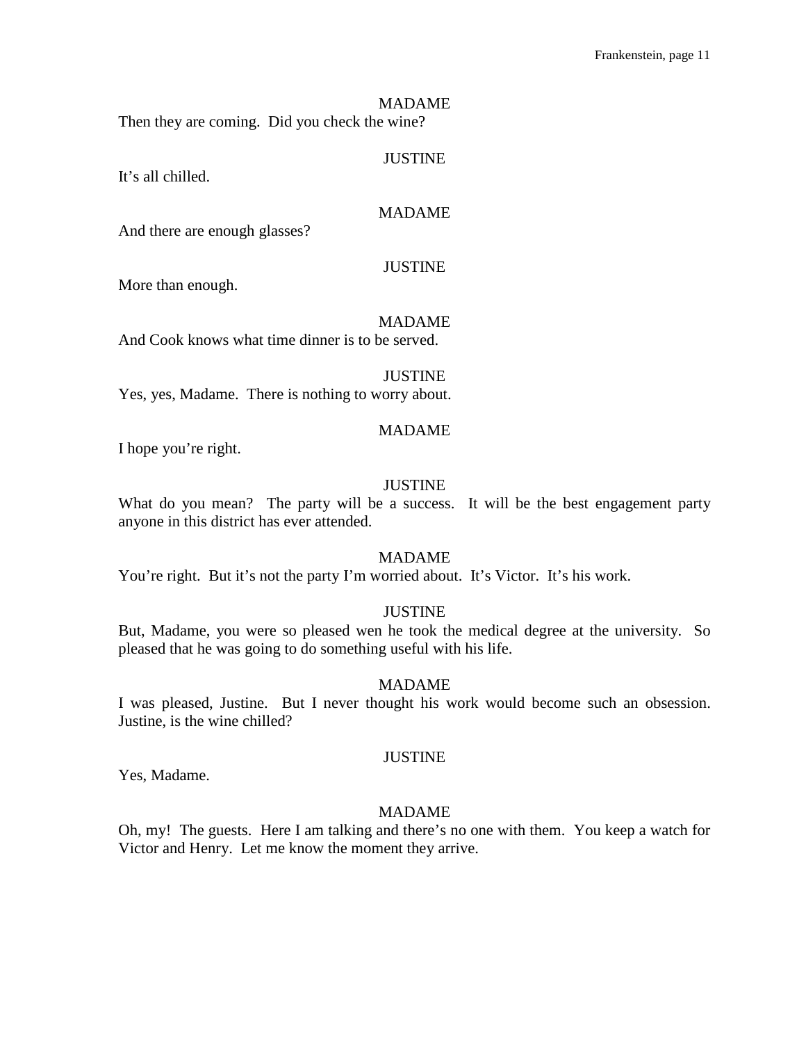MADAME

Then they are coming. Did you check the wine?

JUSTINE

It's all chilled.

MADAME

And there are enough glasses?

JUSTINE

More than enough.

MADAME

And Cook knows what time dinner is to be served.

JUSTINE

Yes, yes, Madame. There is nothing to worry about.

MADAME

I hope you're right.

JUSTINE

What do you mean? The party will be a success. It will be the best engagement party anyone in this district has ever attended.

MADAME

You're right. But it's not the party I'm worried about. It's Victor. It's his work.

JUSTINE

But, Madame, you were so pleased wen he took the medical degree at the university. So pleased that he was going to do something useful with his life.

MADAME

I was pleased, Justine. But I never thought his work would become such an obsession. Justine, is the wine chilled?

JUSTINE

Yes, Madame.

MADAME

Oh, my! The guests. Here I am talking and there's no one with them. You keep a watch for Victor and Henry. Let me know the moment they arrive.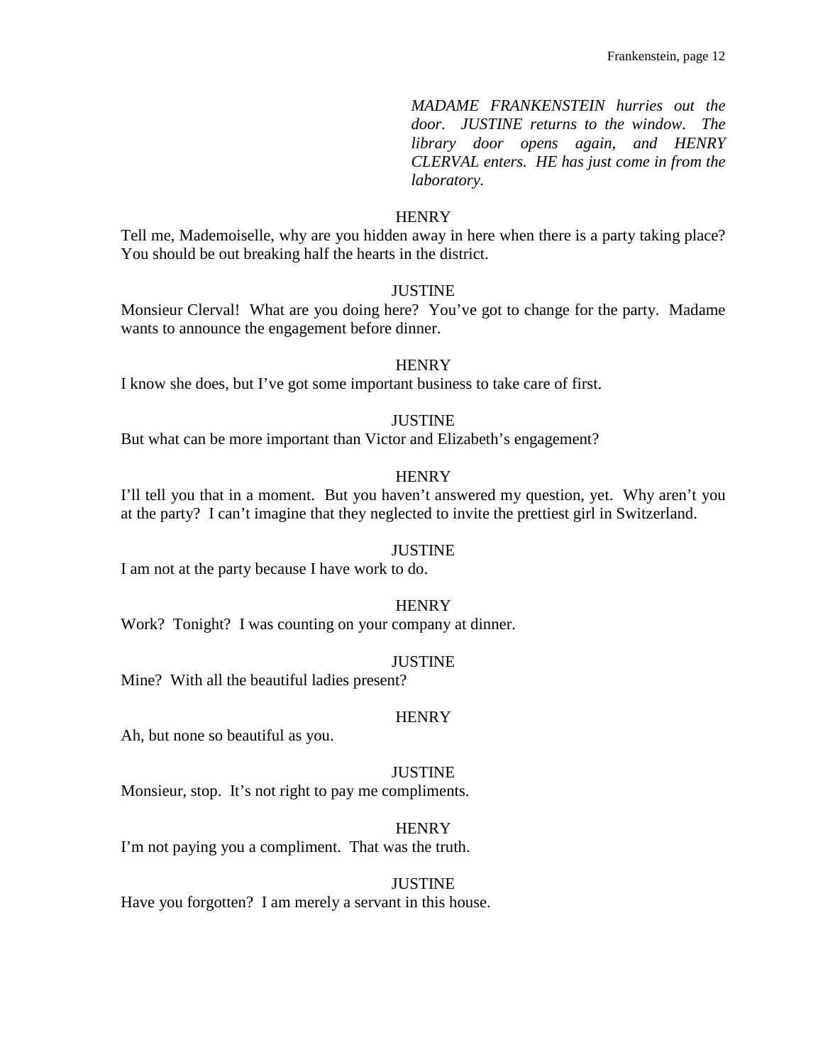*MADAME FRANKENSTEIN hurries out the door. JUSTINE returns to the window. The library door opens again, and HENRY CLERVAL enters. HE has just come in from the laboratory.*

HENRY

Tell me, Mademoiselle, why are you hidden away in here when there is a party taking place? You should be out breaking half the hearts in the district.

JUSTINE

Monsieur Clerval! What are you doing here? You've got to change for the party. Madame wants to announce the engagement before dinner.

HENRY

I know she does, but I've got some important business to take care of first.

JUSTINE

But what can be more important than Victor and Elizabeth's engagement?

HENRY

I'll tell you that in a moment. But you haven't answered my question, yet. Why aren't you at the party? I can't imagine that they neglected to invite the prettiest girl in Switzerland.

JUSTINE

I am not at the party because I have work to do.

HENRY

Work? Tonight? I was counting on your company at dinner.

JUSTINE

Mine? With all the beautiful ladies present?

HENRY

Ah, but none so beautiful as you.

JUSTINE

Monsieur, stop. It's not right to pay me compliments.

HENRY

I'm not paying you a compliment. That was the truth.

JUSTINE

Have you forgotten? I am merely a servant in this house.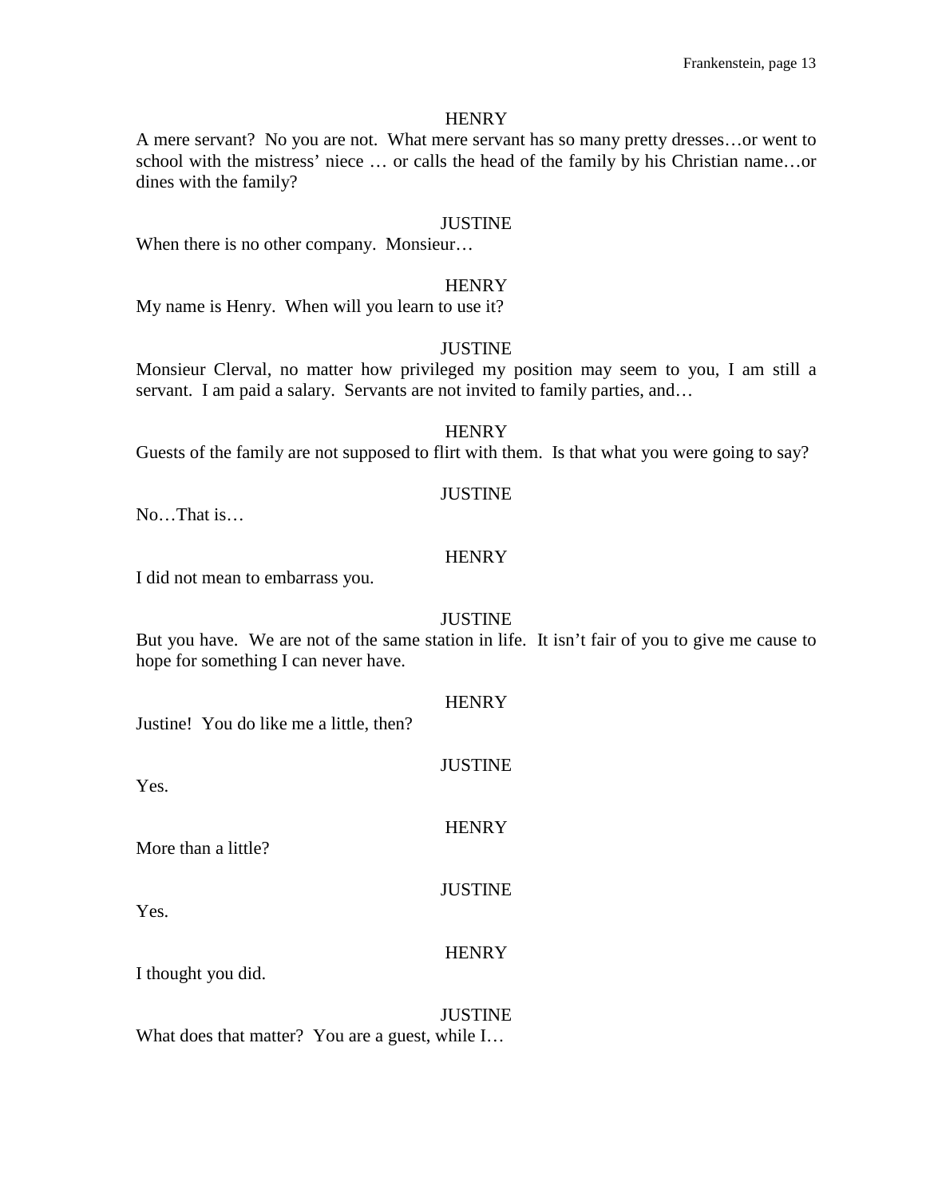HENRY

A mere servant? No you are not. What mere servant has so many pretty dresses…or went to school with the mistress' niece … or calls the head of the family by his Christian name…or dines with the family?

JUSTINE

When there is no other company. Monsieur…

HENRY

My name is Henry. When will you learn to use it?

JUSTINE

Monsieur Clerval, no matter how privileged my position may seem to you, I am still a servant. I am paid a salary. Servants are not invited to family parties, and…

HENRY

Guests of the family are not supposed to flirt with them. Is that what you were going to say?

JUSTINE

No…That is…

HENRY

I did not mean to embarrass you.

JUSTINE

But you have. We are not of the same station in life. It isn't fair of you to give me cause to hope for something I can never have.

HENRY

Justine! You do like me a little, then?

JUSTINE

Yes.

HENRY

More than a little?

JUSTINE

Yes.

HENRY

I thought you did.

JUSTINE

What does that matter? You are a guest, while I…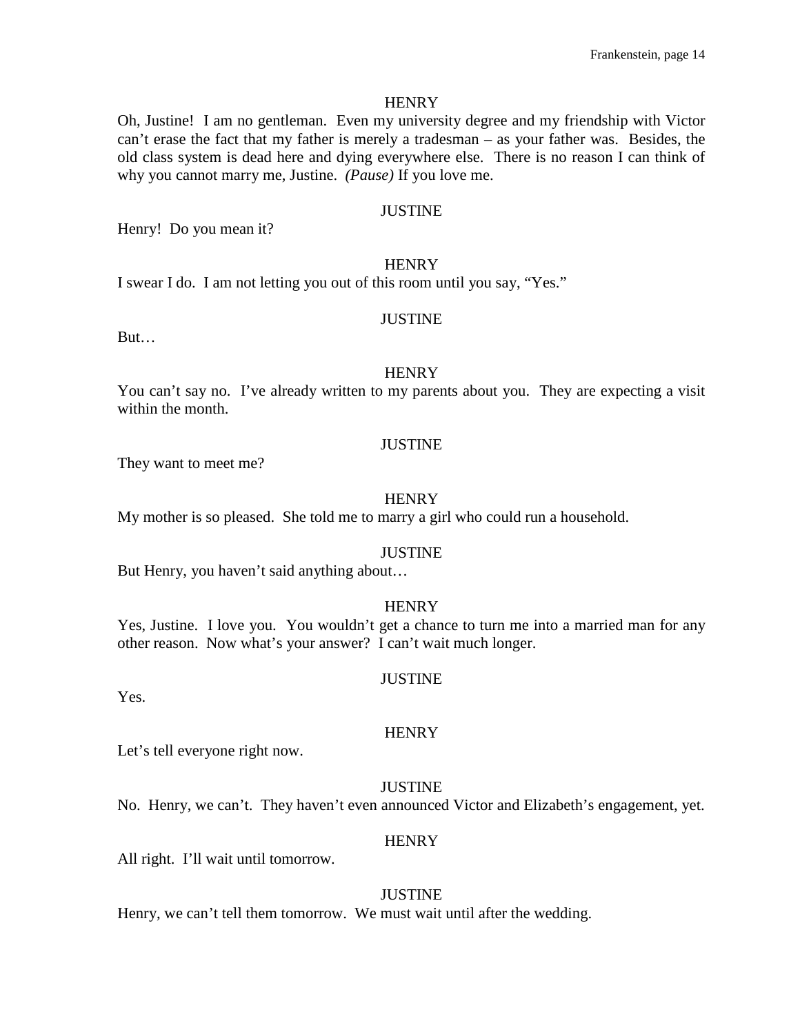HENRY

Oh, Justine! I am no gentleman. Even my university degree and my friendship with Victor can't erase the fact that my father is merely a tradesman – as your father was. Besides, the old class system is dead here and dying everywhere else. There is no reason I can think of why you cannot marry me, Justine. *(Pause)* If you love me.

JUSTINE

Henry! Do you mean it?

HENRY

I swear I do. I am not letting you out of this room until you say, "Yes."

JUSTINE

But…

HENRY

You can't say no. I've already written to my parents about you. They are expecting a visit within the month.

JUSTINE

They want to meet me?

HENRY

My mother is so pleased. She told me to marry a girl who could run a household.

JUSTINE

But Henry, you haven't said anything about…

HENRY

Yes, Justine. I love you. You wouldn't get a chance to turn me into a married man for any other reason. Now what's your answer? I can't wait much longer.

JUSTINE

Yes.

HENRY

Let's tell everyone right now.

JUSTINE

No. Henry, we can't. They haven't even announced Victor and Elizabeth's engagement, yet.

HENRY

All right. I'll wait until tomorrow.

JUSTINE

Henry, we can't tell them tomorrow. We must wait until after the wedding.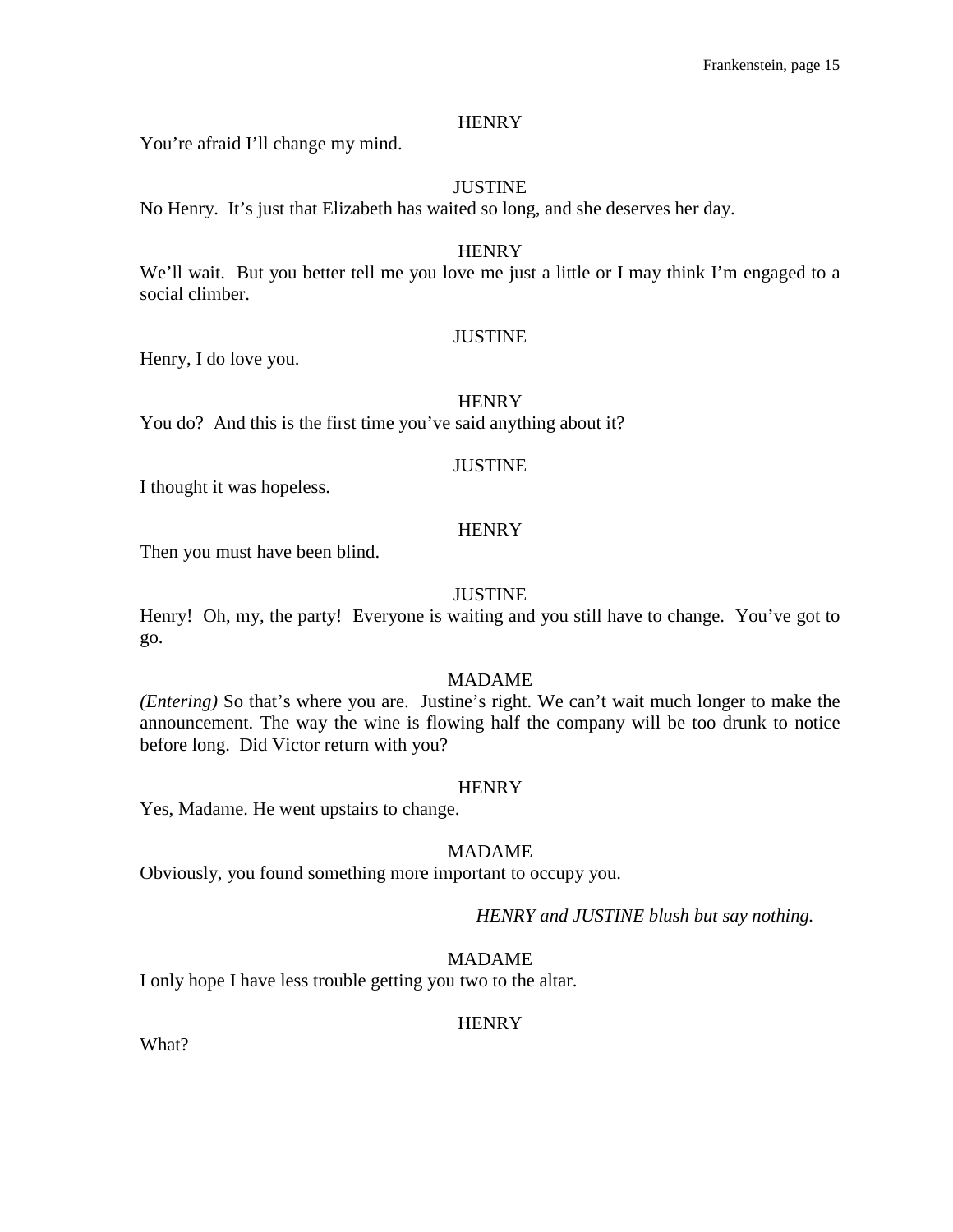HENRY

You're afraid I'll change my mind.

JUSTINE

No Henry. It's just that Elizabeth has waited so long, and she deserves her day.

HENRY

We'll wait. But you better tell me you love me just a little or I may think I'm engaged to a social climber.

JUSTINE

Henry, I do love you.

HENRY

You do? And this is the first time you've said anything about it?

JUSTINE

I thought it was hopeless.

HENRY

Then you must have been blind.

JUSTINE

Henry! Oh, my, the party! Everyone is waiting and you still have to change. You've got to go.

MADAME

*(Entering)* So that's where you are. Justine's right. We can't wait much longer to make the announcement. The way the wine is flowing half the company will be too drunk to notice before long. Did Victor return with you?

HENRY

Yes, Madame. He went upstairs to change.

MADAME

Obviously, you found something more important to occupy you.

*HENRY and JUSTINE blush but say nothing.*

MADAME

I only hope I have less trouble getting you two to the altar.

HENRY

What?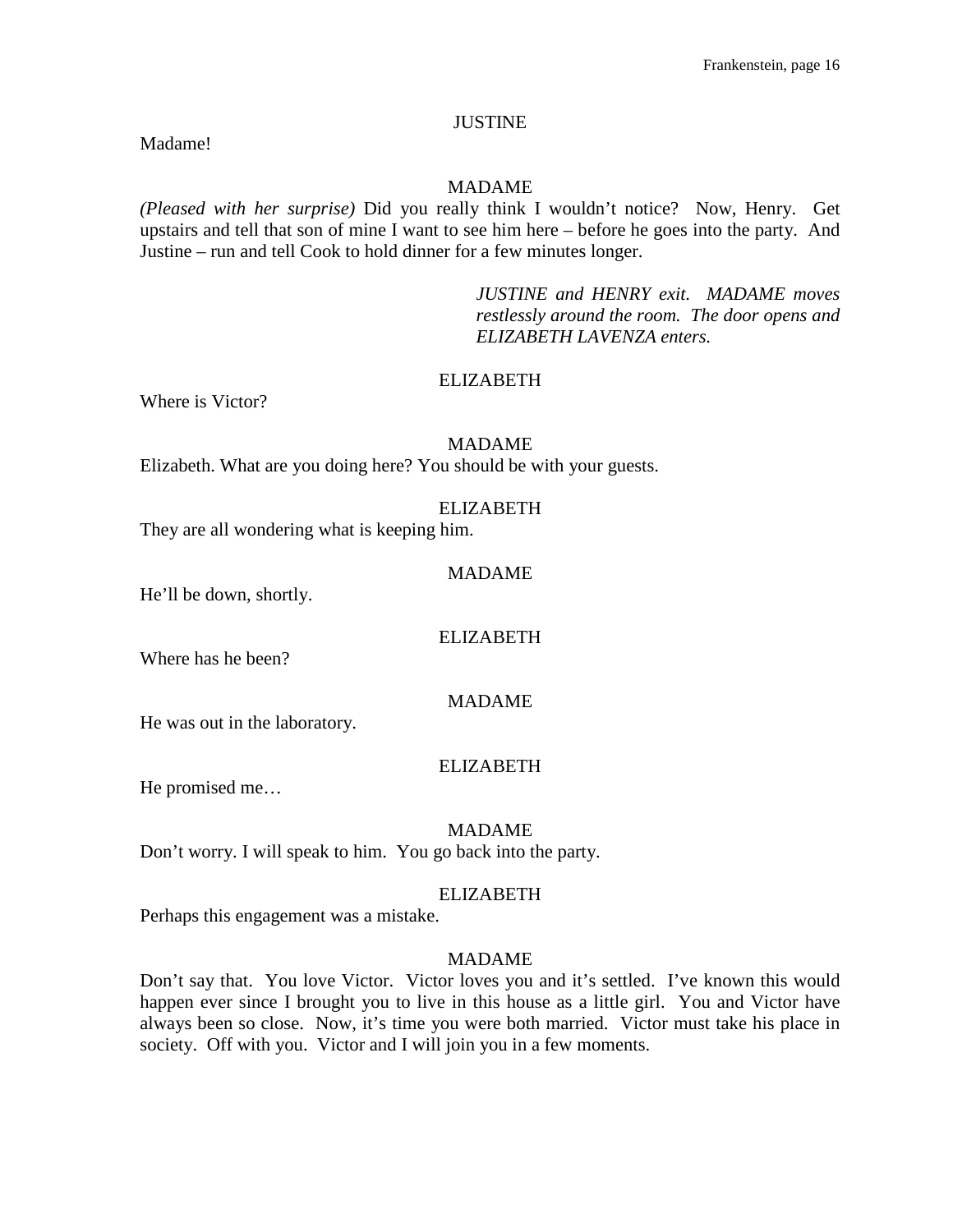JUSTINE

Madame!

MADAME

*(Pleased with her surprise)* Did you really think I wouldn't notice? Now, Henry. Get upstairs and tell that son of mine I want to see him here – before he goes into the party. And Justine – run and tell Cook to hold dinner for a few minutes longer.

*JUSTINE and HENRY exit. MADAME moves restlessly around the room. The door opens and ELIZABETH LAVENZA enters.*

ELIZABETH

Where is Victor?

MADAME

Elizabeth. What are you doing here? You should be with your guests.

ELIZABETH

They are all wondering what is keeping him.

MADAME

He'll be down, shortly.

ELIZABETH

Where has he been?

MADAME

He was out in the laboratory.

ELIZABETH

He promised me…

MADAME

Don't worry. I will speak to him. You go back into the party.

ELIZABETH

Perhaps this engagement was a mistake.

MADAME

Don't say that. You love Victor. Victor loves you and it's settled. I've known this would happen ever since I brought you to live in this house as a little girl. You and Victor have always been so close. Now, it's time you were both married. Victor must take his place in society. Off with you. Victor and I will join you in a few moments.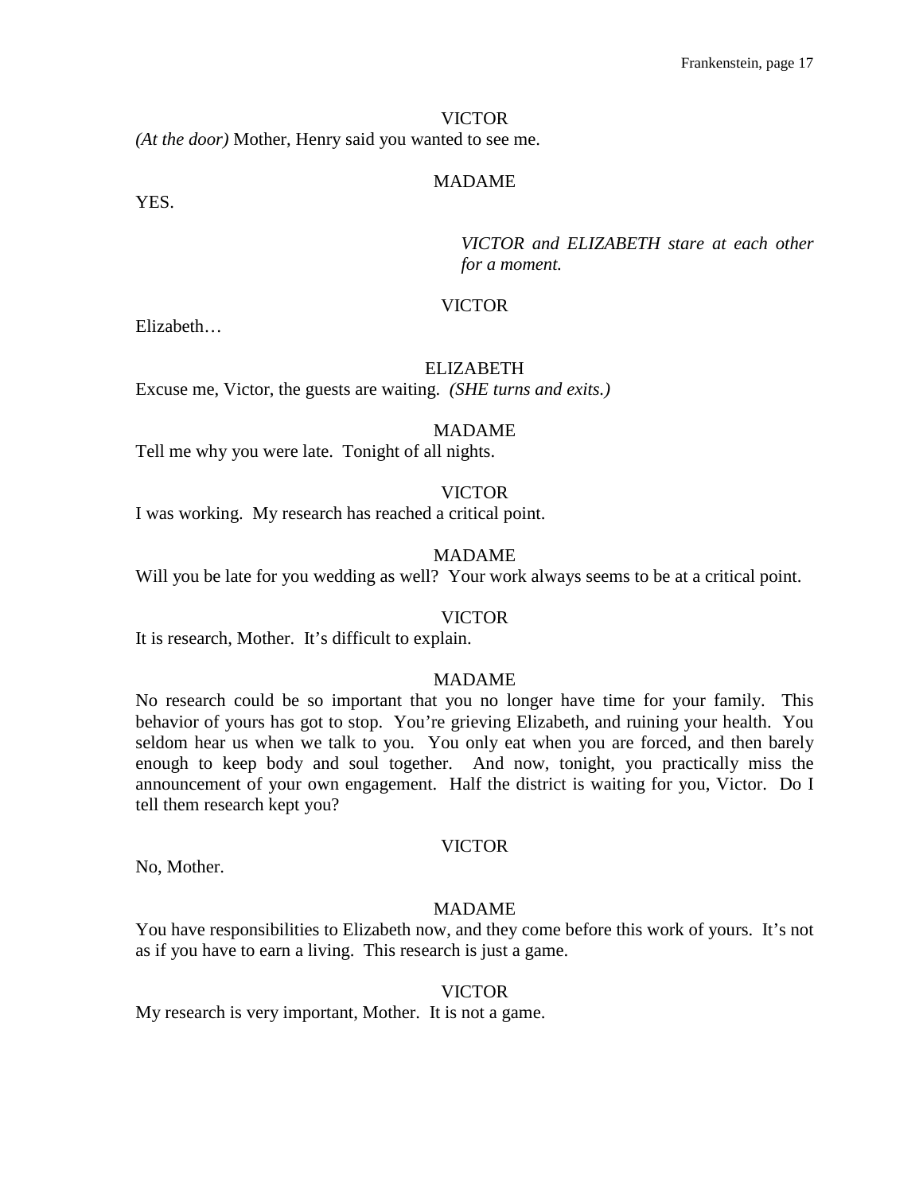VICTOR

*(At the door)* Mother, Henry said you wanted to see me.

MADAME

YES.

*VICTOR and ELIZABETH stare at each other for a moment.*

VICTOR

Elizabeth…

ELIZABETH

Excuse me, Victor, the guests are waiting. *(SHE turns and exits.)*

MADAME

Tell me why you were late. Tonight of all nights.

VICTOR

I was working. My research has reached a critical point.

MADAME

Will you be late for you wedding as well? Your work always seems to be at a critical point.

VICTOR

It is research, Mother. It's difficult to explain.

MADAME

No research could be so important that you no longer have time for your family. This behavior of yours has got to stop. You're grieving Elizabeth, and ruining your health. You seldom hear us when we talk to you. You only eat when you are forced, and then barely enough to keep body and soul together. And now, tonight, you practically miss the announcement of your own engagement. Half the district is waiting for you, Victor. Do I tell them research kept you?

VICTOR

No, Mother.

MADAME

You have responsibilities to Elizabeth now, and they come before this work of yours. It's not as if you have to earn a living. This research is just a game.

VICTOR

My research is very important, Mother. It is not a game.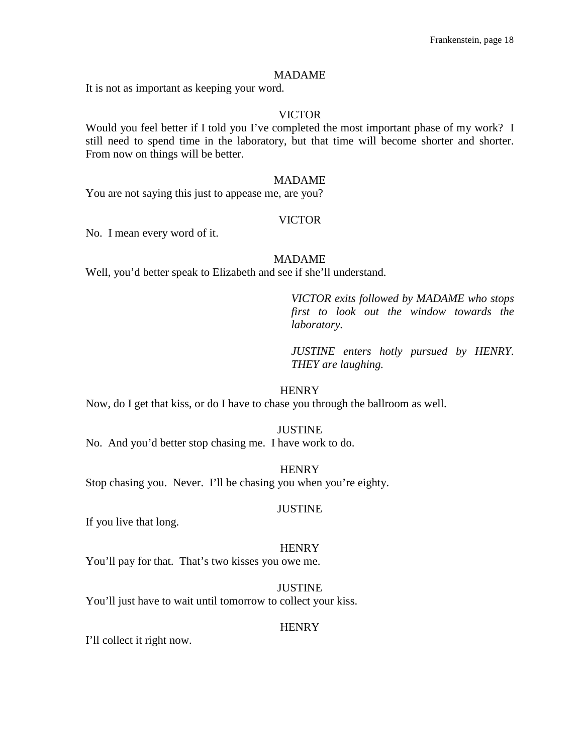MADAME

It is not as important as keeping your word.

VICTOR

Would you feel better if I told you I've completed the most important phase of my work? I still need to spend time in the laboratory, but that time will become shorter and shorter. From now on things will be better.

MADAME

You are not saying this just to appease me, are you?

VICTOR

No. I mean every word of it.

MADAME

Well, you'd better speak to Elizabeth and see if she'll understand.

*VICTOR exits followed by MADAME who stops first to look out the window towards the laboratory.*

*JUSTINE enters hotly pursued by HENRY. THEY are laughing.*

HENRY

Now, do I get that kiss, or do I have to chase you through the ballroom as well.

JUSTINE

No. And you'd better stop chasing me. I have work to do.

HENRY

Stop chasing you. Never. I'll be chasing you when you're eighty.

JUSTINE

If you live that long.

HENRY

You'll pay for that. That's two kisses you owe me.

JUSTINE

You'll just have to wait until tomorrow to collect your kiss.

HENRY

I'll collect it right now.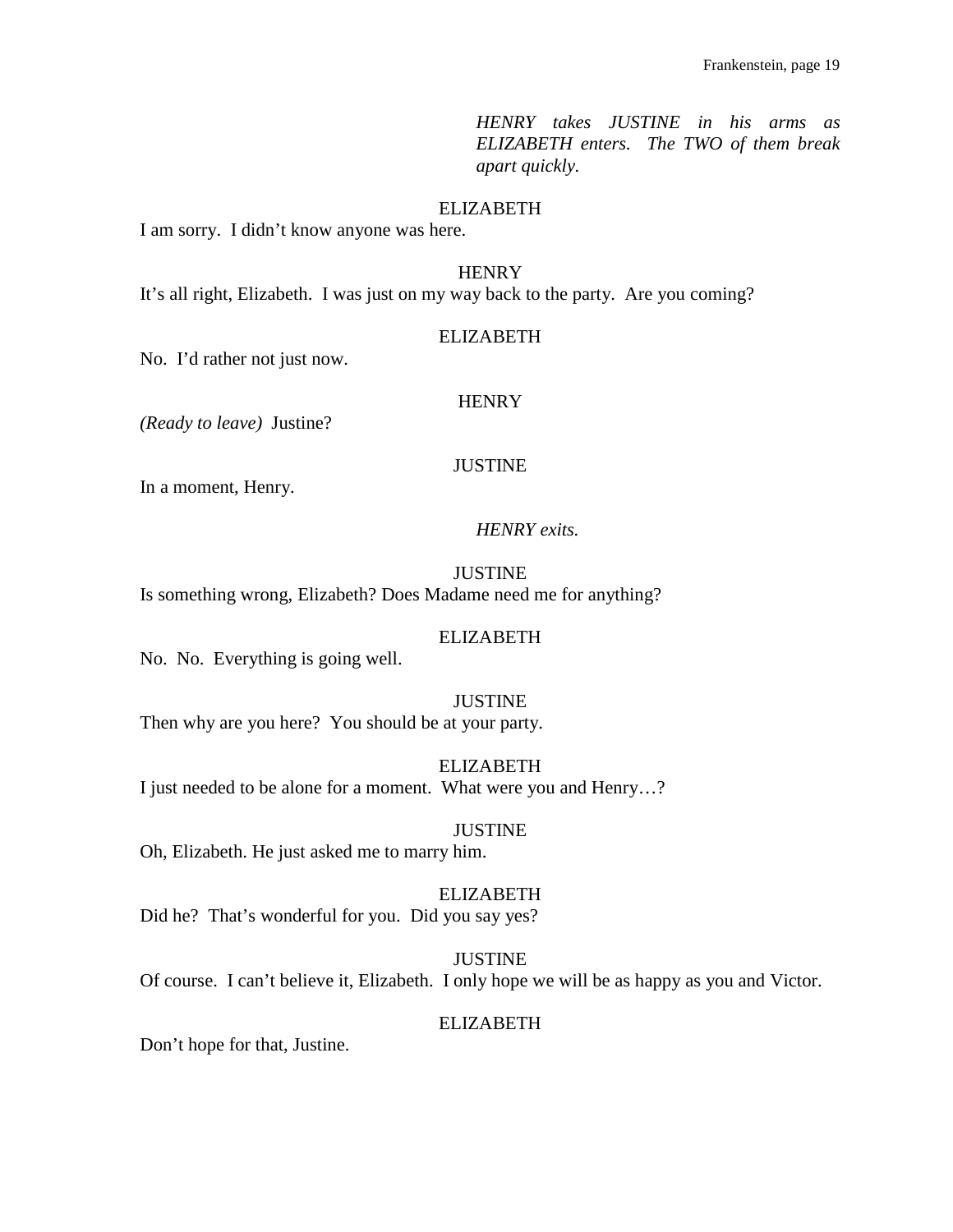*HENRY takes JUSTINE in his arms as ELIZABETH enters. The TWO of them break apart quickly.*

ELIZABETH

I am sorry. I didn't know anyone was here.

HENRY

It's all right, Elizabeth. I was just on my way back to the party. Are you coming?

ELIZABETH

No. I'd rather not just now.

HENRY

*(Ready to leave)* Justine?

JUSTINE

In a moment, Henry.

*HENRY exits.*

JUSTINE

Is something wrong, Elizabeth? Does Madame need me for anything?

ELIZABETH

No. No. Everything is going well.

JUSTINE

Then why are you here? You should be at your party.

ELIZABETH

I just needed to be alone for a moment. What were you and Henry…?

JUSTINE

Oh, Elizabeth. He just asked me to marry him.

ELIZABETH

Did he? That's wonderful for you. Did you say yes?

JUSTINE

Of course. I can't believe it, Elizabeth. I only hope we will be as happy as you and Victor.

ELIZABETH

Don't hope for that, Justine.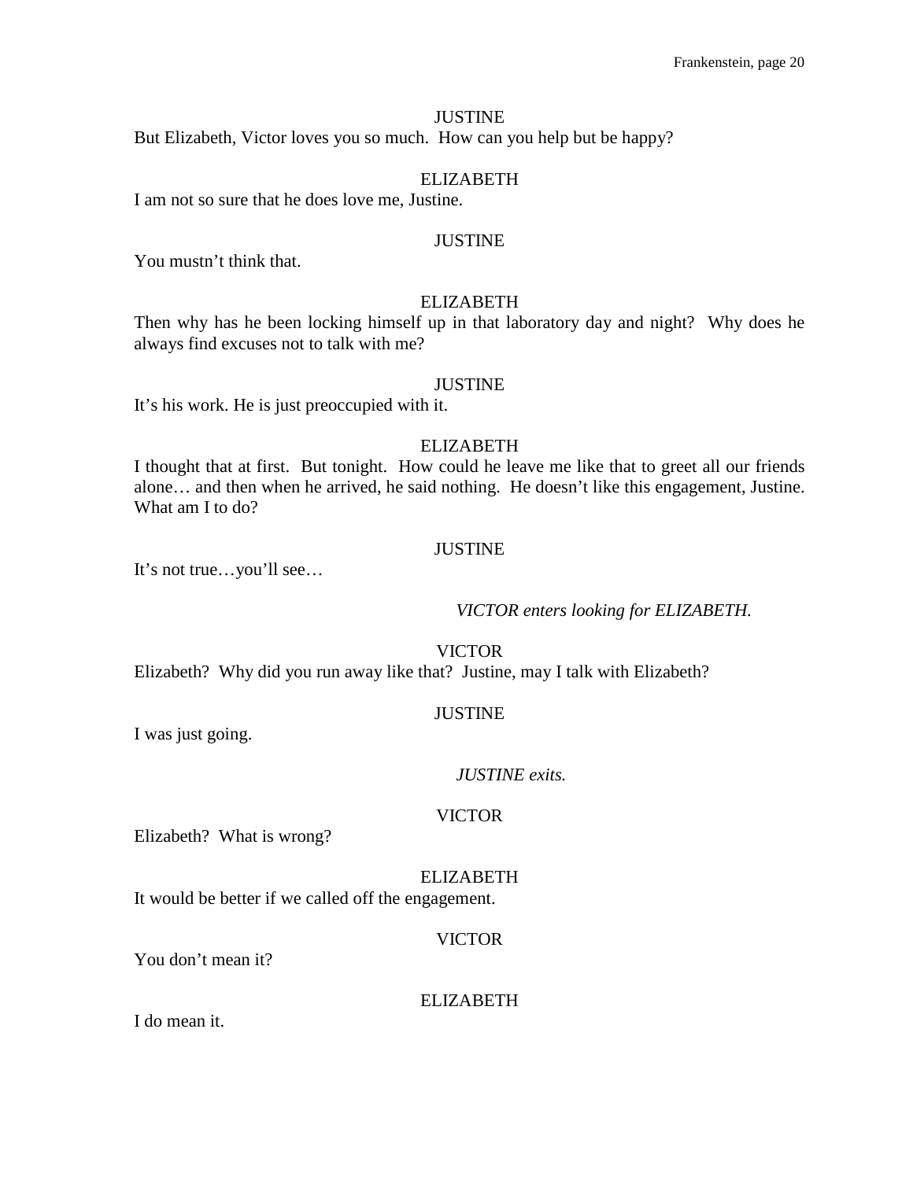JUSTINE

But Elizabeth, Victor loves you so much. How can you help but be happy?

ELIZABETH

I am not so sure that he does love me, Justine.

JUSTINE

You mustn't think that.

ELIZABETH

Then why has he been locking himself up in that laboratory day and night? Why does he always find excuses not to talk with me?

JUSTINE

It's his work. He is just preoccupied with it.

ELIZABETH

I thought that at first. But tonight. How could he leave me like that to greet all our friends alone… and then when he arrived, he said nothing. He doesn't like this engagement, Justine. What am I to do?

JUSTINE

It's not true…you'll see…

*VICTOR enters looking for ELIZABETH.*

VICTOR

Elizabeth? Why did you run away like that? Justine, may I talk with Elizabeth?

JUSTINE

I was just going.

*JUSTINE exits.*

VICTOR

Elizabeth? What is wrong?

ELIZABETH

It would be better if we called off the engagement.

VICTOR

You don't mean it?

ELIZABETH

I do mean it.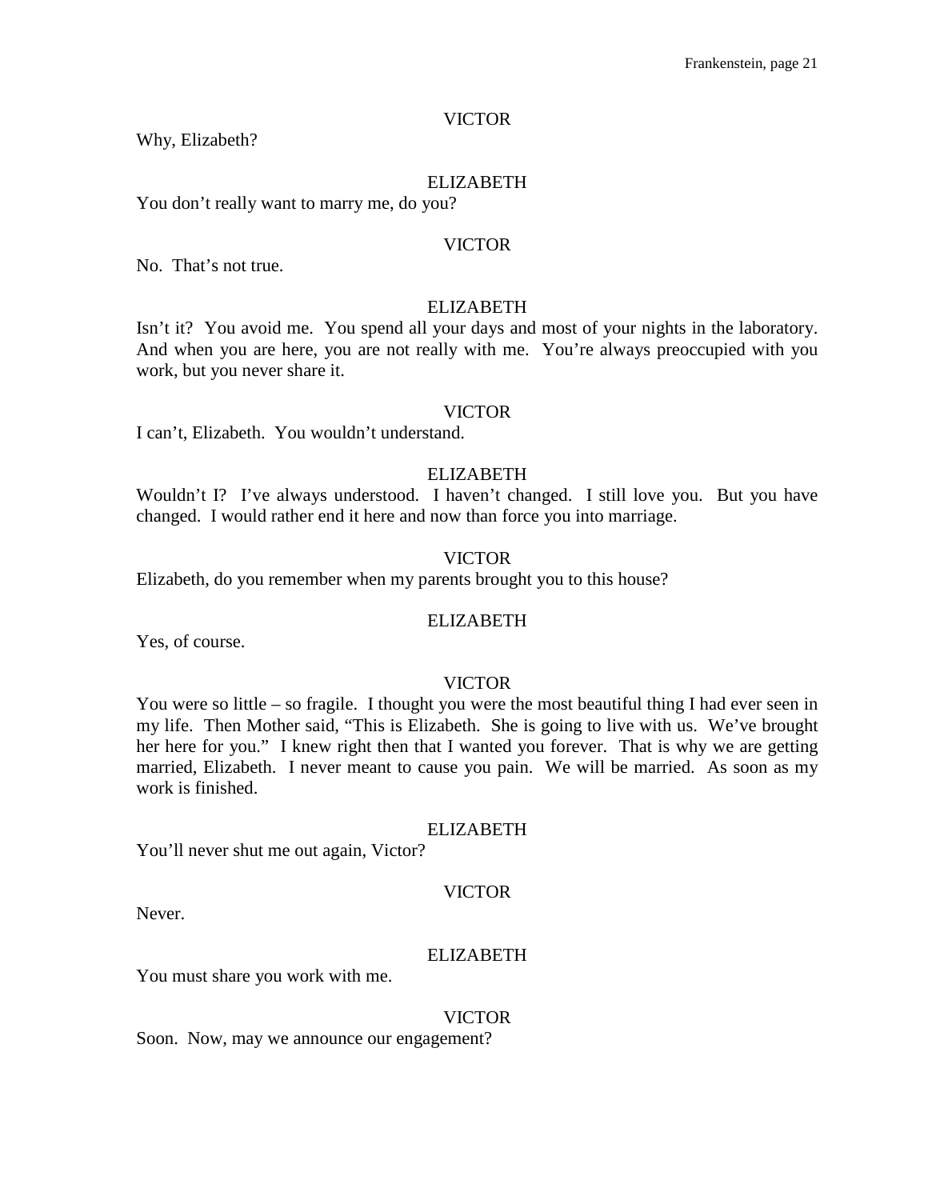VICTOR

Why, Elizabeth?

ELIZABETH

You don't really want to marry me, do you?

VICTOR

No. That's not true.

ELIZABETH

Isn't it? You avoid me. You spend all your days and most of your nights in the laboratory. And when you are here, you are not really with me. You're always preoccupied with you work, but you never share it.

VICTOR

I can't, Elizabeth. You wouldn't understand.

ELIZABETH

Wouldn't I? I've always understood. I haven't changed. I still love you. But you have changed. I would rather end it here and now than force you into marriage.

VICTOR

Elizabeth, do you remember when my parents brought you to this house?

ELIZABETH

Yes, of course.

VICTOR

You were so little – so fragile. I thought you were the most beautiful thing I had ever seen in my life. Then Mother said, "This is Elizabeth. She is going to live with us. We've brought her here for you." I knew right then that I wanted you forever. That is why we are getting married, Elizabeth. I never meant to cause you pain. We will be married. As soon as my work is finished.

ELIZABETH

You'll never shut me out again, Victor?

VICTOR

Never.

ELIZABETH

You must share you work with me.

VICTOR

Soon. Now, may we announce our engagement?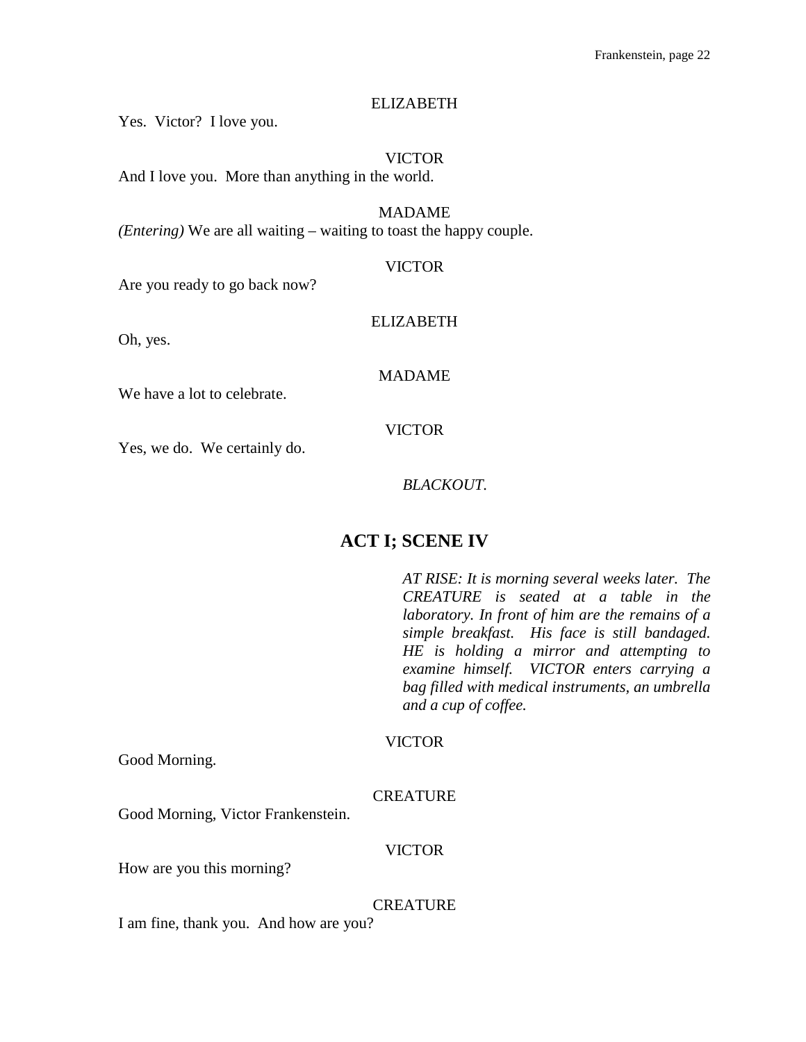ELIZABETH

Yes. Victor? I love you.

VICTOR

And I love you. More than anything in the world.

MADAME

*(Entering)* We are all waiting – waiting to toast the happy couple.

VICTOR

Are you ready to go back now?

ELIZABETH

Oh, yes.

MADAME

We have a lot to celebrate.

VICTOR

Yes, we do. We certainly do.

*BLACKOUT.*

## ACT I; SCENE IV

*AT RISE: It is morning several weeks later. The CREATURE is seated at a table in the laboratory. In front of him are the remains of a simple breakfast. His face is still bandaged. HE is holding a mirror and attempting to examine himself. VICTOR enters carrying a bag filled with medical instruments, an umbrella and a cup of coffee.*

VICTOR

Good Morning.

CREATURE

Good Morning, Victor Frankenstein.

VICTOR

How are you this morning?

CREATURE

I am fine, thank you. And how are you?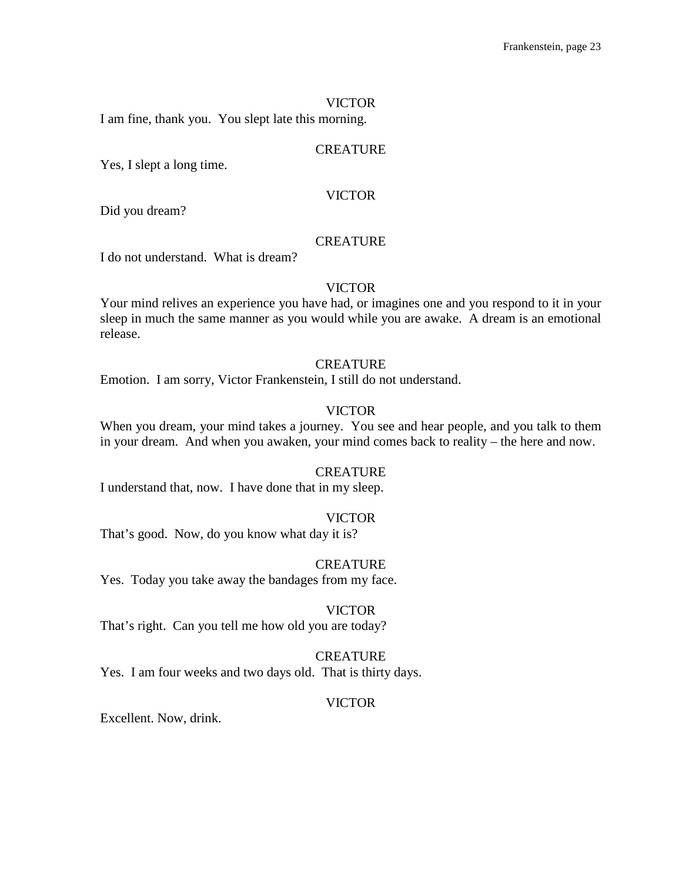VICTOR

I am fine, thank you. You slept late this morning.

CREATURE

Yes, I slept a long time.

VICTOR

Did you dream?

CREATURE

I do not understand. What is dream?

VICTOR

Your mind relives an experience you have had, or imagines one and you respond to it in your sleep in much the same manner as you would while you are awake. A dream is an emotional release.

CREATURE

Emotion. I am sorry, Victor Frankenstein, I still do not understand.

VICTOR

When you dream, your mind takes a journey. You see and hear people, and you talk to them in your dream. And when you awaken, your mind comes back to reality – the here and now.

CREATURE

I understand that, now. I have done that in my sleep.

VICTOR

That's good. Now, do you know what day it is?

CREATURE

Yes. Today you take away the bandages from my face.

VICTOR

That's right. Can you tell me how old you are today?

CREATURE

Yes. I am four weeks and two days old. That is thirty days.

VICTOR

Excellent. Now, drink.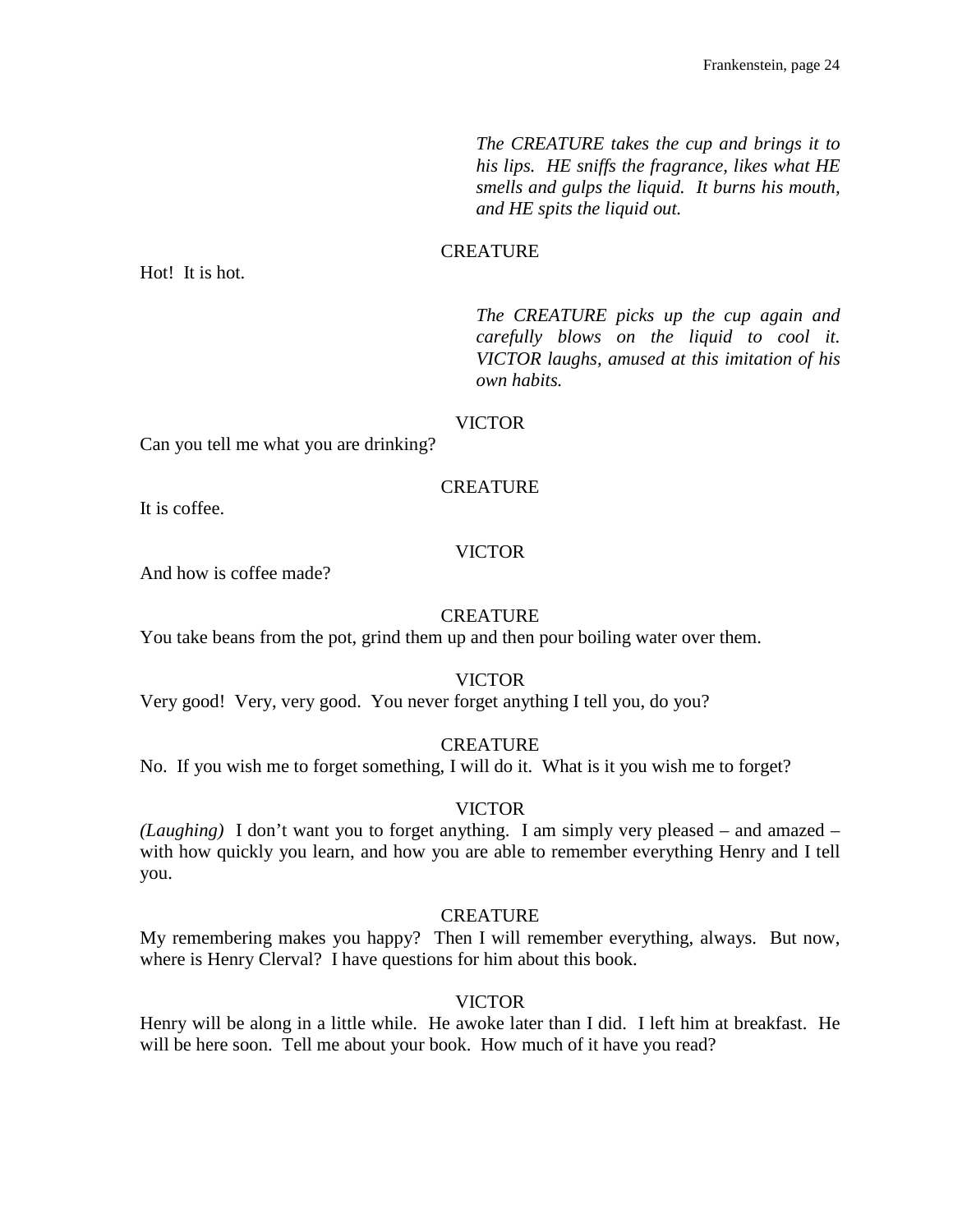*The CREATURE takes the cup and brings it to his lips. HE sniffs the fragrance, likes what HE smells and gulps the liquid. It burns his mouth, and HE spits the liquid out.*

CREATURE

Hot! It is hot.

*The CREATURE picks up the cup again and carefully blows on the liquid to cool it. VICTOR laughs, amused at this imitation of his own habits.*

VICTOR

Can you tell me what you are drinking?

CREATURE

It is coffee.

VICTOR

And how is coffee made?

CREATURE

You take beans from the pot, grind them up and then pour boiling water over them.

VICTOR

Very good! Very, very good. You never forget anything I tell you, do you?

CREATURE

No. If you wish me to forget something, I will do it. What is it you wish me to forget?

VICTOR

*(Laughing)* I don't want you to forget anything. I am simply very pleased – and amazed – with how quickly you learn, and how you are able to remember everything Henry and I tell you.

CREATURE

My remembering makes you happy? Then I will remember everything, always. But now, where is Henry Clerval? I have questions for him about this book.

VICTOR

Henry will be along in a little while. He awoke later than I did. I left him at breakfast. He will be here soon. Tell me about your book. How much of it have you read?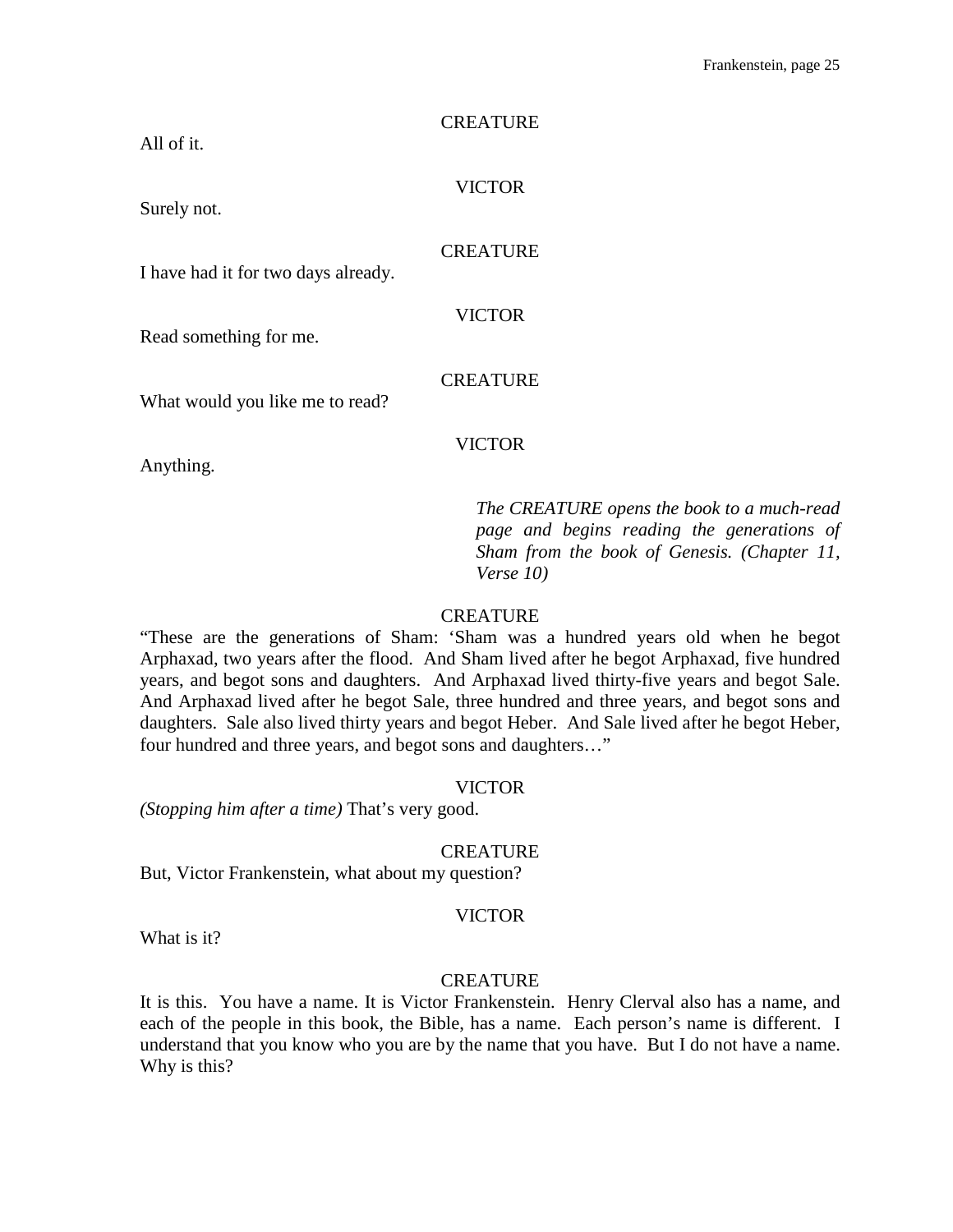CREATURE

All of it.

VICTOR

Surely not.

CREATURE

I have had it for two days already.

VICTOR

Read something for me.

CREATURE

What would you like me to read?

VICTOR

Anything.

*The CREATURE opens the book to a much-read page and begins reading the generations of Sham from the book of Genesis. (Chapter 11, Verse 10)*

CREATURE

"These are the generations of Sham: 'Sham was a hundred years old when he begot Arphaxad, two years after the flood. And Sham lived after he begot Arphaxad, five hundred years, and begot sons and daughters. And Arphaxad lived thirty-five years and begot Sale. And Arphaxad lived after he begot Sale, three hundred and three years, and begot sons and daughters. Sale also lived thirty years and begot Heber. And Sale lived after he begot Heber, four hundred and three years, and begot sons and daughters…"

VICTOR

*(Stopping him after a time)* That's very good.

CREATURE

But, Victor Frankenstein, what about my question?

VICTOR

What is it?

CREATURE

It is this. You have a name. It is Victor Frankenstein. Henry Clerval also has a name, and each of the people in this book, the Bible, has a name. Each person's name is different. I understand that you know who you are by the name that you have. But I do not have a name. Why is this?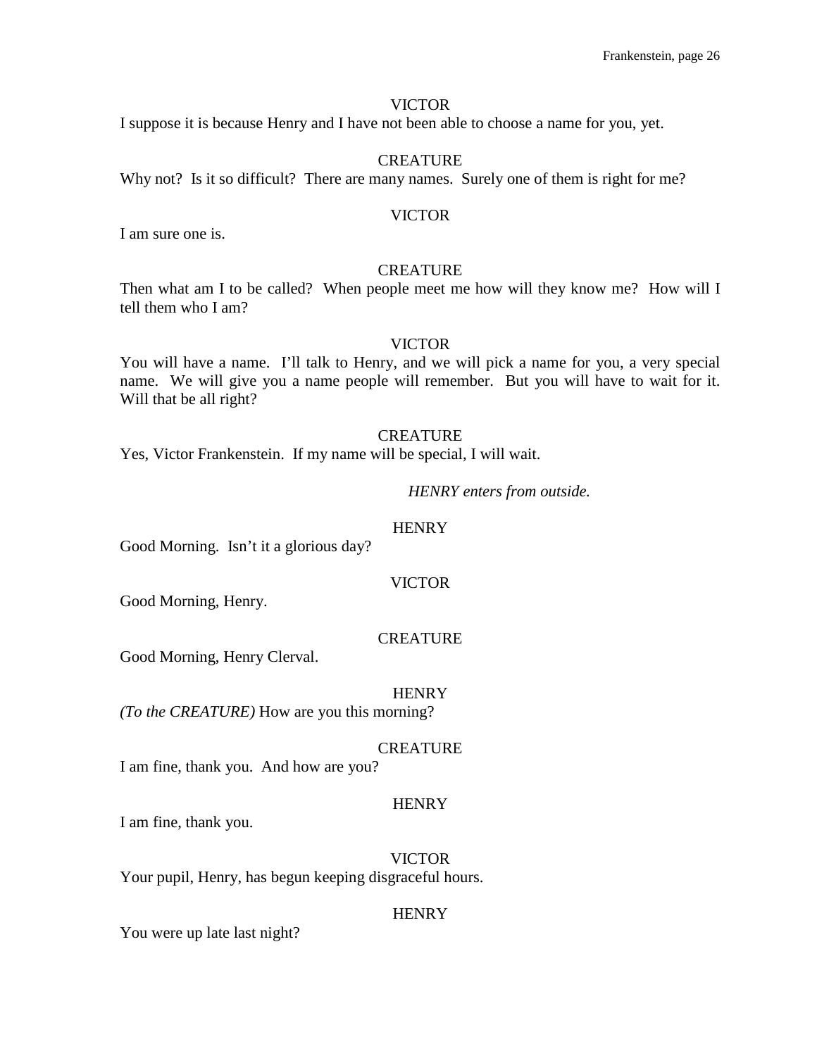VICTOR

I suppose it is because Henry and I have not been able to choose a name for you, yet.

CREATURE

Why not? Is it so difficult? There are many names. Surely one of them is right for me?

VICTOR

I am sure one is.

CREATURE

Then what am I to be called? When people meet me how will they know me? How will I tell them who I am?

VICTOR

You will have a name. I'll talk to Henry, and we will pick a name for you, a very special name. We will give you a name people will remember. But you will have to wait for it. Will that be all right?

CREATURE

Yes, Victor Frankenstein. If my name will be special, I will wait.

*HENRY enters from outside.*

HENRY

Good Morning. Isn't it a glorious day?

VICTOR

Good Morning, Henry.

CREATURE

Good Morning, Henry Clerval.

HENRY

*(To the CREATURE)* How are you this morning?

CREATURE

I am fine, thank you. And how are you?

HENRY

I am fine, thank you.

VICTOR

Your pupil, Henry, has begun keeping disgraceful hours.

HENRY

You were up late last night?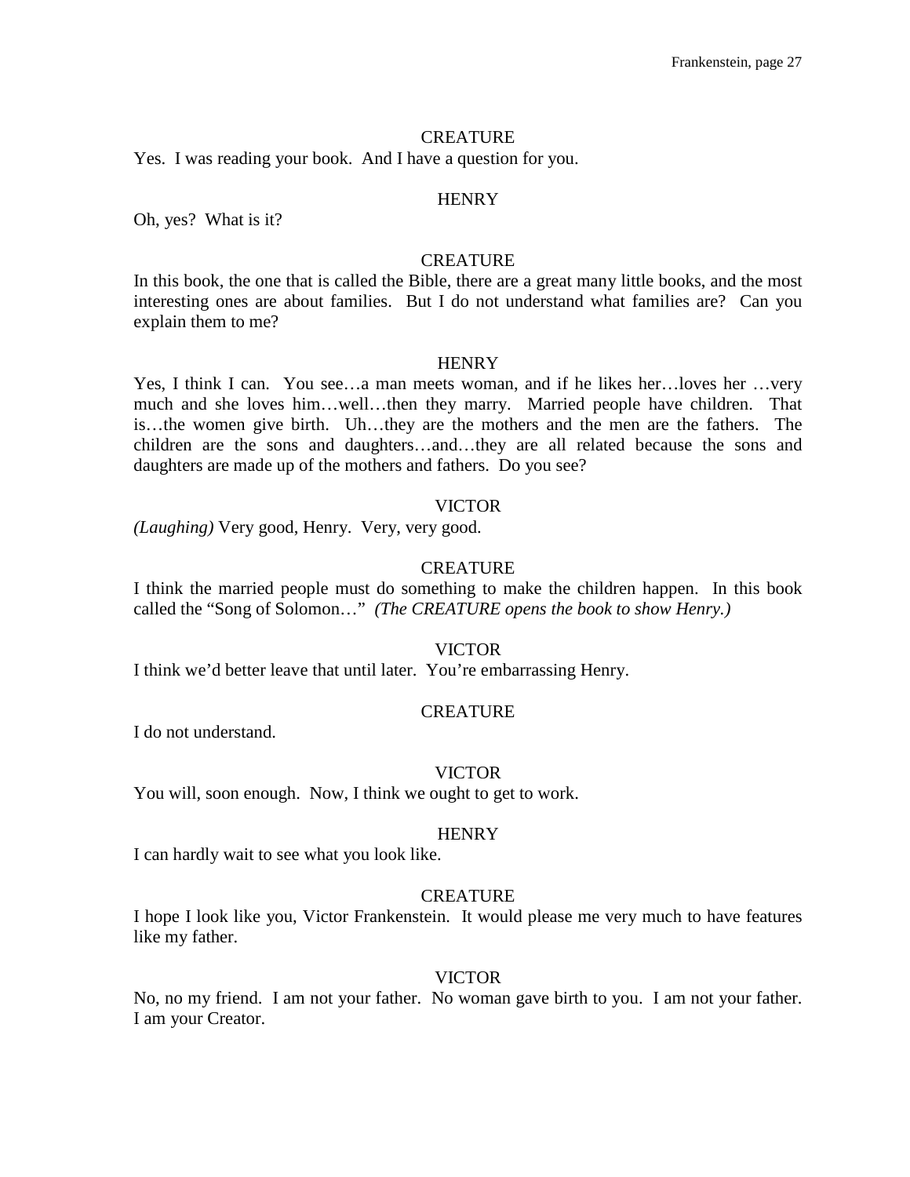CREATURE

Yes. I was reading your book. And I have a question for you.

HENRY

Oh, yes? What is it?

CREATURE

In this book, the one that is called the Bible, there are a great many little books, and the most interesting ones are about families. But I do not understand what families are? Can you explain them to me?

HENRY

Yes, I think I can. You see…a man meets woman, and if he likes her…loves her …very much and she loves him…well…then they marry. Married people have children. That is…the women give birth. Uh…they are the mothers and the men are the fathers. The children are the sons and daughters…and…they are all related because the sons and daughters are made up of the mothers and fathers. Do you see?

VICTOR

*(Laughing)* Very good, Henry. Very, very good.

CREATURE

I think the married people must do something to make the children happen. In this book called the "Song of Solomon…" *(The CREATURE opens the book to show Henry.)*

VICTOR

I think we'd better leave that until later. You're embarrassing Henry.

CREATURE

I do not understand.

VICTOR

You will, soon enough. Now, I think we ought to get to work.

HENRY

I can hardly wait to see what you look like.

CREATURE

I hope I look like you, Victor Frankenstein. It would please me very much to have features like my father.

VICTOR

No, no my friend. I am not your father. No woman gave birth to you. I am not your father. I am your Creator.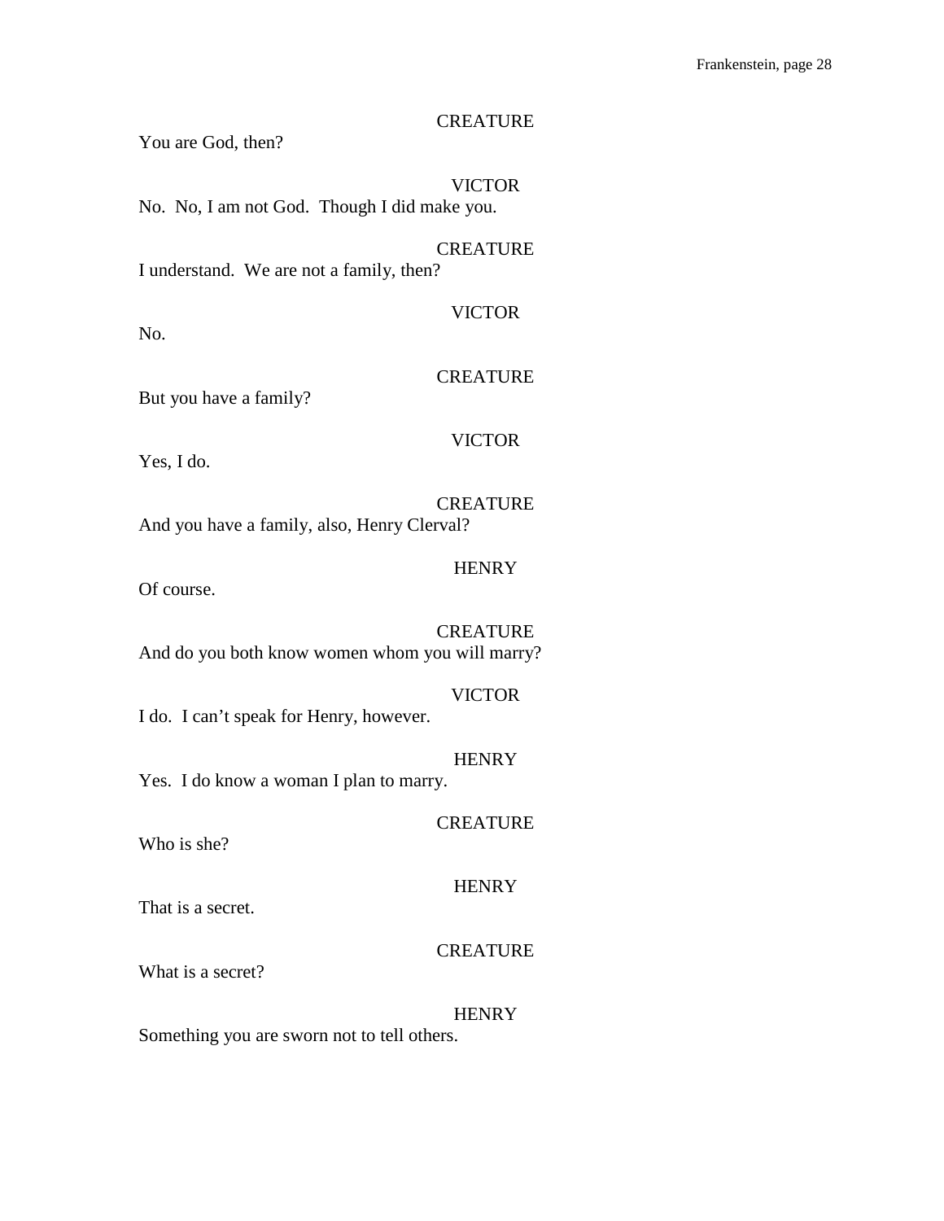CREATURE

You are God, then?

VICTOR

No. No, I am not God. Though I did make you.

CREATURE

I understand. We are not a family, then?

VICTOR

No.

CREATURE

But you have a family?

VICTOR

Yes, I do.

CREATURE

And you have a family, also, Henry Clerval?

HENRY

Of course.

CREATURE

And do you both know women whom you will marry?

VICTOR

I do. I can't speak for Henry, however.

HENRY

Yes. I do know a woman I plan to marry.

CREATURE

Who is she?

HENRY

That is a secret.

CREATURE

What is a secret?

HENRY

Something you are sworn not to tell others.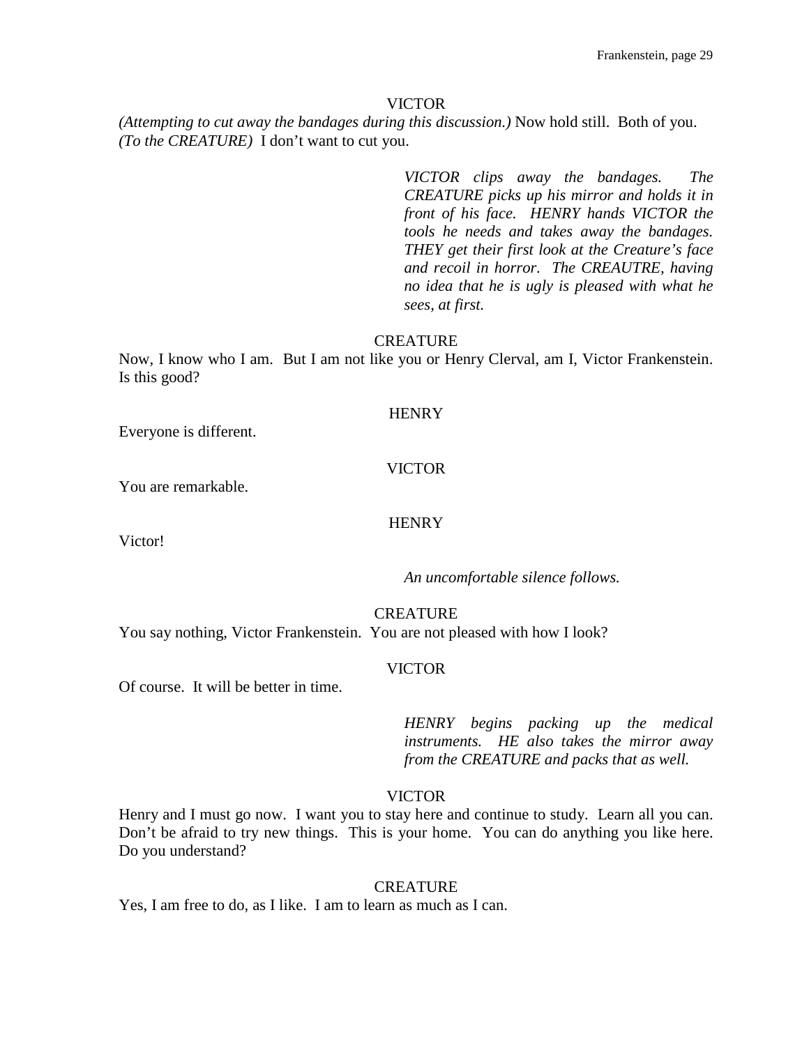VICTOR

*(Attempting to cut away the bandages during this discussion.)* Now hold still. Both of you. *(To the CREATURE)* I don't want to cut you.

*VICTOR clips away the bandages. The CREATURE picks up his mirror and holds it in front of his face. HENRY hands VICTOR the tools he needs and takes away the bandages. THEY get their first look at the Creature's face and recoil in horror. The CREAUTRE, having no idea that he is ugly is pleased with what he sees, at first.*

CREATURE

Now, I know who I am. But I am not like you or Henry Clerval, am I, Victor Frankenstein. Is this good?

HENRY

Everyone is different.

VICTOR

You are remarkable.

HENRY

Victor!

*An uncomfortable silence follows.*

CREATURE

You say nothing, Victor Frankenstein. You are not pleased with how I look?

VICTOR

Of course. It will be better in time.

*HENRY begins packing up the medical instruments. HE also takes the mirror away from the CREATURE and packs that as well.*

VICTOR

Henry and I must go now. I want you to stay here and continue to study. Learn all you can. Don't be afraid to try new things. This is your home. You can do anything you like here. Do you understand?

CREATURE

Yes, I am free to do, as I like. I am to learn as much as I can.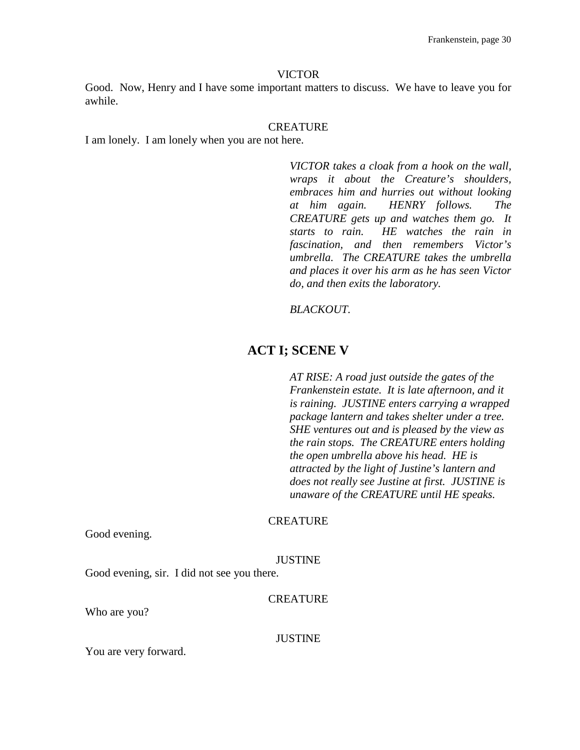VICTOR

Good. Now, Henry and I have some important matters to discuss. We have to leave you for awhile.

CREATURE

I am lonely. I am lonely when you are not here.

*VICTOR takes a cloak from a hook on the wall, wraps it about the Creature's shoulders, embraces him and hurries out without looking at him again. HENRY follows. The CREATURE gets up and watches them go. It starts to rain. HE watches the rain in fascination, and then remembers Victor's umbrella. The CREATURE takes the umbrella and places it over his arm as he has seen Victor do, and then exits the laboratory.*

*BLACKOUT.*

## ACT I; SCENE V

*AT RISE: A road just outside the gates of the Frankenstein estate. It is late afternoon, and it is raining. JUSTINE enters carrying a wrapped package lantern and takes shelter under a tree. SHE ventures out and is pleased by the view as the rain stops. The CREATURE enters holding the open umbrella above his head. HE is attracted by the light of Justine's lantern and does not really see Justine at first. JUSTINE is unaware of the CREATURE until HE speaks.*

CREATURE

Good evening.

JUSTINE

Good evening, sir. I did not see you there.

CREATURE

Who are you?

JUSTINE

You are very forward.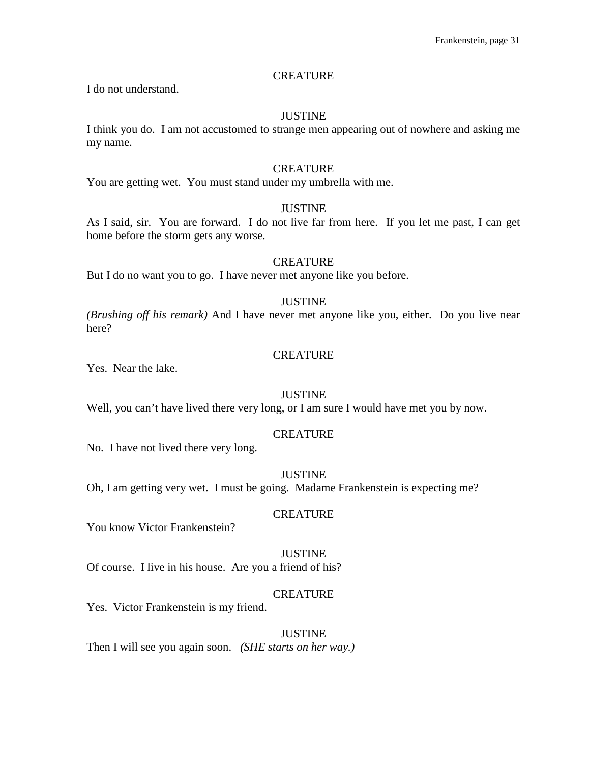CREATURE

I do not understand.

JUSTINE

I think you do. I am not accustomed to strange men appearing out of nowhere and asking me my name.

CREATURE

You are getting wet. You must stand under my umbrella with me.

JUSTINE

As I said, sir. You are forward. I do not live far from here. If you let me past, I can get home before the storm gets any worse.

CREATURE

But I do no want you to go. I have never met anyone like you before.

JUSTINE

*(Brushing off his remark)* And I have never met anyone like you, either. Do you live near here?

CREATURE

Yes. Near the lake.

JUSTINE

Well, you can't have lived there very long, or I am sure I would have met you by now.

CREATURE

No. I have not lived there very long.

JUSTINE

Oh, I am getting very wet. I must be going. Madame Frankenstein is expecting me?

CREATURE

You know Victor Frankenstein?

JUSTINE

Of course. I live in his house. Are you a friend of his?

CREATURE

Yes. Victor Frankenstein is my friend.

JUSTINE

Then I will see you again soon. *(SHE starts on her way.)*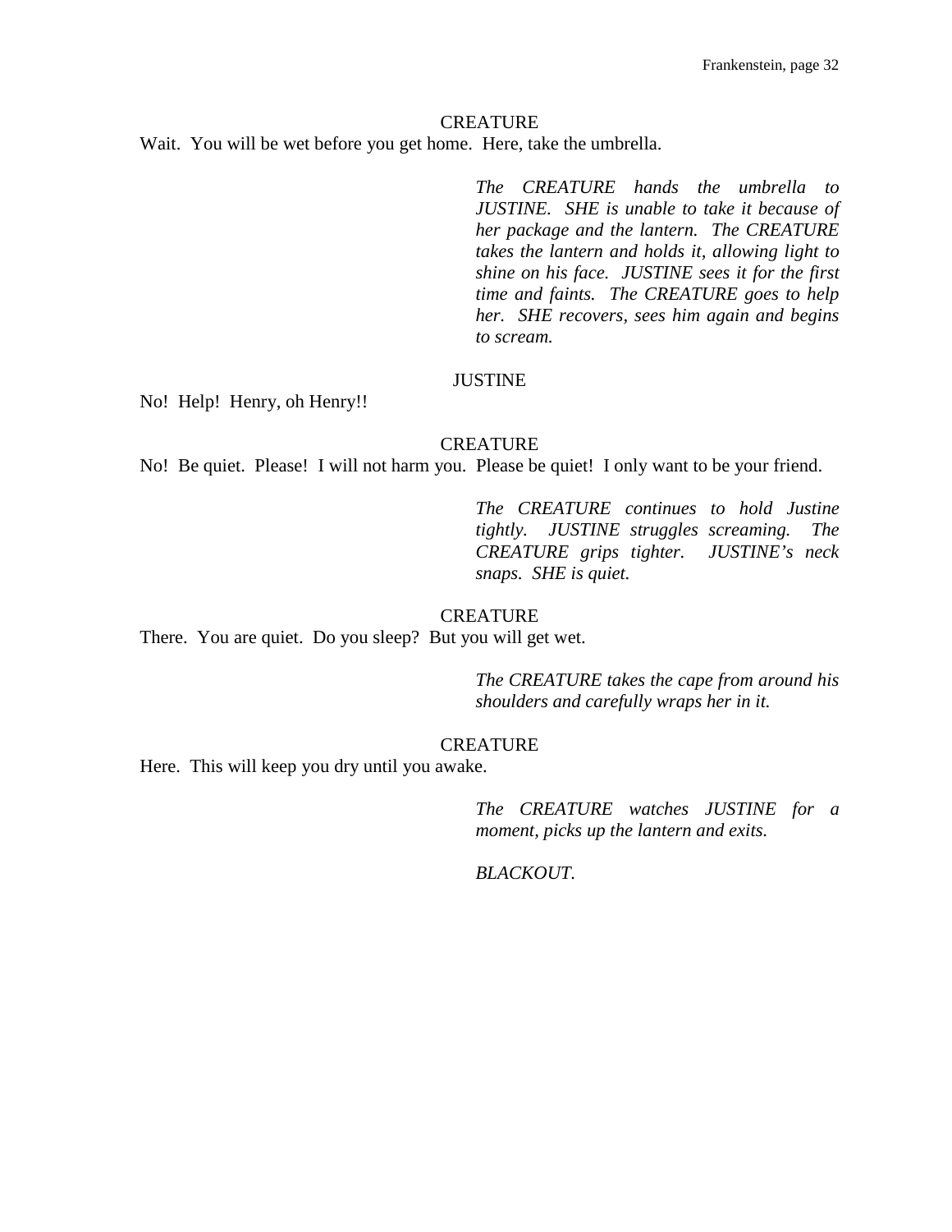CREATURE

Wait. You will be wet before you get home. Here, take the umbrella.

*The CREATURE hands the umbrella to JUSTINE. SHE is unable to take it because of her package and the lantern. The CREATURE takes the lantern and holds it, allowing light to shine on his face. JUSTINE sees it for the first time and faints. The CREATURE goes to help her. SHE recovers, sees him again and begins to scream.*

JUSTINE

No! Help! Henry, oh Henry!!

CREATURE

No! Be quiet. Please! I will not harm you. Please be quiet! I only want to be your friend.

*The CREATURE continues to hold Justine tightly. JUSTINE struggles screaming. The CREATURE grips tighter. JUSTINE's neck snaps. SHE is quiet.*

CREATURE

There. You are quiet. Do you sleep? But you will get wet.

*The CREATURE takes the cape from around his shoulders and carefully wraps her in it.*

CREATURE

Here. This will keep you dry until you awake.

*The CREATURE watches JUSTINE for a moment, picks up the lantern and exits.*

*BLACKOUT.*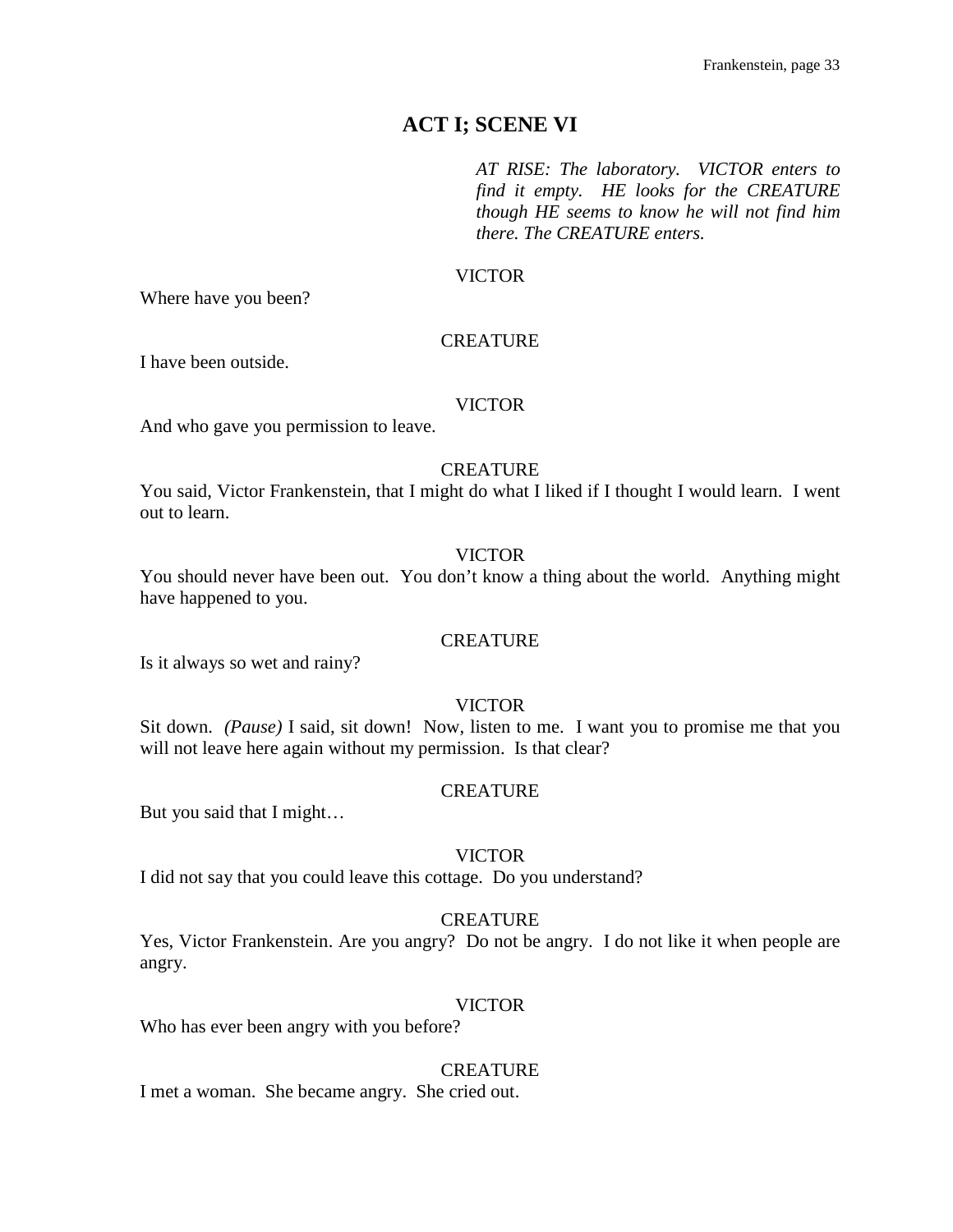## ACT I; SCENE VI

*AT RISE: The laboratory. VICTOR enters to find it empty. HE looks for the CREATURE though HE seems to know he will not find him there. The CREATURE enters.*

VICTOR

Where have you been?

CREATURE

I have been outside.

VICTOR

And who gave you permission to leave.

CREATURE

You said, Victor Frankenstein, that I might do what I liked if I thought I would learn. I went out to learn.

VICTOR

You should never have been out. You don't know a thing about the world. Anything might have happened to you.

CREATURE

Is it always so wet and rainy?

VICTOR

Sit down. *(Pause)* I said, sit down! Now, listen to me. I want you to promise me that you will not leave here again without my permission. Is that clear?

CREATURE

But you said that I might…

VICTOR

I did not say that you could leave this cottage. Do you understand?

CREATURE

Yes, Victor Frankenstein. Are you angry? Do not be angry. I do not like it when people are angry.

VICTOR

Who has ever been angry with you before?

CREATURE

I met a woman. She became angry. She cried out.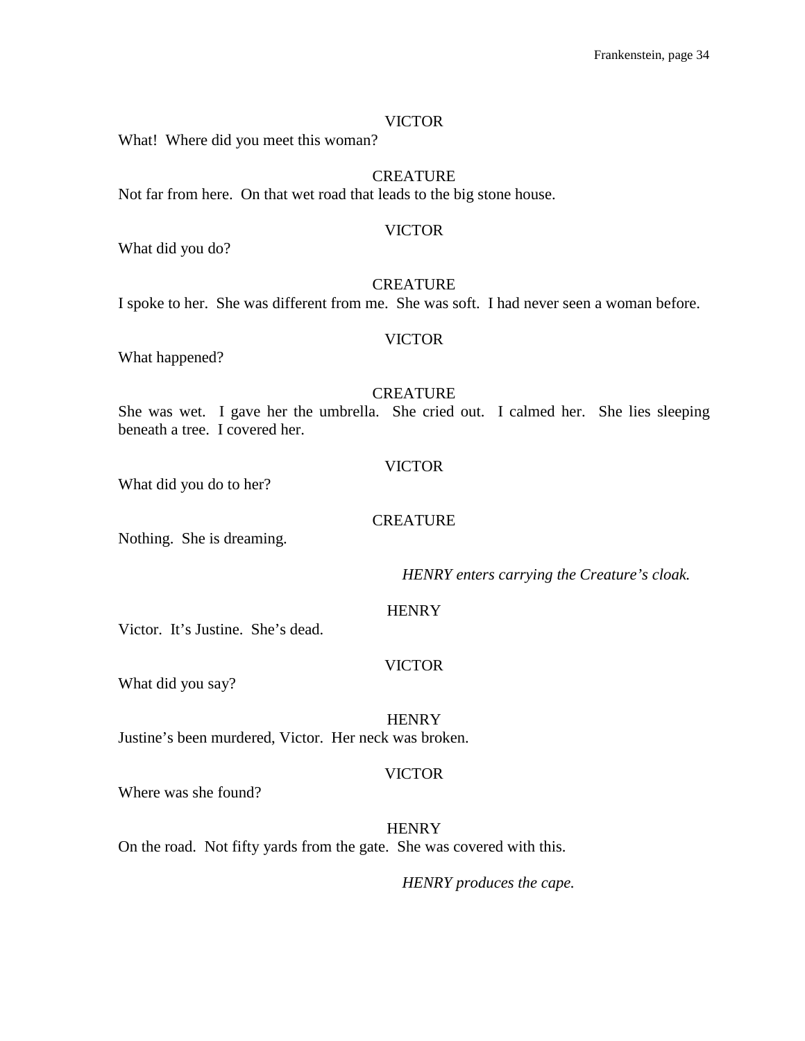VICTOR

What! Where did you meet this woman?

CREATURE

Not far from here. On that wet road that leads to the big stone house.

VICTOR

What did you do?

CREATURE

I spoke to her. She was different from me. She was soft. I had never seen a woman before.

VICTOR

What happened?

CREATURE

She was wet. I gave her the umbrella. She cried out. I calmed her. She lies sleeping beneath a tree. I covered her.

VICTOR

What did you do to her?

CREATURE

Nothing. She is dreaming.

*HENRY enters carrying the Creature's cloak.*

HENRY

Victor. It's Justine. She's dead.

VICTOR

What did you say?

HENRY

Justine's been murdered, Victor. Her neck was broken.

VICTOR

Where was she found?

HENRY

On the road. Not fifty yards from the gate. She was covered with this.

*HENRY produces the cape.*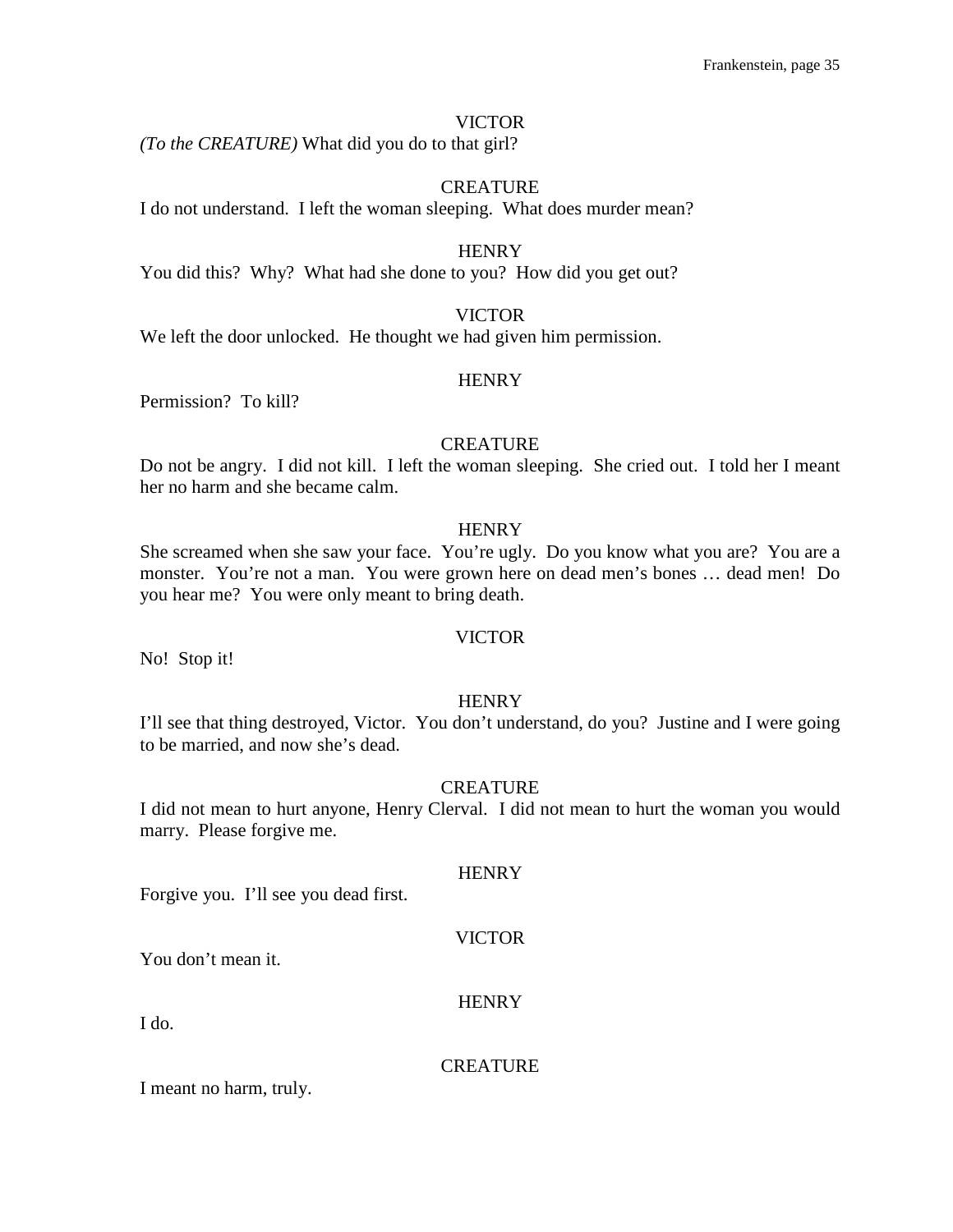VICTOR

*(To the CREATURE)* What did you do to that girl?

CREATURE

I do not understand. I left the woman sleeping. What does murder mean?

HENRY

You did this? Why? What had she done to you? How did you get out?

VICTOR

We left the door unlocked. He thought we had given him permission.

HENRY

Permission? To kill?

CREATURE

Do not be angry. I did not kill. I left the woman sleeping. She cried out. I told her I meant her no harm and she became calm.

HENRY

She screamed when she saw your face. You're ugly. Do you know what you are? You are a monster. You're not a man. You were grown here on dead men's bones … dead men! Do you hear me? You were only meant to bring death.

VICTOR

No! Stop it!

HENRY

I'll see that thing destroyed, Victor. You don't understand, do you? Justine and I were going to be married, and now she's dead.

CREATURE

I did not mean to hurt anyone, Henry Clerval. I did not mean to hurt the woman you would marry. Please forgive me.

HENRY

Forgive you. I'll see you dead first.

VICTOR

You don't mean it.

HENRY

I do.

CREATURE

I meant no harm, truly.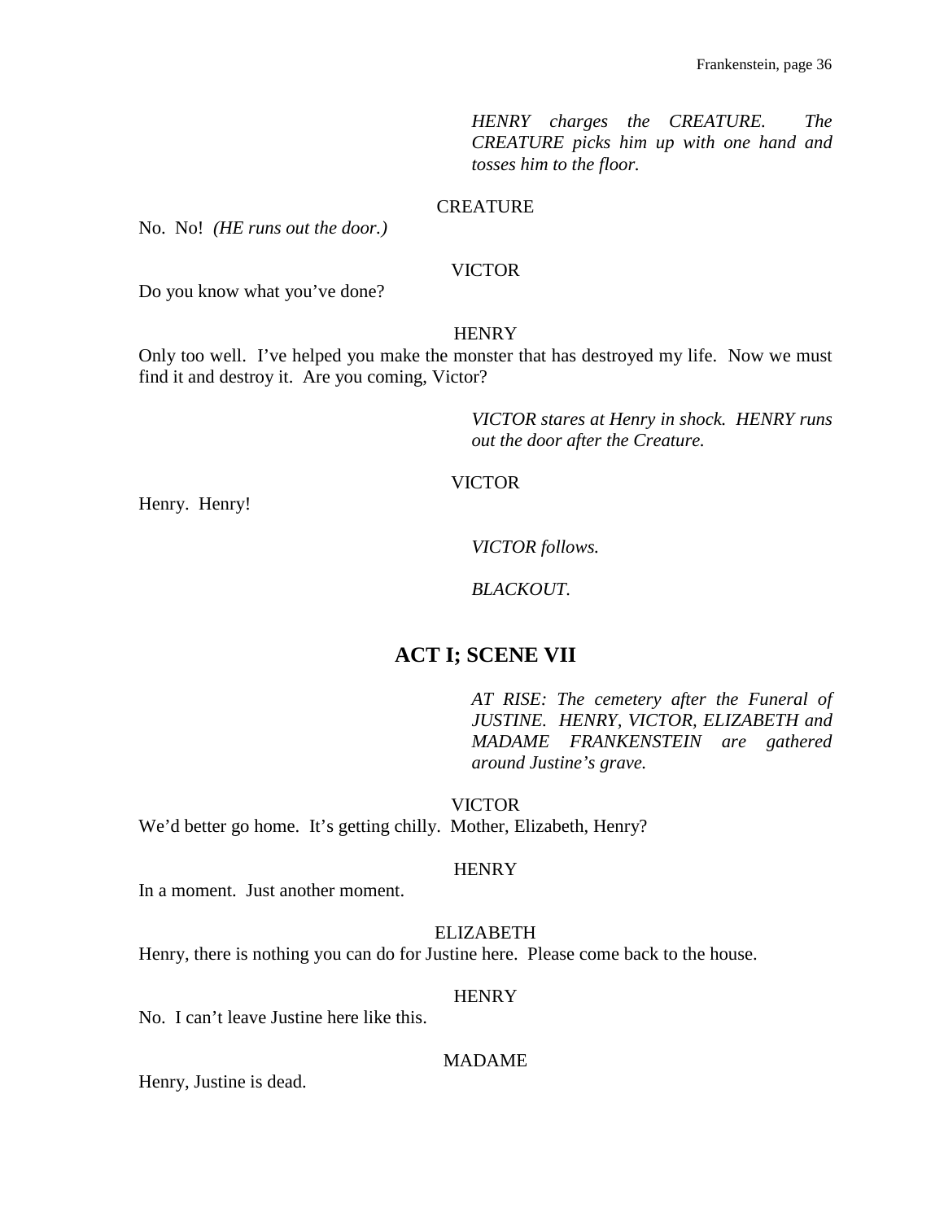*HENRY charges the CREATURE. The CREATURE picks him up with one hand and tosses him to the floor.*

CREATURE

No. No! *(HE runs out the door.)*

VICTOR

Do you know what you've done?

HENRY

Only too well. I've helped you make the monster that has destroyed my life. Now we must find it and destroy it. Are you coming, Victor?

*VICTOR stares at Henry in shock. HENRY runs out the door after the Creature.*

VICTOR

Henry. Henry!

*VICTOR follows.*

*BLACKOUT.*

## ACT I; SCENE VII

*AT RISE: The cemetery after the Funeral of JUSTINE. HENRY, VICTOR, ELIZABETH and MADAME FRANKENSTEIN are gathered around Justine's grave.*

VICTOR

We'd better go home. It's getting chilly. Mother, Elizabeth, Henry?

HENRY

In a moment. Just another moment.

ELIZABETH

Henry, there is nothing you can do for Justine here. Please come back to the house.

HENRY

No. I can't leave Justine here like this.

MADAME

Henry, Justine is dead.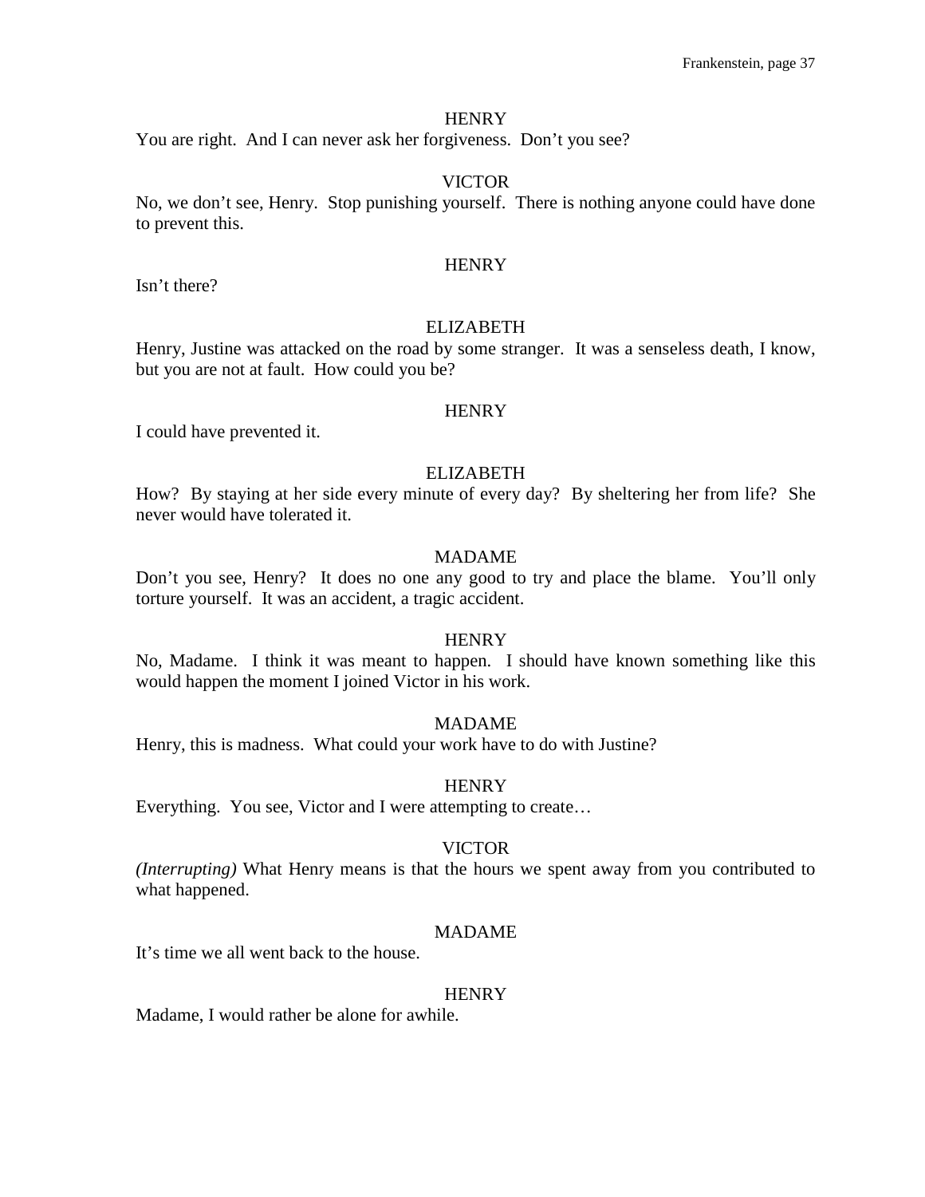HENRY
You are right.  And I can never ask her forgiveness.  Don't you see?

VICTOR
No, we don't see, Henry.  Stop punishing yourself.  There is nothing anyone could have done to prevent this.

HENRY
Isn't there?

ELIZABETH
Henry, Justine was attacked on the road by some stranger.  It was a senseless death, I know, but you are not at fault.  How could you be?

HENRY
I could have prevented it.

ELIZABETH
How?  By staying at her side every minute of every day?  By sheltering her from life?  She never would have tolerated it.

MADAME
Don't you see, Henry?  It does no one any good to try and place the blame.  You'll only torture yourself.  It was an accident, a tragic accident.

HENRY
No, Madame.  I think it was meant to happen.  I should have known something like this would happen the moment I joined Victor in his work.

MADAME
Henry, this is madness.  What could your work have to do with Justine?

HENRY
Everything.  You see, Victor and I were attempting to create…

VICTOR
*(Interrupting)* What Henry means is that the hours we spent away from you contributed to what happened.

MADAME
It's time we all went back to the house.

HENRY
Madame, I would rather be alone for awhile.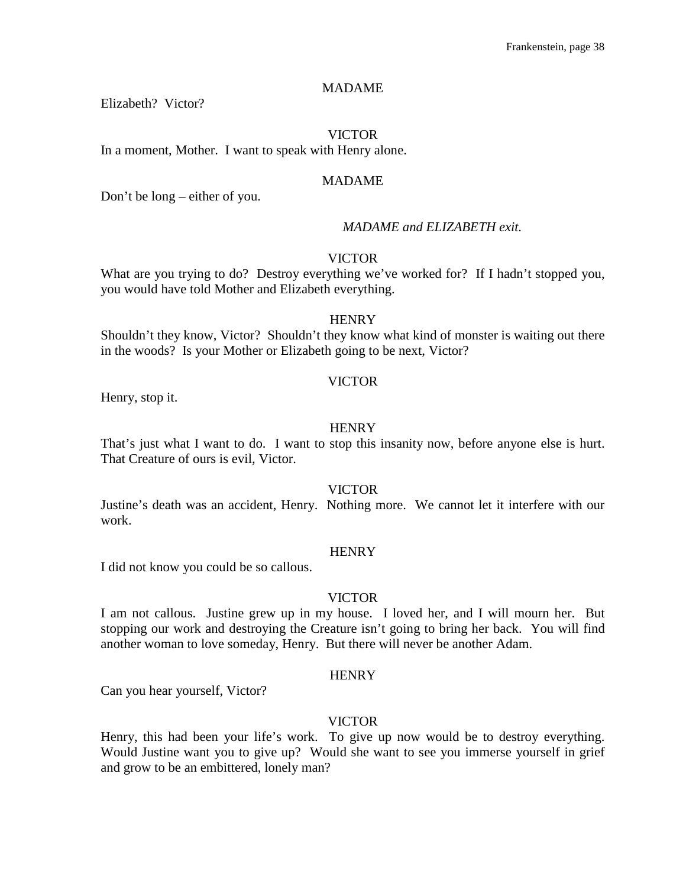MADAME

Elizabeth? Victor?

VICTOR

In a moment, Mother. I want to speak with Henry alone.

MADAME

Don't be long – either of you.

*MADAME and ELIZABETH exit.*

VICTOR

What are you trying to do? Destroy everything we've worked for? If I hadn't stopped you, you would have told Mother and Elizabeth everything.

HENRY

Shouldn't they know, Victor? Shouldn't they know what kind of monster is waiting out there in the woods? Is your Mother or Elizabeth going to be next, Victor?

VICTOR

Henry, stop it.

HENRY

That's just what I want to do. I want to stop this insanity now, before anyone else is hurt. That Creature of ours is evil, Victor.

VICTOR

Justine's death was an accident, Henry. Nothing more. We cannot let it interfere with our work.

HENRY

I did not know you could be so callous.

VICTOR

I am not callous. Justine grew up in my house. I loved her, and I will mourn her. But stopping our work and destroying the Creature isn't going to bring her back. You will find another woman to love someday, Henry. But there will never be another Adam.

HENRY

Can you hear yourself, Victor?

VICTOR

Henry, this had been your life's work. To give up now would be to destroy everything. Would Justine want you to give up? Would she want to see you immerse yourself in grief and grow to be an embittered, lonely man?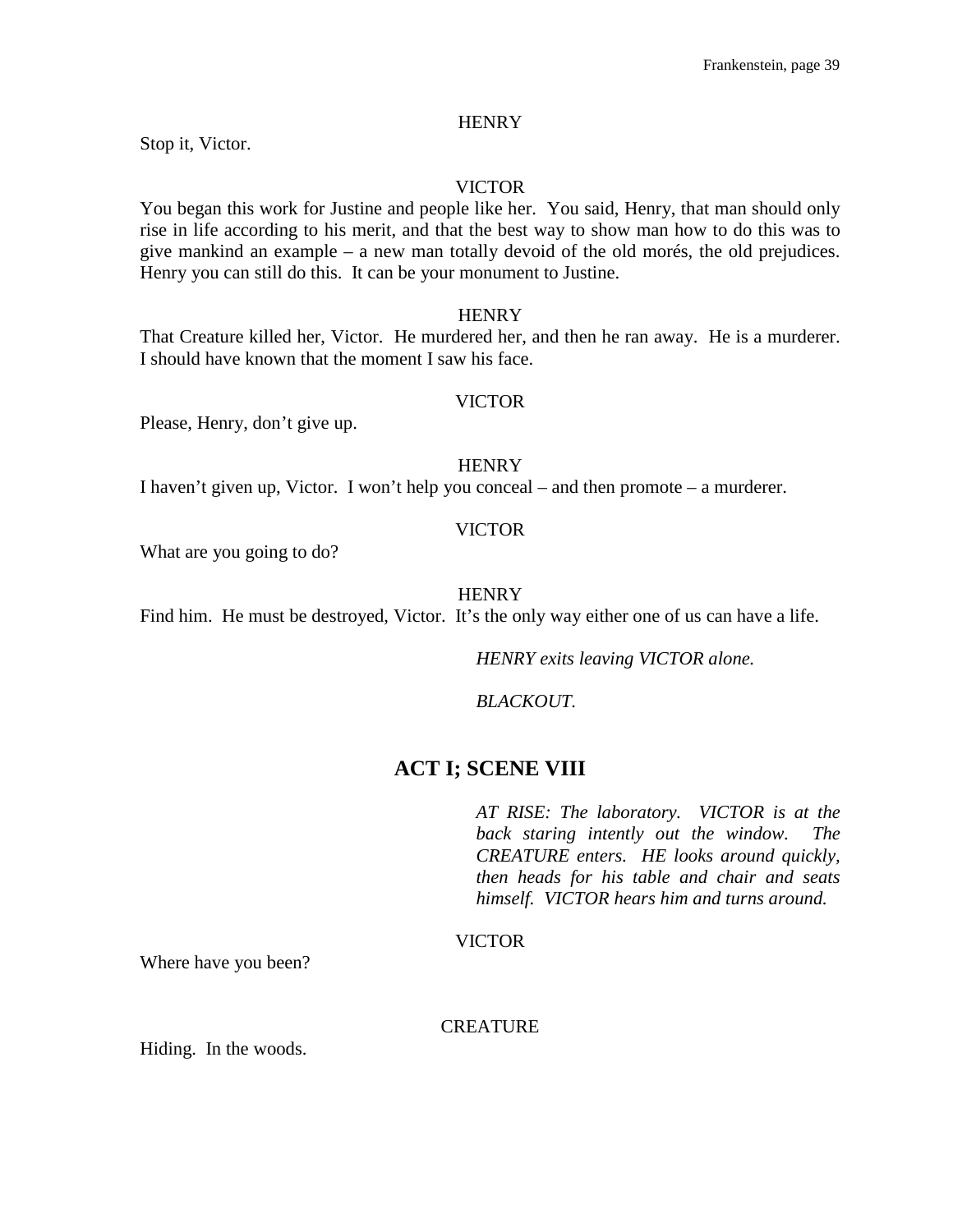HENRY

Stop it, Victor.

VICTOR

You began this work for Justine and people like her. You said, Henry, that man should only rise in life according to his merit, and that the best way to show man how to do this was to give mankind an example – a new man totally devoid of the old morés, the old prejudices. Henry you can still do this. It can be your monument to Justine.

HENRY

That Creature killed her, Victor. He murdered her, and then he ran away. He is a murderer. I should have known that the moment I saw his face.

VICTOR

Please, Henry, don't give up.

HENRY

I haven't given up, Victor. I won't help you conceal – and then promote – a murderer.

VICTOR

What are you going to do?

HENRY

Find him. He must be destroyed, Victor. It's the only way either one of us can have a life.

*HENRY exits leaving VICTOR alone.*

*BLACKOUT.*

## ACT I; SCENE VIII

*AT RISE: The laboratory. VICTOR is at the back staring intently out the window. The CREATURE enters. HE looks around quickly, then heads for his table and chair and seats himself. VICTOR hears him and turns around.*

VICTOR

Where have you been?

CREATURE

Hiding. In the woods.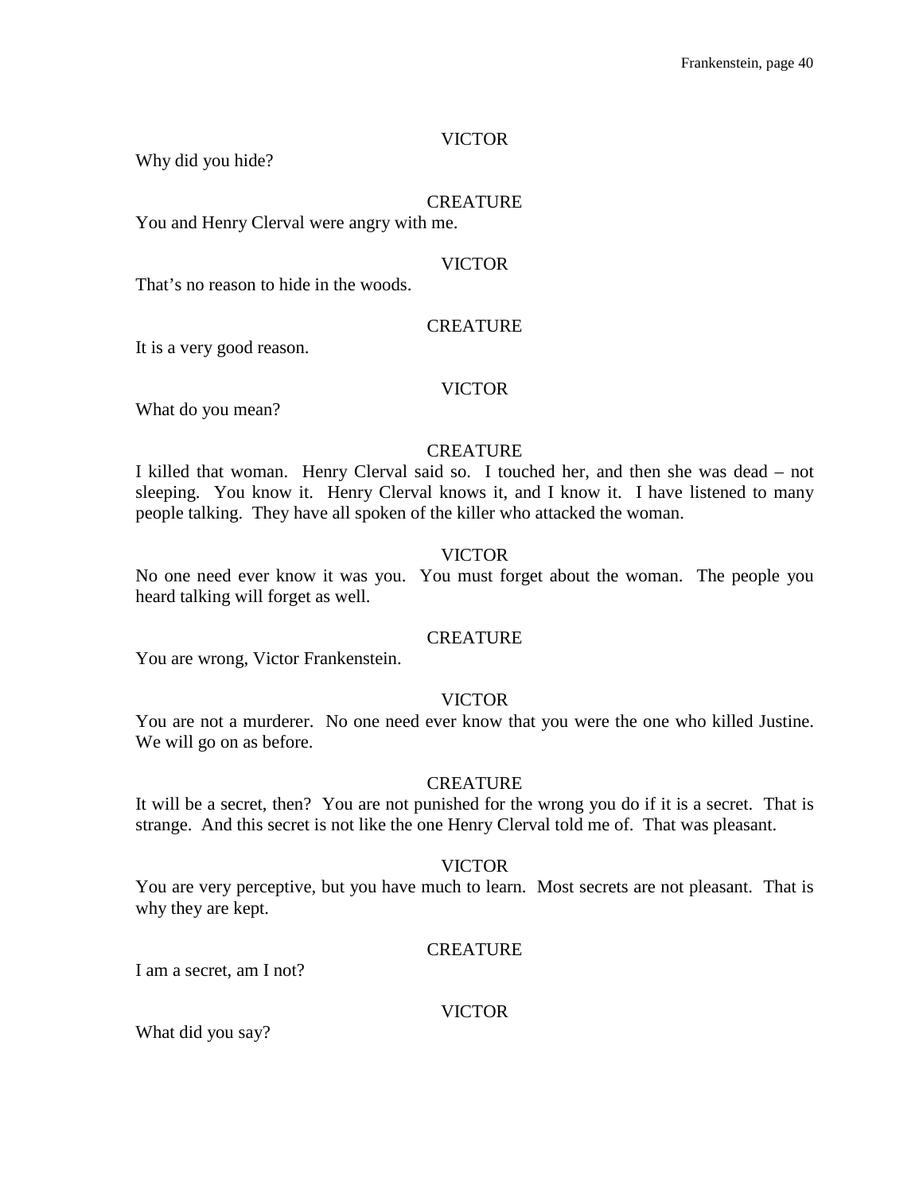VICTOR

Why did you hide?

CREATURE

You and Henry Clerval were angry with me.

VICTOR

That's no reason to hide in the woods.

CREATURE

It is a very good reason.

VICTOR

What do you mean?

CREATURE

I killed that woman. Henry Clerval said so. I touched her, and then she was dead – not sleeping. You know it. Henry Clerval knows it, and I know it. I have listened to many people talking. They have all spoken of the killer who attacked the woman.

VICTOR

No one need ever know it was you. You must forget about the woman. The people you heard talking will forget as well.

CREATURE

You are wrong, Victor Frankenstein.

VICTOR

You are not a murderer. No one need ever know that you were the one who killed Justine. We will go on as before.

CREATURE

It will be a secret, then? You are not punished for the wrong you do if it is a secret. That is strange. And this secret is not like the one Henry Clerval told me of. That was pleasant.

VICTOR

You are very perceptive, but you have much to learn. Most secrets are not pleasant. That is why they are kept.

CREATURE

I am a secret, am I not?

VICTOR

What did you say?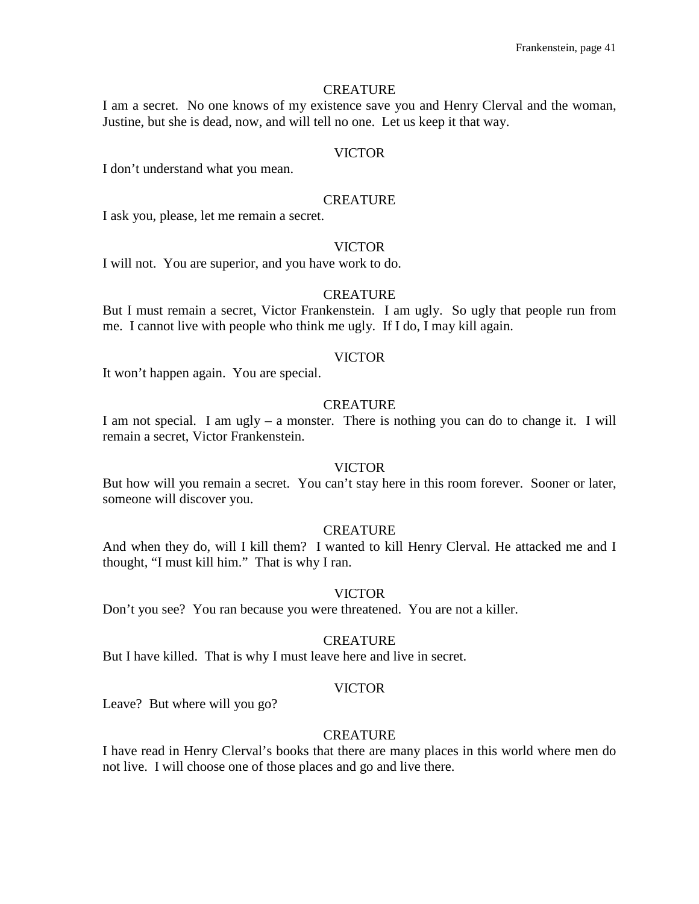CREATURE

I am a secret. No one knows of my existence save you and Henry Clerval and the woman, Justine, but she is dead, now, and will tell no one. Let us keep it that way.

VICTOR

I don't understand what you mean.

CREATURE

I ask you, please, let me remain a secret.

VICTOR

I will not. You are superior, and you have work to do.

CREATURE

But I must remain a secret, Victor Frankenstein. I am ugly. So ugly that people run from me. I cannot live with people who think me ugly. If I do, I may kill again.

VICTOR

It won't happen again. You are special.

CREATURE

I am not special. I am ugly – a monster. There is nothing you can do to change it. I will remain a secret, Victor Frankenstein.

VICTOR

But how will you remain a secret. You can't stay here in this room forever. Sooner or later, someone will discover you.

CREATURE

And when they do, will I kill them? I wanted to kill Henry Clerval. He attacked me and I thought, "I must kill him." That is why I ran.

VICTOR

Don't you see? You ran because you were threatened. You are not a killer.

CREATURE

But I have killed. That is why I must leave here and live in secret.

VICTOR

Leave? But where will you go?

CREATURE

I have read in Henry Clerval's books that there are many places in this world where men do not live. I will choose one of those places and go and live there.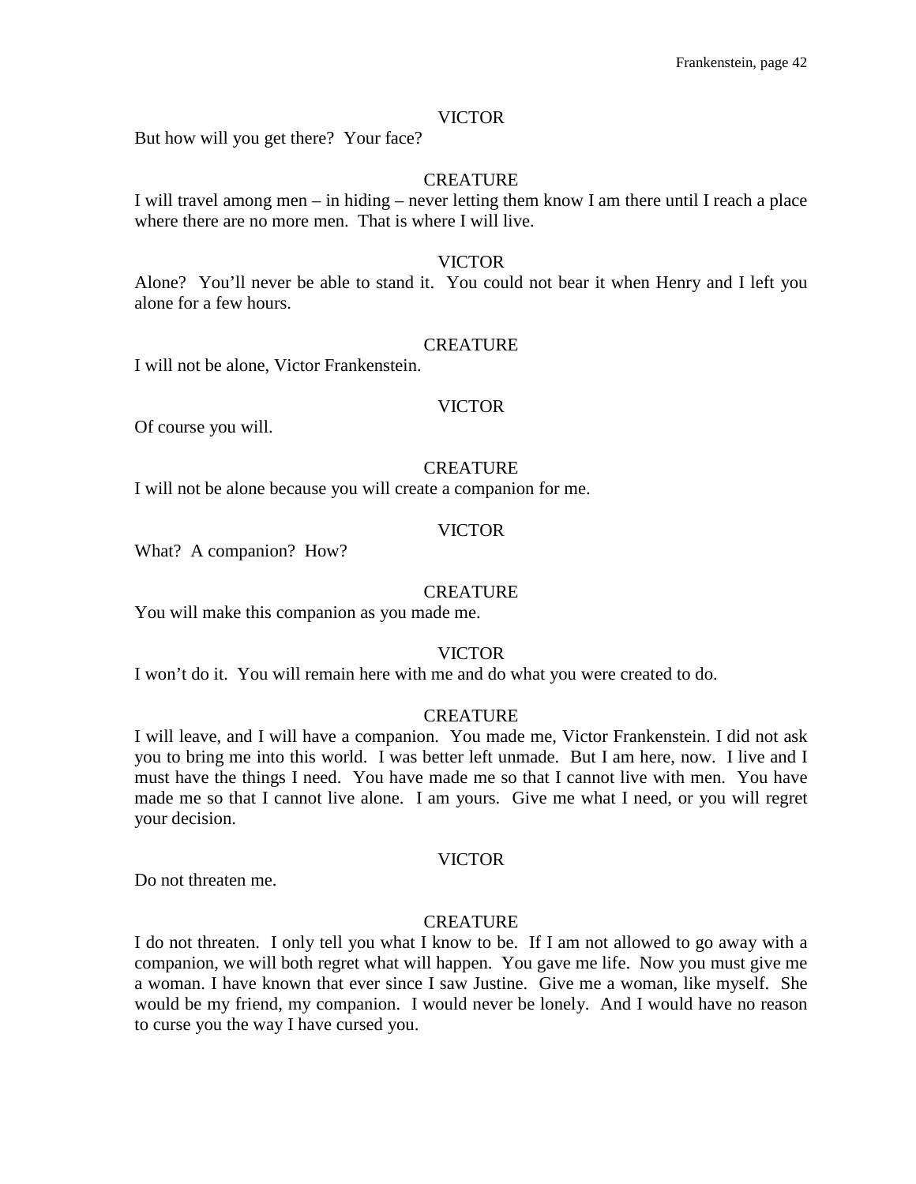VICTOR

But how will you get there? Your face?

CREATURE

I will travel among men – in hiding – never letting them know I am there until I reach a place where there are no more men. That is where I will live.

VICTOR

Alone? You'll never be able to stand it. You could not bear it when Henry and I left you alone for a few hours.

CREATURE

I will not be alone, Victor Frankenstein.

VICTOR

Of course you will.

CREATURE

I will not be alone because you will create a companion for me.

VICTOR

What? A companion? How?

CREATURE

You will make this companion as you made me.

VICTOR

I won't do it. You will remain here with me and do what you were created to do.

CREATURE

I will leave, and I will have a companion. You made me, Victor Frankenstein. I did not ask you to bring me into this world. I was better left unmade. But I am here, now. I live and I must have the things I need. You have made me so that I cannot live with men. You have made me so that I cannot live alone. I am yours. Give me what I need, or you will regret your decision.

VICTOR

Do not threaten me.

CREATURE

I do not threaten. I only tell you what I know to be. If I am not allowed to go away with a companion, we will both regret what will happen. You gave me life. Now you must give me a woman. I have known that ever since I saw Justine. Give me a woman, like myself. She would be my friend, my companion. I would never be lonely. And I would have no reason to curse you the way I have cursed you.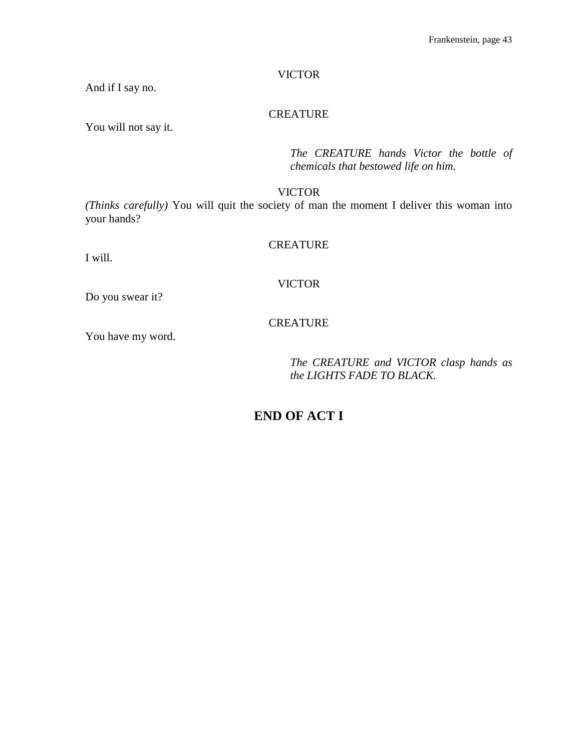VICTOR

And if I say no.

CREATURE

You will not say it.

*The CREATURE hands Victor the bottle of chemicals that bestowed life on him.*

VICTOR

*(Thinks carefully)* You will quit the society of man the moment I deliver this woman into your hands?

CREATURE

I will.

VICTOR

Do you swear it?

CREATURE

You have my word.

*The CREATURE and VICTOR clasp hands as the LIGHTS FADE TO BLACK.*

## END OF ACT I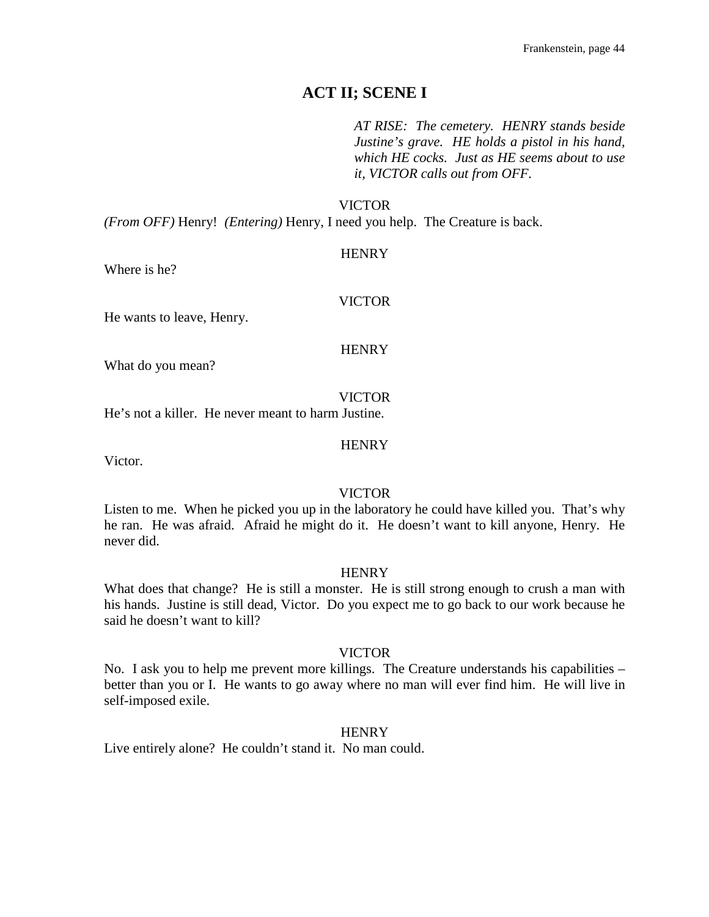## ACT II; SCENE I

*AT RISE: The cemetery. HENRY stands beside Justine's grave. HE holds a pistol in his hand, which HE cocks. Just as HE seems about to use it, VICTOR calls out from OFF.*

VICTOR

*(From OFF)* Henry! *(Entering)* Henry, I need you help. The Creature is back.

HENRY

Where is he?

VICTOR

He wants to leave, Henry.

HENRY

What do you mean?

VICTOR

He's not a killer. He never meant to harm Justine.

HENRY

Victor.

VICTOR

Listen to me. When he picked you up in the laboratory he could have killed you. That's why he ran. He was afraid. Afraid he might do it. He doesn't want to kill anyone, Henry. He never did.

HENRY

What does that change? He is still a monster. He is still strong enough to crush a man with his hands. Justine is still dead, Victor. Do you expect me to go back to our work because he said he doesn't want to kill?

VICTOR

No. I ask you to help me prevent more killings. The Creature understands his capabilities – better than you or I. He wants to go away where no man will ever find him. He will live in self-imposed exile.

HENRY

Live entirely alone? He couldn't stand it. No man could.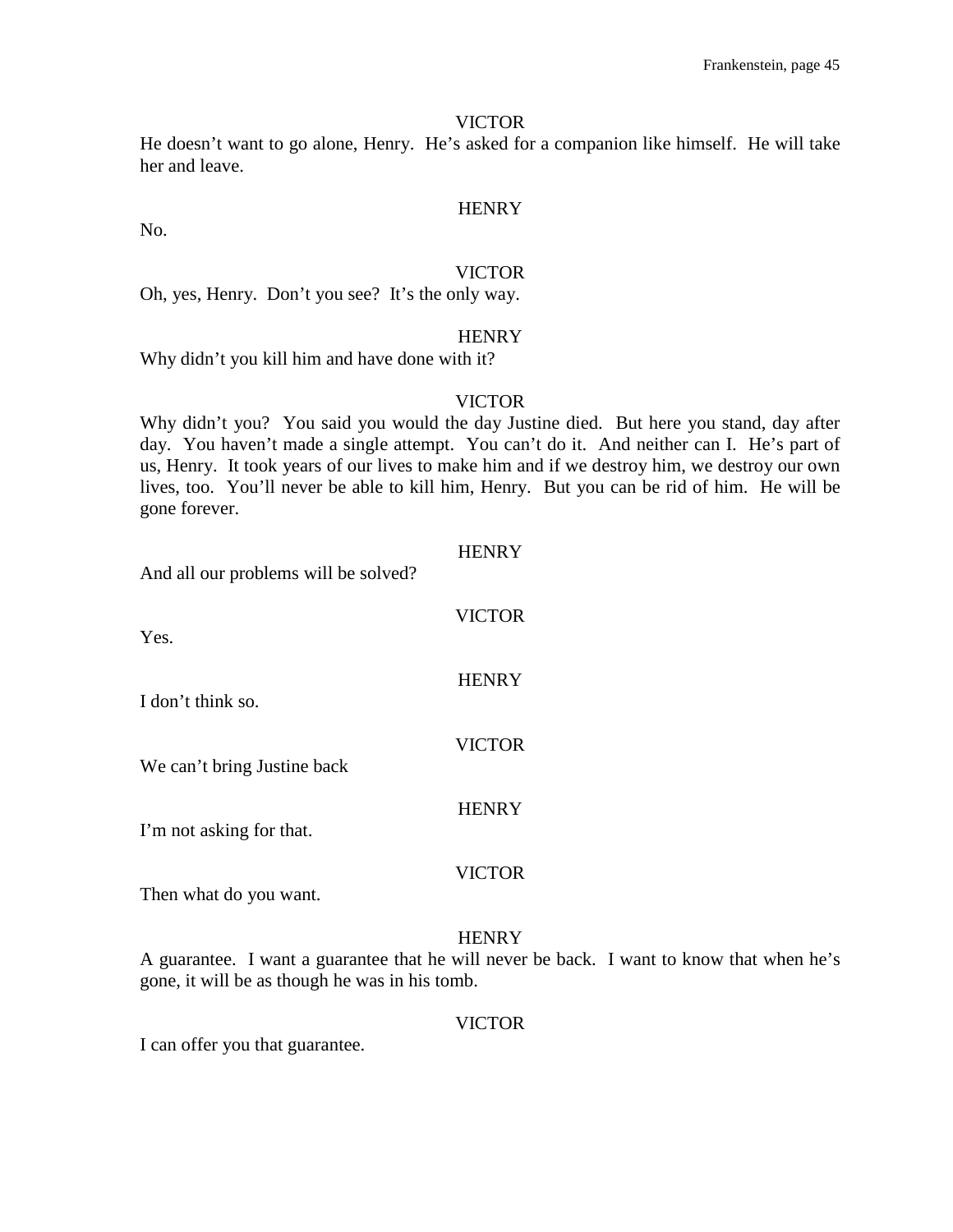VICTOR

He doesn't want to go alone, Henry. He's asked for a companion like himself. He will take her and leave.

HENRY

No.

VICTOR

Oh, yes, Henry. Don't you see? It's the only way.

HENRY

Why didn't you kill him and have done with it?

VICTOR

Why didn't you? You said you would the day Justine died. But here you stand, day after day. You haven't made a single attempt. You can't do it. And neither can I. He's part of us, Henry. It took years of our lives to make him and if we destroy him, we destroy our own lives, too. You'll never be able to kill him, Henry. But you can be rid of him. He will be gone forever.

HENRY

And all our problems will be solved?

VICTOR

Yes.

HENRY

I don't think so.

VICTOR

We can't bring Justine back

HENRY

I'm not asking for that.

VICTOR

Then what do you want.

HENRY

A guarantee. I want a guarantee that he will never be back. I want to know that when he's gone, it will be as though he was in his tomb.

VICTOR

I can offer you that guarantee.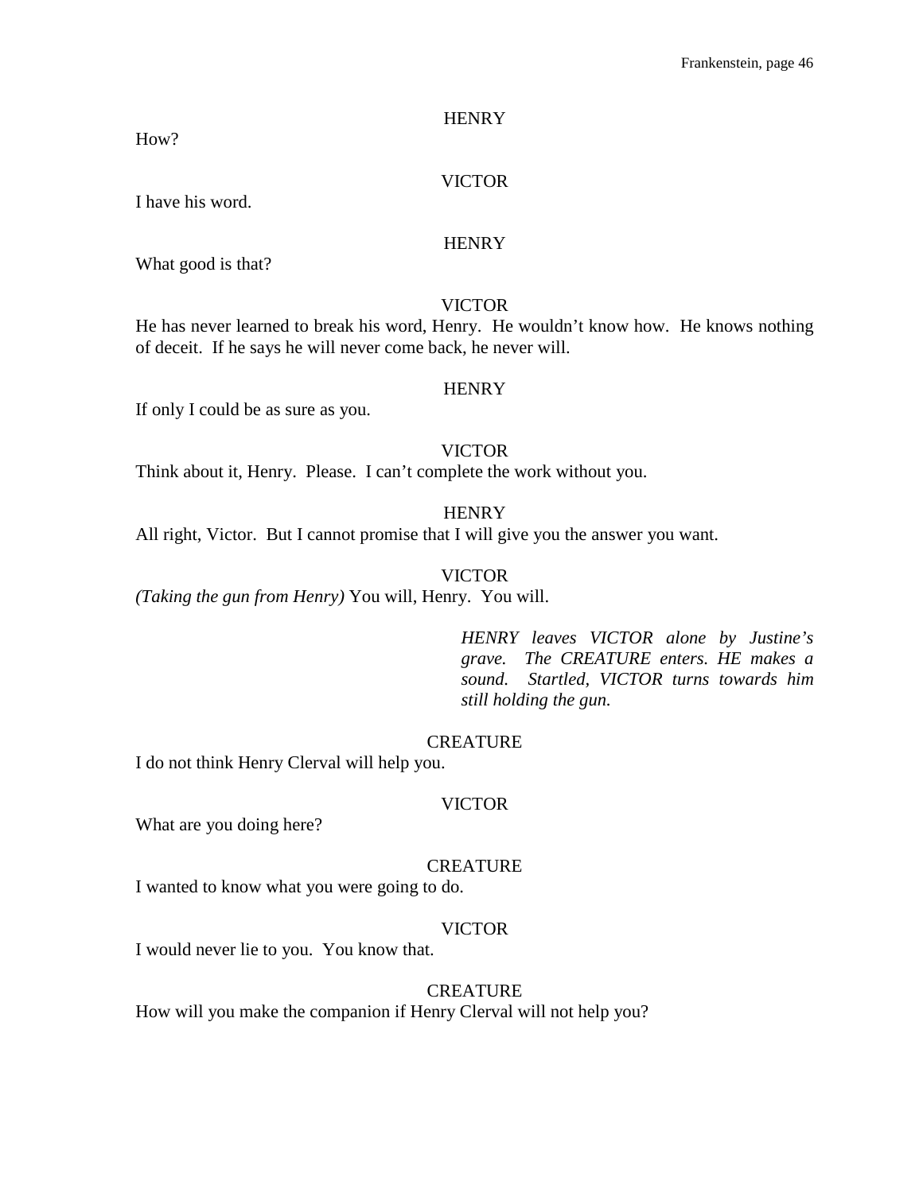HENRY

How?

VICTOR

I have his word.

HENRY

What good is that?

VICTOR

He has never learned to break his word, Henry. He wouldn't know how. He knows nothing of deceit. If he says he will never come back, he never will.

HENRY

If only I could be as sure as you.

VICTOR

Think about it, Henry. Please. I can't complete the work without you.

HENRY

All right, Victor. But I cannot promise that I will give you the answer you want.

VICTOR

*(Taking the gun from Henry)* You will, Henry. You will.

*HENRY leaves VICTOR alone by Justine's grave. The CREATURE enters. HE makes a sound. Startled, VICTOR turns towards him still holding the gun.*

CREATURE

I do not think Henry Clerval will help you.

VICTOR

What are you doing here?

CREATURE

I wanted to know what you were going to do.

VICTOR

I would never lie to you. You know that.

CREATURE

How will you make the companion if Henry Clerval will not help you?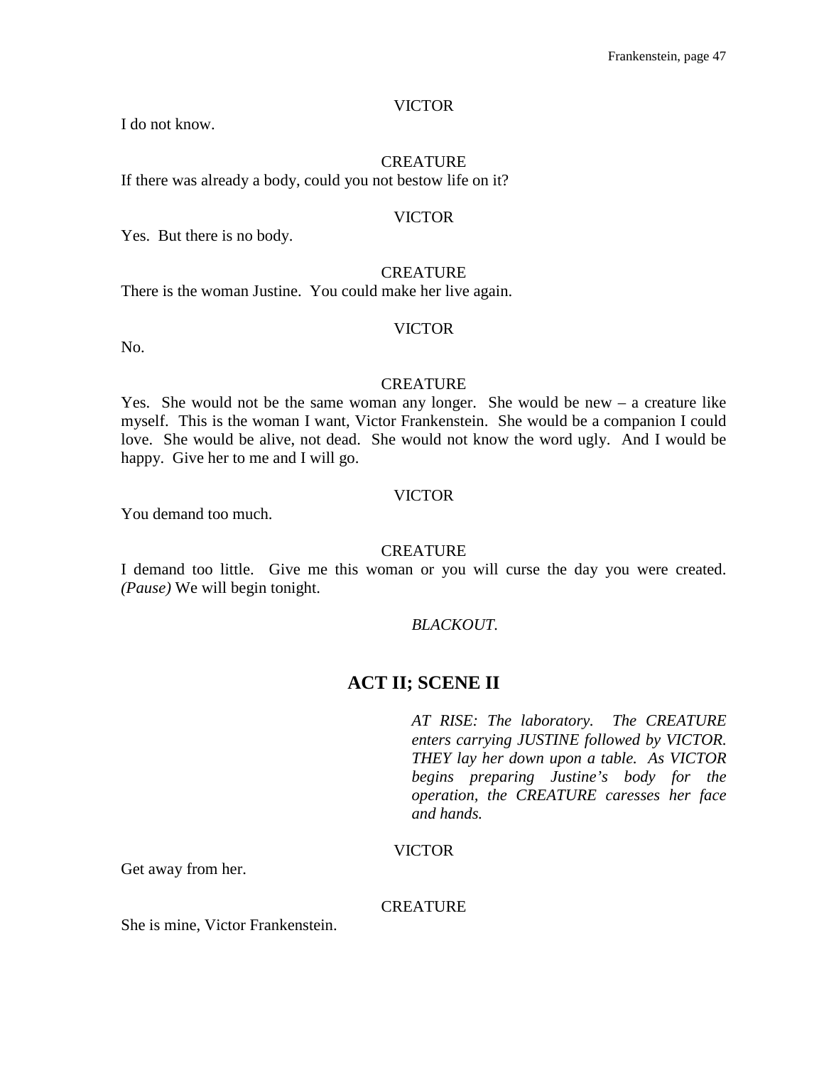VICTOR

I do not know.

CREATURE

If there was already a body, could you not bestow life on it?

VICTOR

Yes. But there is no body.

CREATURE

There is the woman Justine. You could make her live again.

VICTOR

No.

CREATURE

Yes. She would not be the same woman any longer. She would be new – a creature like myself. This is the woman I want, Victor Frankenstein. She would be a companion I could love. She would be alive, not dead. She would not know the word ugly. And I would be happy. Give her to me and I will go.

VICTOR

You demand too much.

CREATURE

I demand too little. Give me this woman or you will curse the day you were created. *(Pause)* We will begin tonight.

*BLACKOUT.*

## ACT II; SCENE II

*AT RISE: The laboratory. The CREATURE enters carrying JUSTINE followed by VICTOR. THEY lay her down upon a table. As VICTOR begins preparing Justine's body for the operation, the CREATURE caresses her face and hands.*

VICTOR

Get away from her.

CREATURE

She is mine, Victor Frankenstein.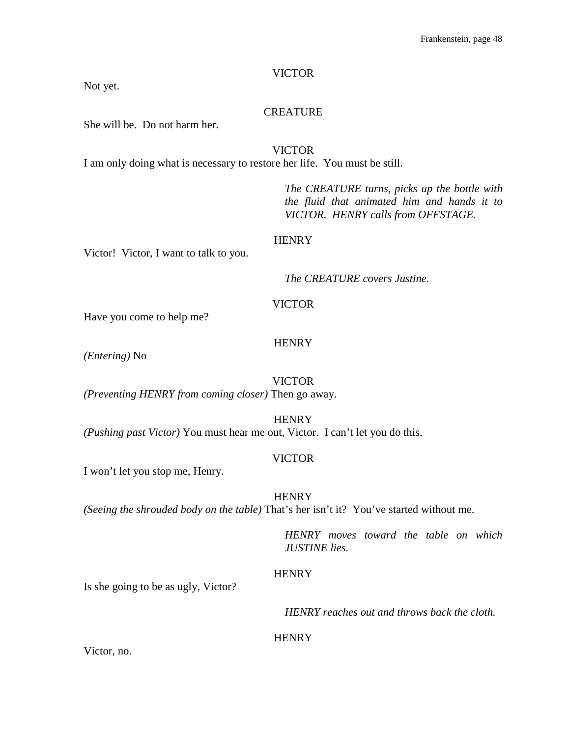VICTOR

Not yet.

CREATURE

She will be. Do not harm her.

VICTOR

I am only doing what is necessary to restore her life. You must be still.

*The CREATURE turns, picks up the bottle with the fluid that animated him and hands it to VICTOR. HENRY calls from OFFSTAGE.*

HENRY

Victor! Victor, I want to talk to you.

*The CREATURE covers Justine.*

VICTOR

Have you come to help me?

HENRY

*(Entering)* No

VICTOR

*(Preventing HENRY from coming closer)* Then go away.

HENRY

*(Pushing past Victor)* You must hear me out, Victor. I can't let you do this.

VICTOR

I won't let you stop me, Henry.

HENRY

*(Seeing the shrouded body on the table)* That's her isn't it? You've started without me.

*HENRY moves toward the table on which JUSTINE lies.*

HENRY

Is she going to be as ugly, Victor?

*HENRY reaches out and throws back the cloth.*

HENRY

Victor, no.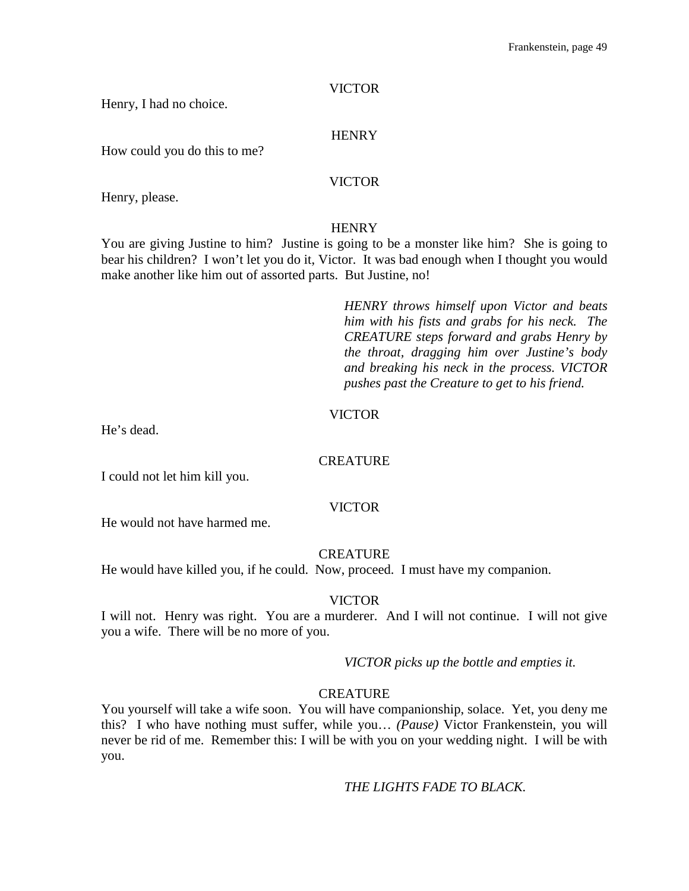VICTOR

Henry, I had no choice.

HENRY

How could you do this to me?

VICTOR

Henry, please.

HENRY

You are giving Justine to him? Justine is going to be a monster like him? She is going to bear his children? I won't let you do it, Victor. It was bad enough when I thought you would make another like him out of assorted parts. But Justine, no!

*HENRY throws himself upon Victor and beats him with his fists and grabs for his neck. The CREATURE steps forward and grabs Henry by the throat, dragging him over Justine's body and breaking his neck in the process. VICTOR pushes past the Creature to get to his friend.*

VICTOR

He's dead.

CREATURE

I could not let him kill you.

VICTOR

He would not have harmed me.

CREATURE

He would have killed you, if he could. Now, proceed. I must have my companion.

VICTOR

I will not. Henry was right. You are a murderer. And I will not continue. I will not give you a wife. There will be no more of you.

*VICTOR picks up the bottle and empties it.*

CREATURE

You yourself will take a wife soon. You will have companionship, solace. Yet, you deny me this? I who have nothing must suffer, while you… *(Pause)* Victor Frankenstein, you will never be rid of me. Remember this: I will be with you on your wedding night. I will be with you.

*THE LIGHTS FADE TO BLACK.*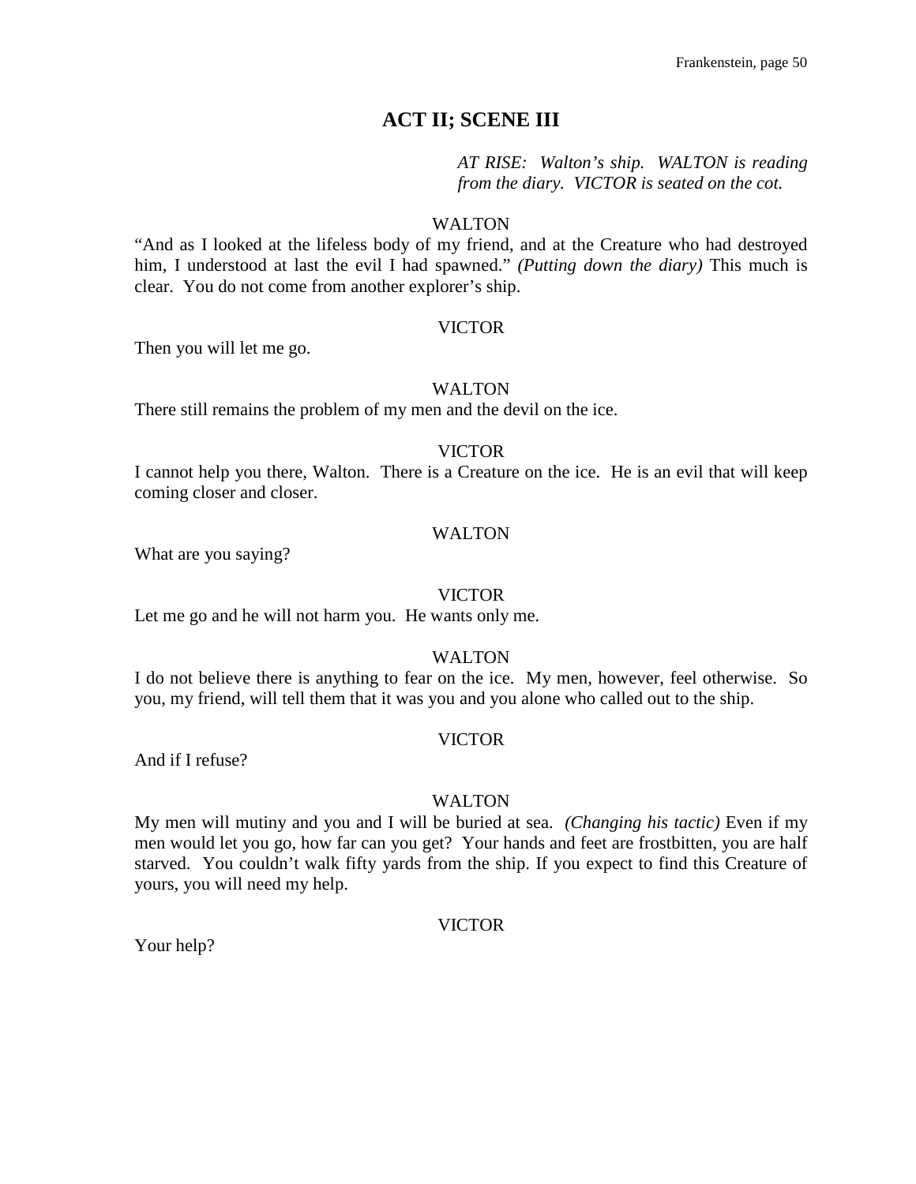## ACT II; SCENE III

*AT RISE: Walton's ship. WALTON is reading from the diary. VICTOR is seated on the cot.*

WALTON

"And as I looked at the lifeless body of my friend, and at the Creature who had destroyed him, I understood at last the evil I had spawned." *(Putting down the diary)* This much is clear. You do not come from another explorer's ship.

VICTOR

Then you will let me go.

WALTON

There still remains the problem of my men and the devil on the ice.

VICTOR

I cannot help you there, Walton. There is a Creature on the ice. He is an evil that will keep coming closer and closer.

WALTON

What are you saying?

VICTOR

Let me go and he will not harm you. He wants only me.

WALTON

I do not believe there is anything to fear on the ice. My men, however, feel otherwise. So you, my friend, will tell them that it was you and you alone who called out to the ship.

VICTOR

And if I refuse?

WALTON

My men will mutiny and you and I will be buried at sea. *(Changing his tactic)* Even if my men would let you go, how far can you get? Your hands and feet are frostbitten, you are half starved. You couldn't walk fifty yards from the ship. If you expect to find this Creature of yours, you will need my help.

VICTOR

Your help?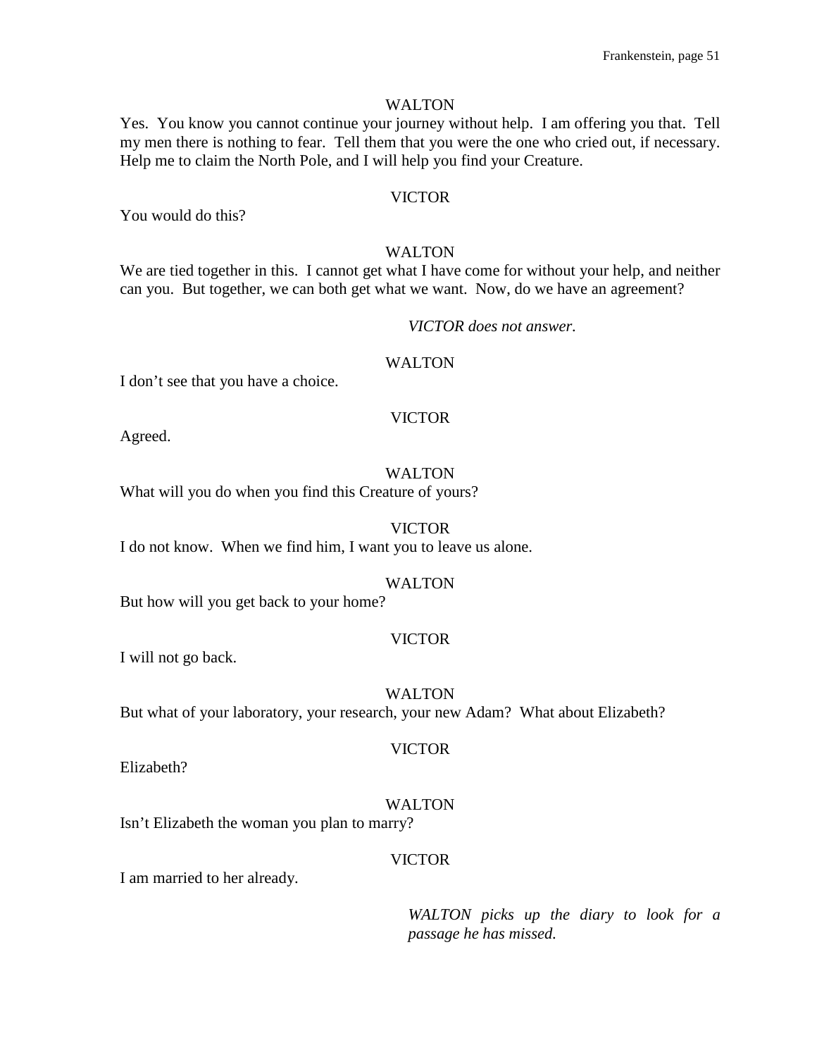WALTON

Yes. You know you cannot continue your journey without help. I am offering you that. Tell my men there is nothing to fear. Tell them that you were the one who cried out, if necessary. Help me to claim the North Pole, and I will help you find your Creature.

VICTOR

You would do this?

WALTON

We are tied together in this. I cannot get what I have come for without your help, and neither can you. But together, we can both get what we want. Now, do we have an agreement?

*VICTOR does not answer.*

WALTON

I don't see that you have a choice.

VICTOR

Agreed.

WALTON

What will you do when you find this Creature of yours?

VICTOR

I do not know. When we find him, I want you to leave us alone.

WALTON

But how will you get back to your home?

VICTOR

I will not go back.

WALTON

But what of your laboratory, your research, your new Adam? What about Elizabeth?

VICTOR

Elizabeth?

WALTON

Isn't Elizabeth the woman you plan to marry?

VICTOR

I am married to her already.

*WALTON picks up the diary to look for a passage he has missed.*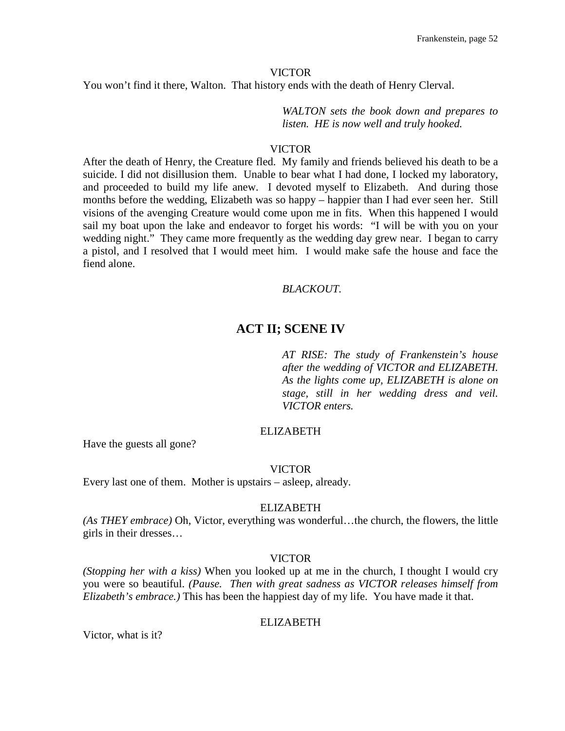VICTOR

You won't find it there, Walton. That history ends with the death of Henry Clerval.

*WALTON sets the book down and prepares to listen. HE is now well and truly hooked.*

VICTOR

After the death of Henry, the Creature fled. My family and friends believed his death to be a suicide. I did not disillusion them. Unable to bear what I had done, I locked my laboratory, and proceeded to build my life anew. I devoted myself to Elizabeth. And during those months before the wedding, Elizabeth was so happy – happier than I had ever seen her. Still visions of the avenging Creature would come upon me in fits. When this happened I would sail my boat upon the lake and endeavor to forget his words: "I will be with you on your wedding night." They came more frequently as the wedding day grew near. I began to carry a pistol, and I resolved that I would meet him. I would make safe the house and face the fiend alone.

*BLACKOUT.*

## ACT II; SCENE IV

*AT RISE: The study of Frankenstein's house after the wedding of VICTOR and ELIZABETH. As the lights come up, ELIZABETH is alone on stage, still in her wedding dress and veil. VICTOR enters.*

ELIZABETH

Have the guests all gone?

VICTOR

Every last one of them. Mother is upstairs – asleep, already.

ELIZABETH

*(As THEY embrace)* Oh, Victor, everything was wonderful…the church, the flowers, the little girls in their dresses…

VICTOR

*(Stopping her with a kiss)* When you looked up at me in the church, I thought I would cry you were so beautiful. *(Pause. Then with great sadness as VICTOR releases himself from Elizabeth's embrace.)* This has been the happiest day of my life. You have made it that.

ELIZABETH

Victor, what is it?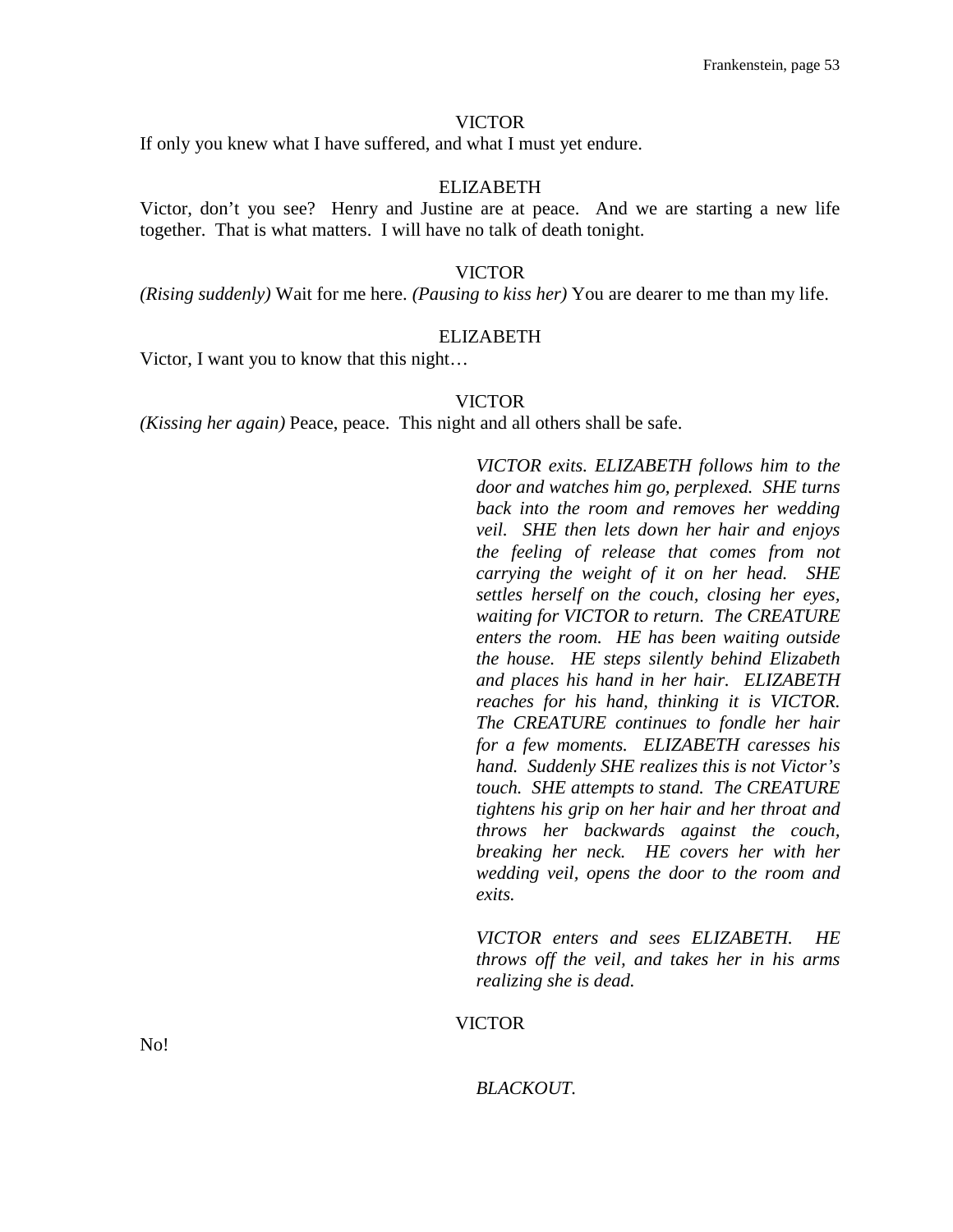VICTOR

If only you knew what I have suffered, and what I must yet endure.

ELIZABETH

Victor, don't you see? Henry and Justine are at peace. And we are starting a new life together. That is what matters. I will have no talk of death tonight.

VICTOR

*(Rising suddenly)* Wait for me here. *(Pausing to kiss her)* You are dearer to me than my life.

ELIZABETH

Victor, I want you to know that this night…

VICTOR

*(Kissing her again)* Peace, peace. This night and all others shall be safe.

*VICTOR exits. ELIZABETH follows him to the door and watches him go, perplexed. SHE turns back into the room and removes her wedding veil. SHE then lets down her hair and enjoys the feeling of release that comes from not carrying the weight of it on her head. SHE settles herself on the couch, closing her eyes, waiting for VICTOR to return. The CREATURE enters the room. HE has been waiting outside the house. HE steps silently behind Elizabeth and places his hand in her hair. ELIZABETH reaches for his hand, thinking it is VICTOR. The CREATURE continues to fondle her hair for a few moments. ELIZABETH caresses his hand. Suddenly SHE realizes this is not Victor's touch. SHE attempts to stand. The CREATURE tightens his grip on her hair and her throat and throws her backwards against the couch, breaking her neck. HE covers her with her wedding veil, opens the door to the room and exits.*

*VICTOR enters and sees ELIZABETH. HE throws off the veil, and takes her in his arms realizing she is dead.*

VICTOR

No!

*BLACKOUT.*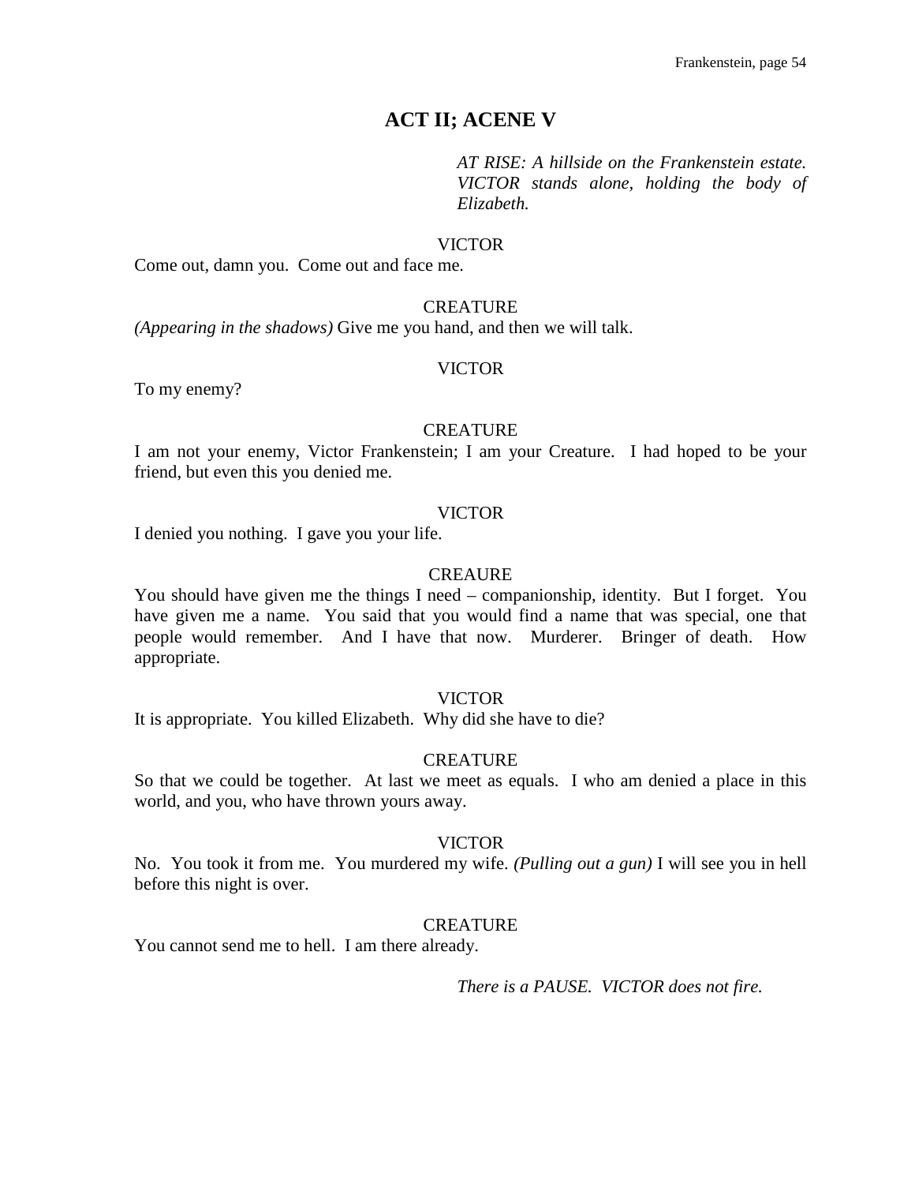## ACT II; ACENE V

*AT RISE: A hillside on the Frankenstein estate. VICTOR stands alone, holding the body of Elizabeth.*

VICTOR

Come out, damn you. Come out and face me.

CREATURE

*(Appearing in the shadows)* Give me you hand, and then we will talk.

VICTOR

To my enemy?

CREATURE

I am not your enemy, Victor Frankenstein; I am your Creature. I had hoped to be your friend, but even this you denied me.

VICTOR

I denied you nothing. I gave you your life.

CREAURE

You should have given me the things I need – companionship, identity. But I forget. You have given me a name. You said that you would find a name that was special, one that people would remember. And I have that now. Murderer. Bringer of death. How appropriate.

VICTOR

It is appropriate. You killed Elizabeth. Why did she have to die?

CREATURE

So that we could be together. At last we meet as equals. I who am denied a place in this world, and you, who have thrown yours away.

VICTOR

No. You took it from me. You murdered my wife. *(Pulling out a gun)* I will see you in hell before this night is over.

CREATURE

You cannot send me to hell. I am there already.

*There is a PAUSE. VICTOR does not fire.*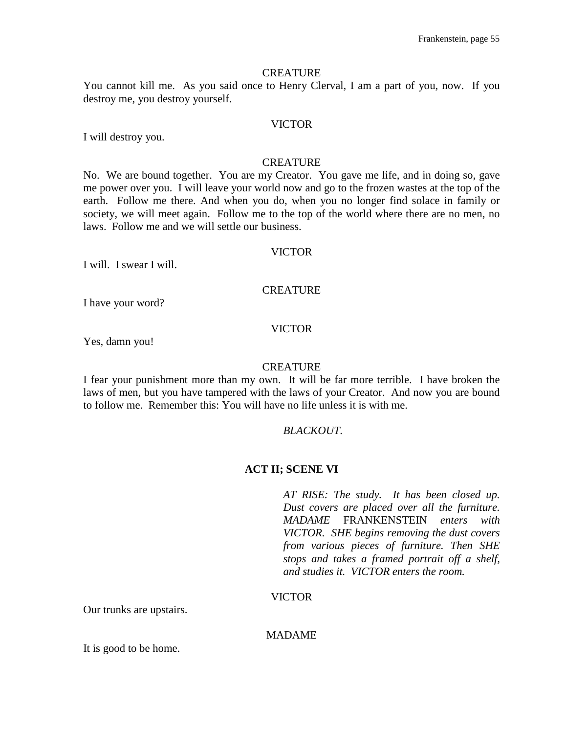CREATURE

You cannot kill me. As you said once to Henry Clerval, I am a part of you, now. If you destroy me, you destroy yourself.

VICTOR

I will destroy you.

CREATURE

No. We are bound together. You are my Creator. You gave me life, and in doing so, gave me power over you. I will leave your world now and go to the frozen wastes at the top of the earth. Follow me there. And when you do, when you no longer find solace in family or society, we will meet again. Follow me to the top of the world where there are no men, no laws. Follow me and we will settle our business.

VICTOR

I will. I swear I will.

CREATURE

I have your word?

VICTOR

Yes, damn you!

CREATURE

I fear your punishment more than my own. It will be far more terrible. I have broken the laws of men, but you have tampered with the laws of your Creator. And now you are bound to follow me. Remember this: You will have no life unless it is with me.

*BLACKOUT.*

**ACT II; SCENE VI**

*AT RISE: The study. It has been closed up. Dust covers are placed over all the furniture. MADAME* FRANKENSTEIN *enters with VICTOR. SHE begins removing the dust covers from various pieces of furniture. Then SHE stops and takes a framed portrait off a shelf, and studies it. VICTOR enters the room.*

VICTOR

Our trunks are upstairs.

MADAME

It is good to be home.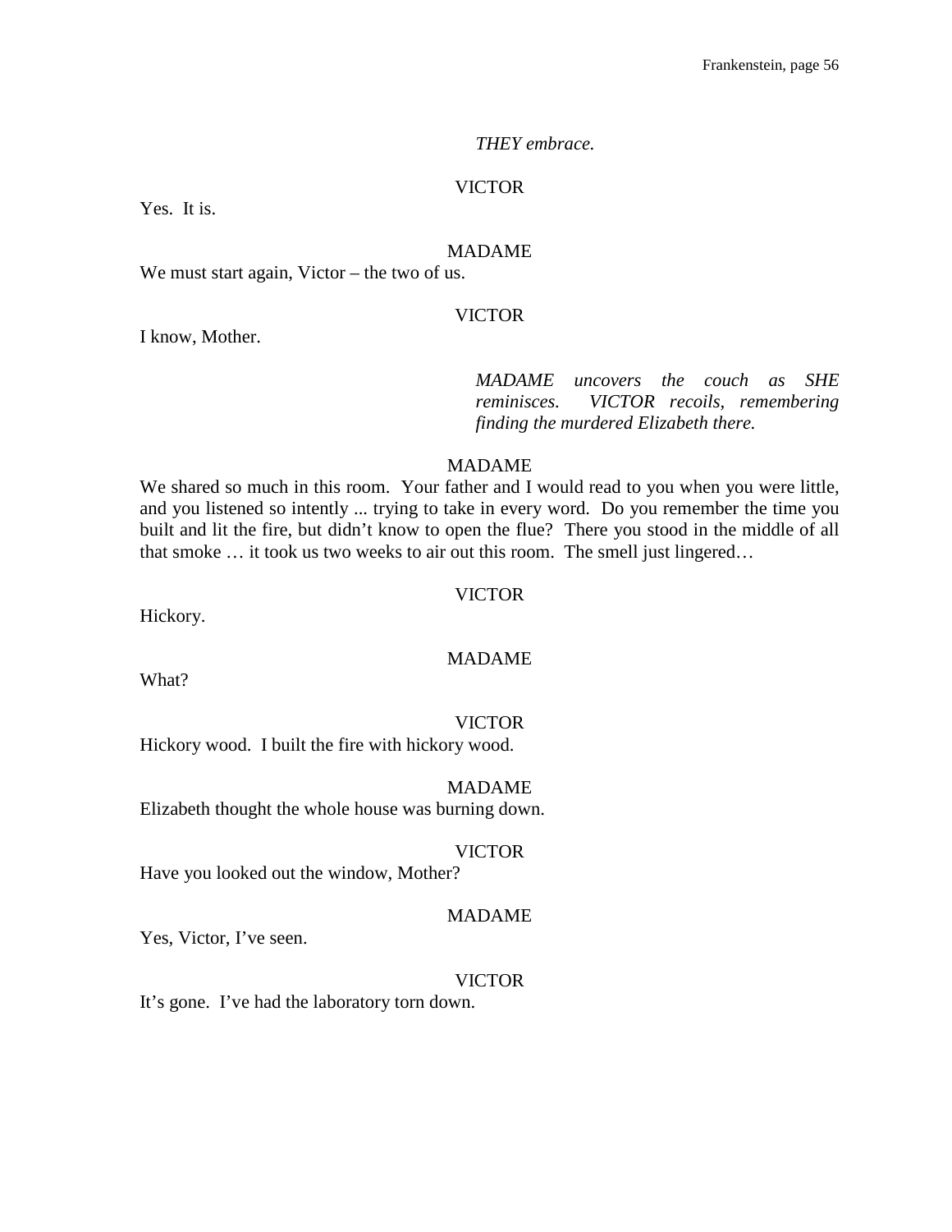*THEY embrace.*

VICTOR

Yes. It is.

MADAME

We must start again, Victor – the two of us.

VICTOR

I know, Mother.

*MADAME uncovers the couch as SHE reminisces. VICTOR recoils, remembering finding the murdered Elizabeth there.*

MADAME

We shared so much in this room. Your father and I would read to you when you were little, and you listened so intently ... trying to take in every word. Do you remember the time you built and lit the fire, but didn't know to open the flue? There you stood in the middle of all that smoke … it took us two weeks to air out this room. The smell just lingered…

VICTOR

Hickory.

MADAME

What?

VICTOR

Hickory wood. I built the fire with hickory wood.

MADAME

Elizabeth thought the whole house was burning down.

VICTOR

Have you looked out the window, Mother?

MADAME

Yes, Victor, I've seen.

VICTOR

It's gone. I've had the laboratory torn down.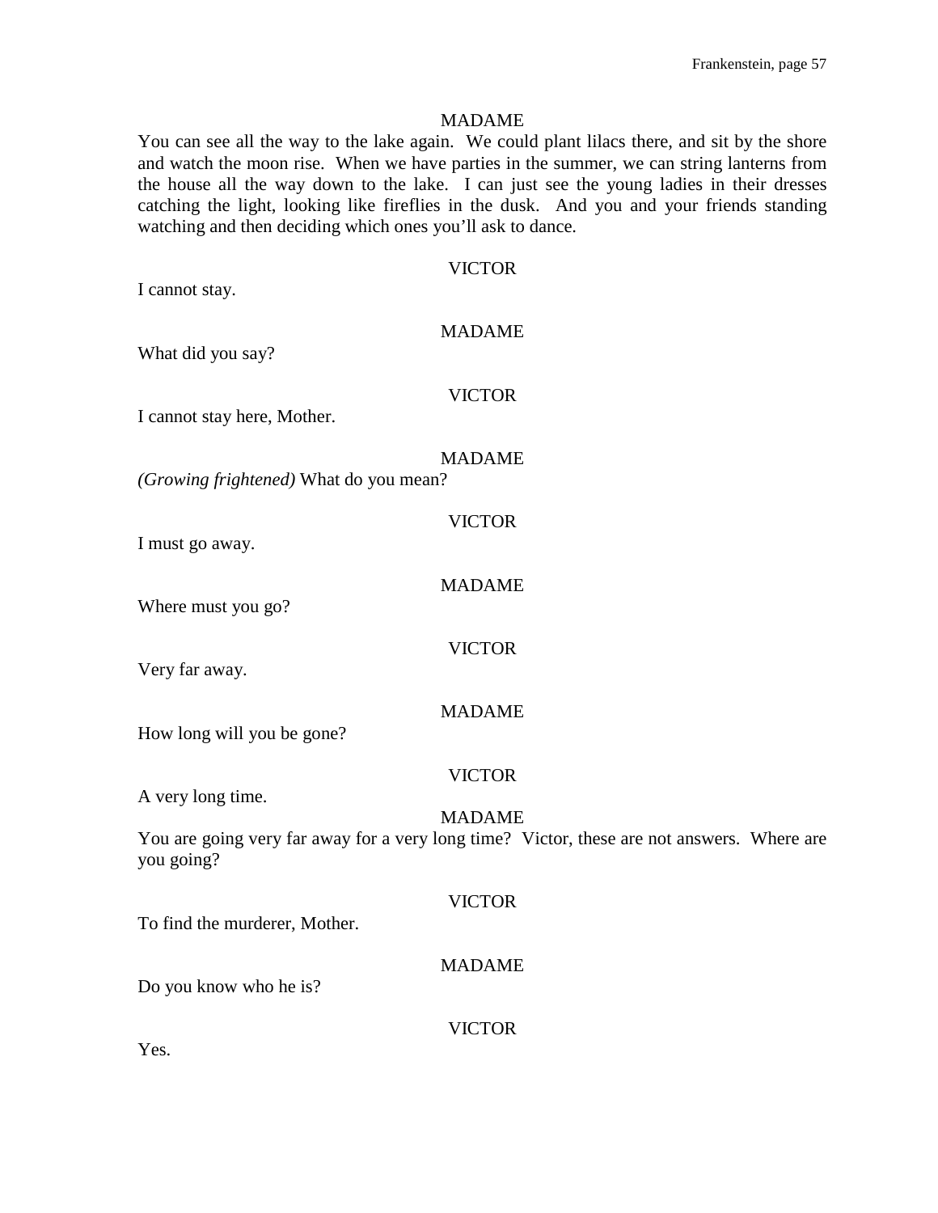MADAME

You can see all the way to the lake again. We could plant lilacs there, and sit by the shore and watch the moon rise. When we have parties in the summer, we can string lanterns from the house all the way down to the lake. I can just see the young ladies in their dresses catching the light, looking like fireflies in the dusk. And you and your friends standing watching and then deciding which ones you'll ask to dance.

VICTOR

I cannot stay.

MADAME

What did you say?

VICTOR

I cannot stay here, Mother.

MADAME

*(Growing frightened)* What do you mean?

VICTOR

I must go away.

MADAME

Where must you go?

VICTOR

Very far away.

MADAME

How long will you be gone?

VICTOR

A very long time.

MADAME

You are going very far away for a very long time? Victor, these are not answers. Where are you going?

VICTOR

To find the murderer, Mother.

MADAME

Do you know who he is?

VICTOR

Yes.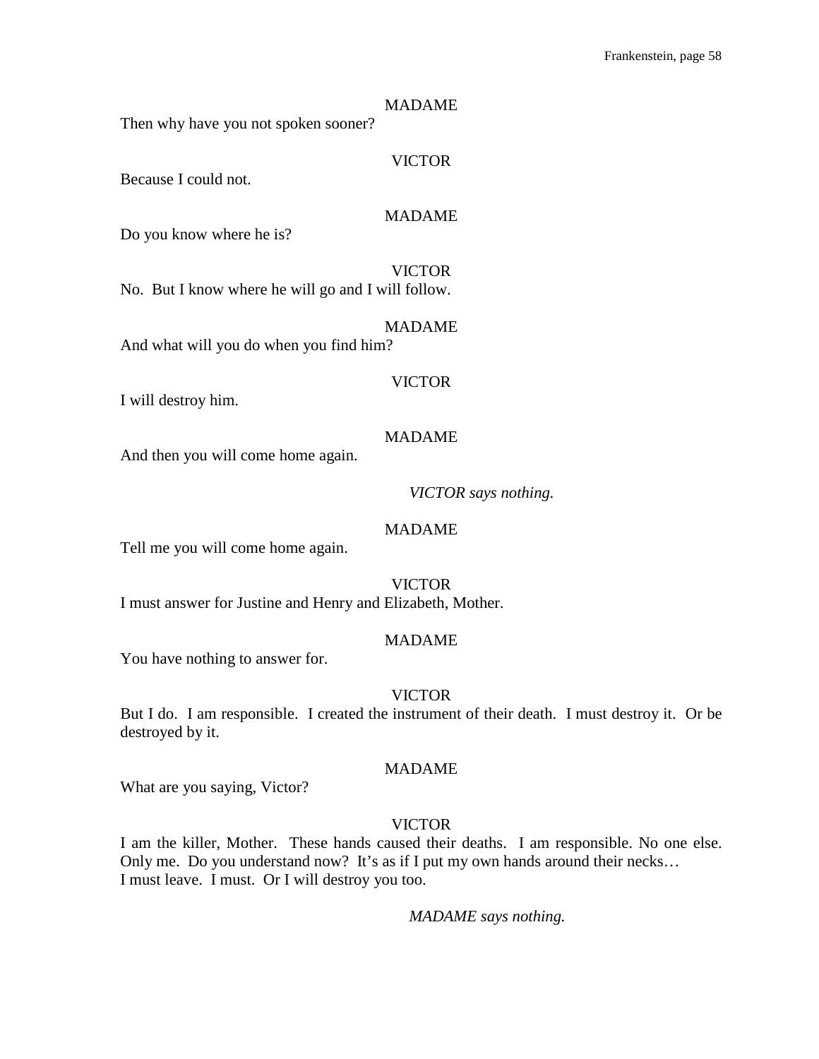MADAME

Then why have you not spoken sooner?

VICTOR

Because I could not.

MADAME

Do you know where he is?

VICTOR

No. But I know where he will go and I will follow.

MADAME

And what will you do when you find him?

VICTOR

I will destroy him.

MADAME

And then you will come home again.

*VICTOR says nothing.*

MADAME

Tell me you will come home again.

VICTOR

I must answer for Justine and Henry and Elizabeth, Mother.

MADAME

You have nothing to answer for.

VICTOR

But I do. I am responsible. I created the instrument of their death. I must destroy it. Or be destroyed by it.

MADAME

What are you saying, Victor?

VICTOR

I am the killer, Mother. These hands caused their deaths. I am responsible. No one else. Only me. Do you understand now? It's as if I put my own hands around their necks…
I must leave. I must. Or I will destroy you too.

*MADAME says nothing.*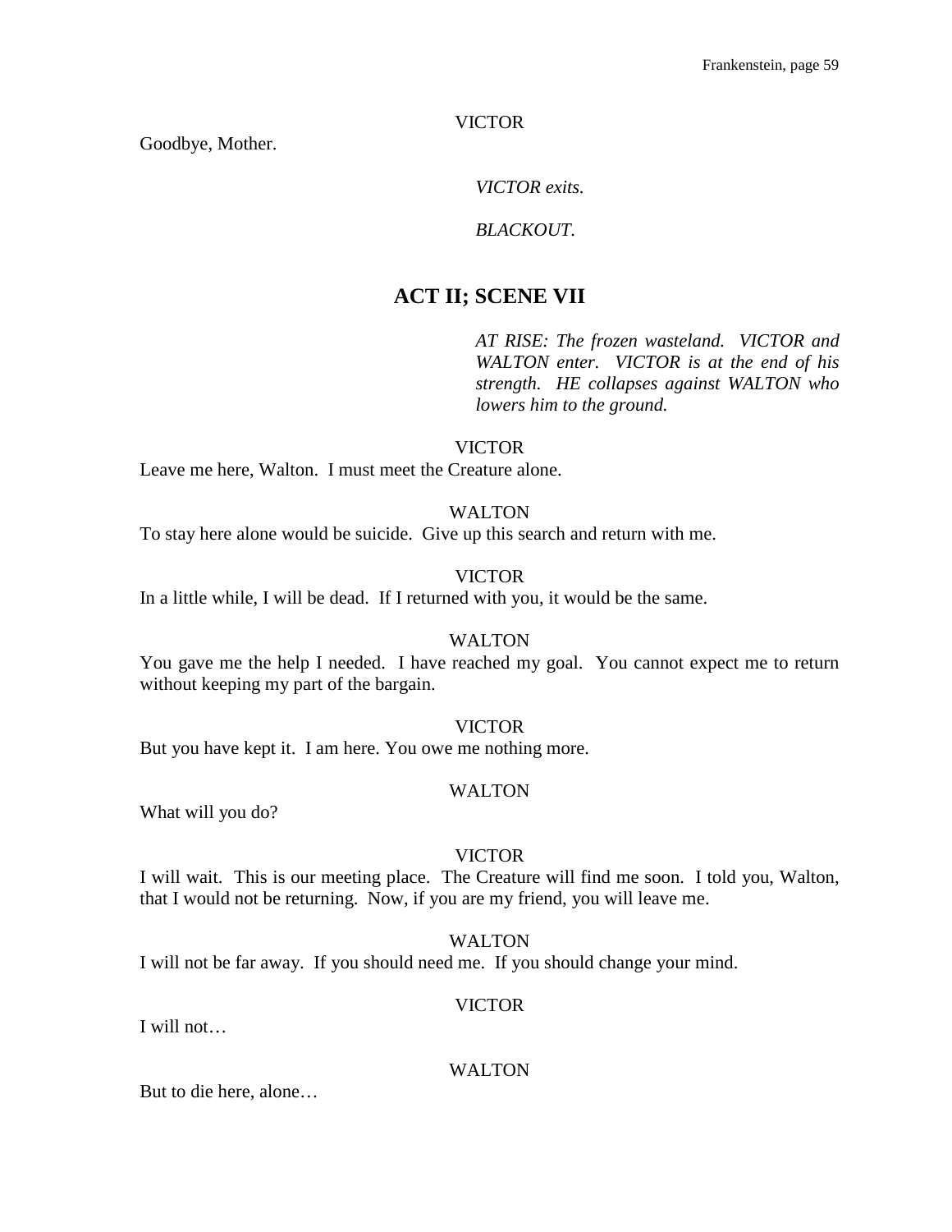VICTOR

Goodbye, Mother.

*VICTOR exits.*

*BLACKOUT.*

## ACT II; SCENE VII

*AT RISE: The frozen wasteland. VICTOR and WALTON enter. VICTOR is at the end of his strength. HE collapses against WALTON who lowers him to the ground.*

VICTOR

Leave me here, Walton. I must meet the Creature alone.

WALTON

To stay here alone would be suicide. Give up this search and return with me.

VICTOR

In a little while, I will be dead. If I returned with you, it would be the same.

WALTON

You gave me the help I needed. I have reached my goal. You cannot expect me to return without keeping my part of the bargain.

VICTOR

But you have kept it. I am here. You owe me nothing more.

WALTON

What will you do?

VICTOR

I will wait. This is our meeting place. The Creature will find me soon. I told you, Walton, that I would not be returning. Now, if you are my friend, you will leave me.

WALTON

I will not be far away. If you should need me. If you should change your mind.

VICTOR

I will not…

WALTON

But to die here, alone…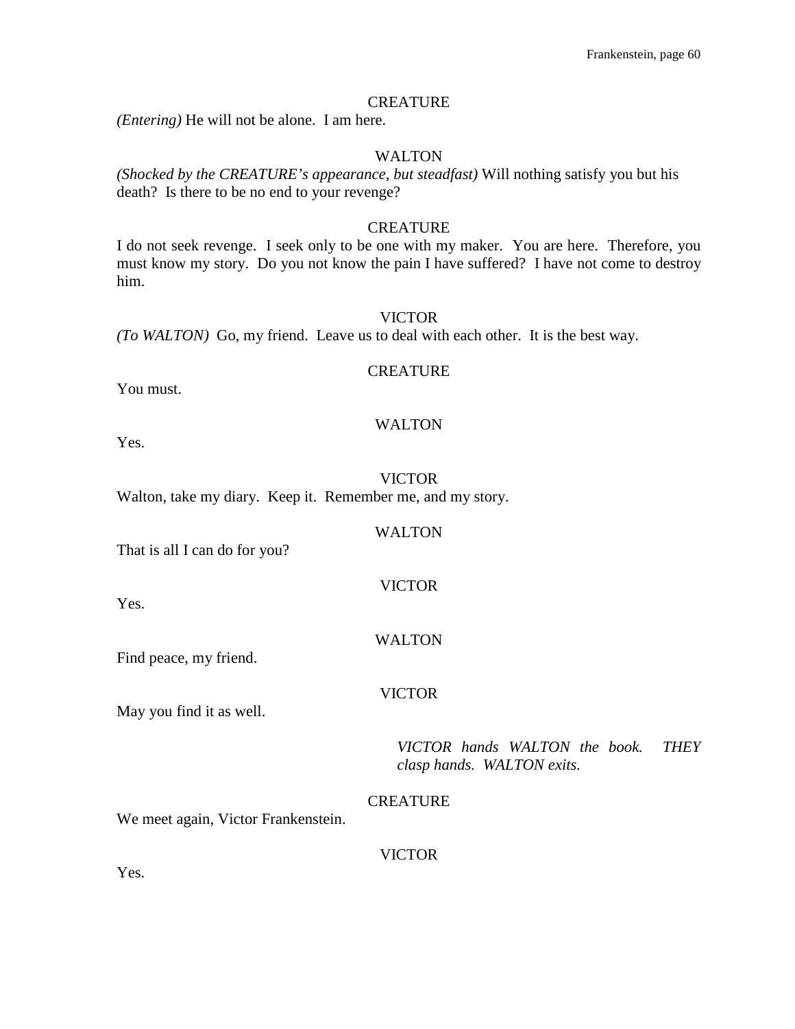CREATURE

*(Entering)* He will not be alone. I am here.

WALTON

*(Shocked by the CREATURE's appearance, but steadfast)* Will nothing satisfy you but his death? Is there to be no end to your revenge?

CREATURE

I do not seek revenge. I seek only to be one with my maker. You are here. Therefore, you must know my story. Do you not know the pain I have suffered? I have not come to destroy him.

VICTOR

*(To WALTON)* Go, my friend. Leave us to deal with each other. It is the best way.

CREATURE

You must.

WALTON

Yes.

VICTOR

Walton, take my diary. Keep it. Remember me, and my story.

WALTON

That is all I can do for you?

VICTOR

Yes.

WALTON

Find peace, my friend.

VICTOR

May you find it as well.

*VICTOR hands WALTON the book. THEY clasp hands. WALTON exits.*

CREATURE

We meet again, Victor Frankenstein.

VICTOR

Yes.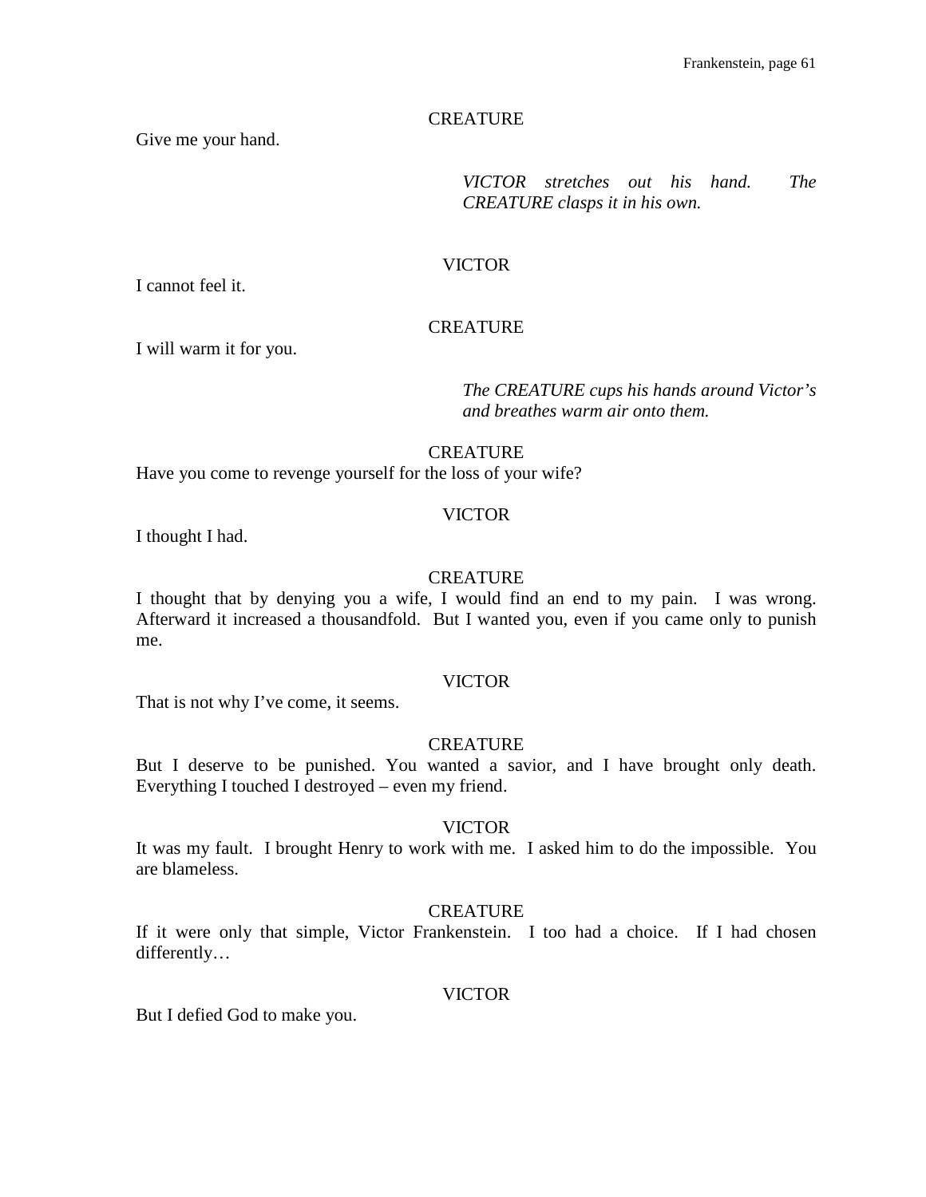CREATURE

Give me your hand.

*VICTOR stretches out his hand. The CREATURE clasps it in his own.*

VICTOR

I cannot feel it.

CREATURE

I will warm it for you.

*The CREATURE cups his hands around Victor's and breathes warm air onto them.*

CREATURE

Have you come to revenge yourself for the loss of your wife?

VICTOR

I thought I had.

CREATURE

I thought that by denying you a wife, I would find an end to my pain. I was wrong. Afterward it increased a thousandfold. But I wanted you, even if you came only to punish me.

VICTOR

That is not why I've come, it seems.

CREATURE

But I deserve to be punished. You wanted a savior, and I have brought only death. Everything I touched I destroyed – even my friend.

VICTOR

It was my fault. I brought Henry to work with me. I asked him to do the impossible. You are blameless.

CREATURE

If it were only that simple, Victor Frankenstein. I too had a choice. If I had chosen differently…

VICTOR

But I defied God to make you.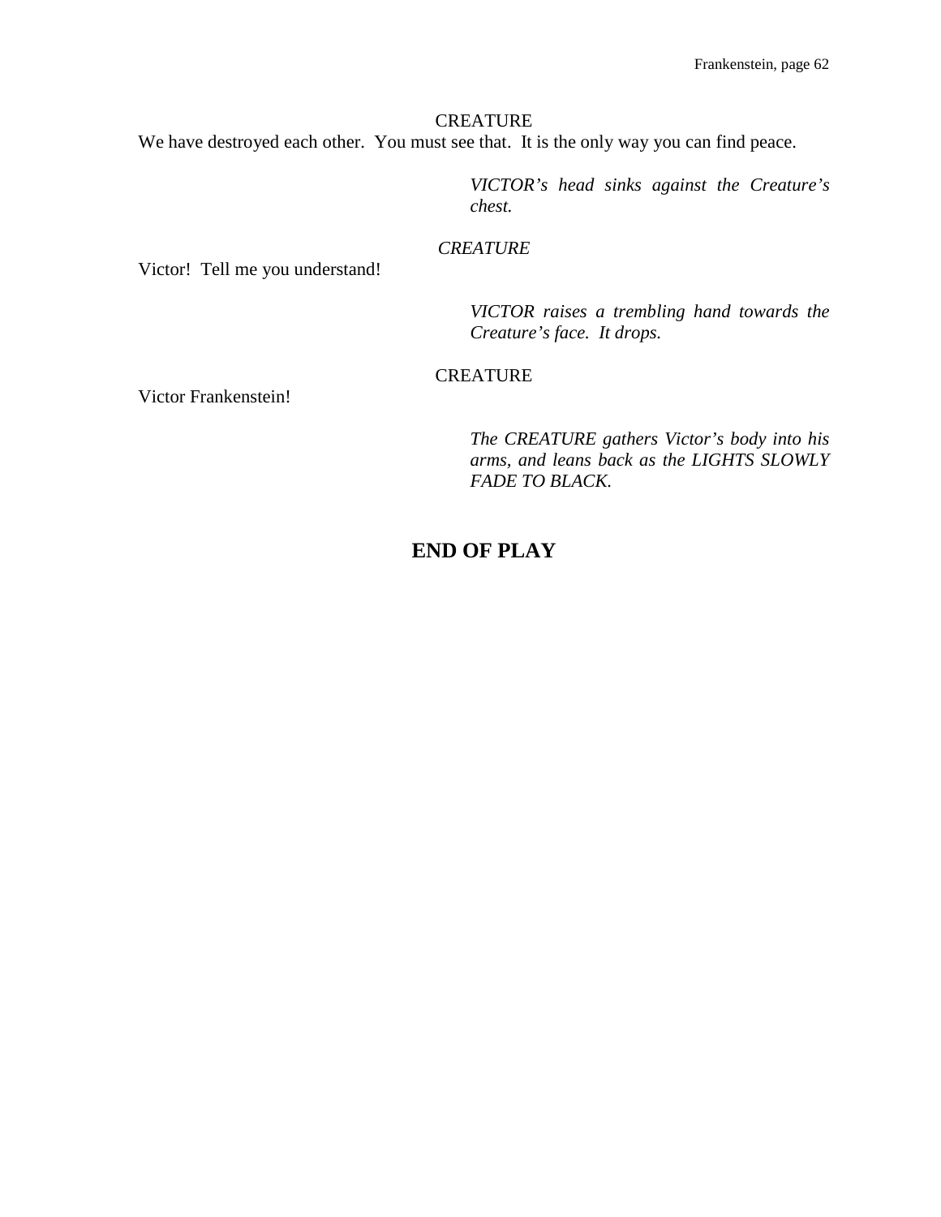CREATURE

We have destroyed each other. You must see that. It is the only way you can find peace.

*VICTOR's head sinks against the Creature's chest.*

*CREATURE*

Victor! Tell me you understand!

*VICTOR raises a trembling hand towards the Creature's face. It drops.*

CREATURE

Victor Frankenstein!

*The CREATURE gathers Victor's body into his arms, and leans back as the LIGHTS SLOWLY FADE TO BLACK.*

**END OF PLAY**